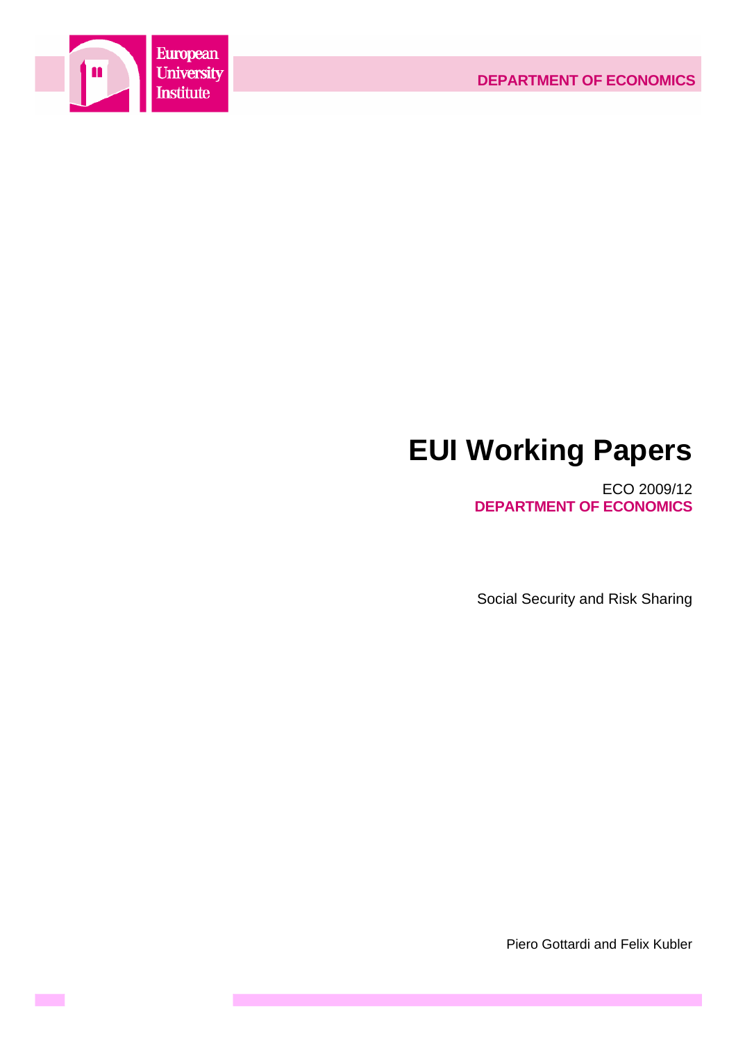European University Institute

**DEPARTMENT OF ECONOMICS**

# EUI Working Papers

ECO 2009/12
**DEPARTMENT OF ECONOMICS**

Social Security and Risk Sharing

Piero Gottardi and Felix Kubler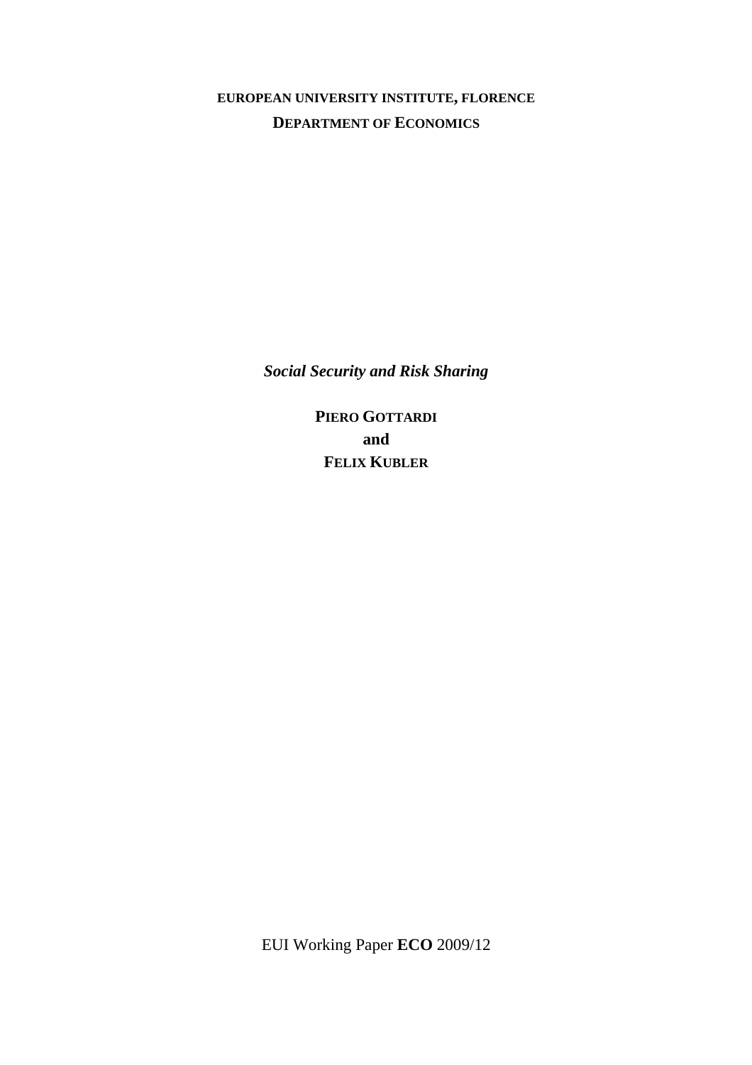**EUROPEAN UNIVERSITY INSTITUTE, FLORENCE**

**DEPARTMENT OF ECONOMICS**

***Social Security and Risk Sharing***

**PIERO GOTTARDI**

**and**

**FELIX KUBLER**

EUI Working Paper **ECO** 2009/12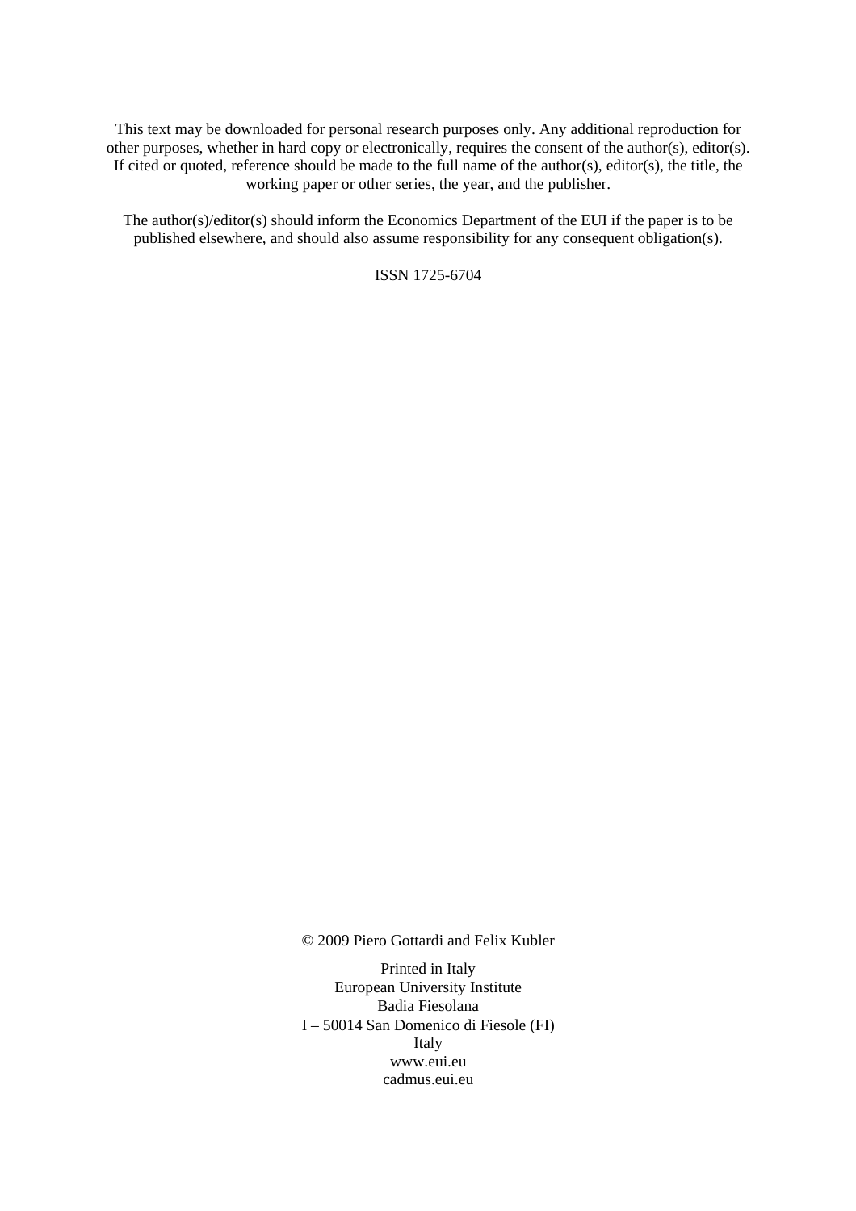This text may be downloaded for personal research purposes only. Any additional reproduction for other purposes, whether in hard copy or electronically, requires the consent of the author(s), editor(s). If cited or quoted, reference should be made to the full name of the author(s), editor(s), the title, the working paper or other series, the year, and the publisher.

The author(s)/editor(s) should inform the Economics Department of the EUI if the paper is to be published elsewhere, and should also assume responsibility for any consequent obligation(s).

ISSN 1725-6704

© 2009 Piero Gottardi and Felix Kubler

Printed in Italy
European University Institute
Badia Fiesolana
I – 50014 San Domenico di Fiesole (FI)
Italy
www.eui.eu
cadmus.eui.eu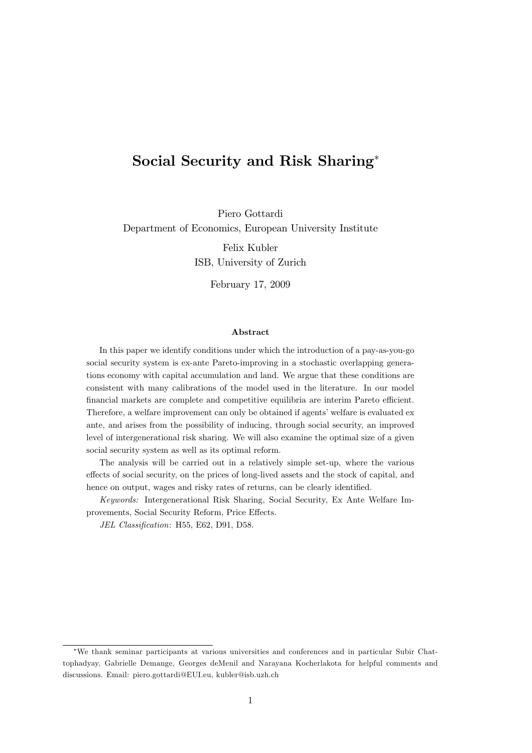# Social Security and Risk Sharing*

Piero Gottardi
Department of Economics, European University Institute

Felix Kubler
ISB, University of Zurich

February 17, 2009

### Abstract

In this paper we identify conditions under which the introduction of a pay-as-you-go social security system is ex-ante Pareto-improving in a stochastic overlapping generations economy with capital accumulation and land. We argue that these conditions are consistent with many calibrations of the model used in the literature. In our model financial markets are complete and competitive equilibria are interim Pareto efficient. Therefore, a welfare improvement can only be obtained if agents' welfare is evaluated ex ante, and arises from the possibility of inducing, through social security, an improved level of intergenerational risk sharing. We will also examine the optimal size of a given social security system as well as its optimal reform.

The analysis will be carried out in a relatively simple set-up, where the various effects of social security, on the prices of long-lived assets and the stock of capital, and hence on output, wages and risky rates of returns, can be clearly identified.

*Keywords:* Intergenerational Risk Sharing, Social Security, Ex Ante Welfare Improvements, Social Security Reform, Price Effects.

*JEL Classification*: H55, E62, D91, D58.

*We thank seminar participants at various universities and conferences and in particular Subir Chattophadyay, Gabrielle Demange, Georges deMenil and Narayana Kocherlakota for helpful comments and discussions. Email: piero.gottardi@EUI.eu, kubler@isb.uzh.ch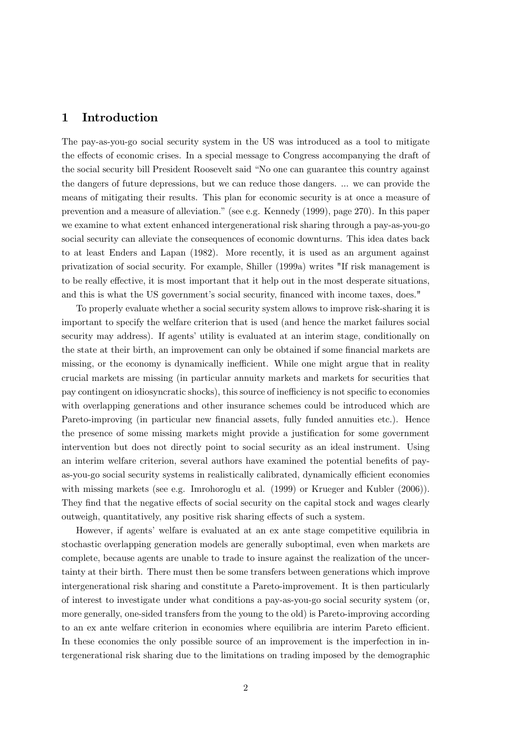# 1 Introduction

The pay-as-you-go social security system in the US was introduced as a tool to mitigate the effects of economic crises. In a special message to Congress accompanying the draft of the social security bill President Roosevelt said "No one can guarantee this country against the dangers of future depressions, but we can reduce those dangers. ... we can provide the means of mitigating their results. This plan for economic security is at once a measure of prevention and a measure of alleviation." (see e.g. Kennedy (1999), page 270). In this paper we examine to what extent enhanced intergenerational risk sharing through a pay-as-you-go social security can alleviate the consequences of economic downturns. This idea dates back to at least Enders and Lapan (1982). More recently, it is used as an argument against privatization of social security. For example, Shiller (1999a) writes "If risk management is to be really effective, it is most important that it help out in the most desperate situations, and this is what the US government's social security, financed with income taxes, does."

To properly evaluate whether a social security system allows to improve risk-sharing it is important to specify the welfare criterion that is used (and hence the market failures social security may address). If agents' utility is evaluated at an interim stage, conditionally on the state at their birth, an improvement can only be obtained if some financial markets are missing, or the economy is dynamically inefficient. While one might argue that in reality crucial markets are missing (in particular annuity markets and markets for securities that pay contingent on idiosyncratic shocks), this source of inefficiency is not specific to economies with overlapping generations and other insurance schemes could be introduced which are Pareto-improving (in particular new financial assets, fully funded annuities etc.). Hence the presence of some missing markets might provide a justification for some government intervention but does not directly point to social security as an ideal instrument. Using an interim welfare criterion, several authors have examined the potential benefits of pay-as-you-go social security systems in realistically calibrated, dynamically efficient economies with missing markets (see e.g. Imrohoroglu et al. (1999) or Krueger and Kubler (2006)). They find that the negative effects of social security on the capital stock and wages clearly outweigh, quantitatively, any positive risk sharing effects of such a system.

However, if agents' welfare is evaluated at an ex ante stage competitive equilibria in stochastic overlapping generation models are generally suboptimal, even when markets are complete, because agents are unable to trade to insure against the realization of the uncertainty at their birth. There must then be some transfers between generations which improve intergenerational risk sharing and constitute a Pareto-improvement. It is then particularly of interest to investigate under what conditions a pay-as-you-go social security system (or, more generally, one-sided transfers from the young to the old) is Pareto-improving according to an ex ante welfare criterion in economies where equilibria are interim Pareto efficient. In these economies the only possible source of an improvement is the imperfection in intergenerational risk sharing due to the limitations on trading imposed by the demographic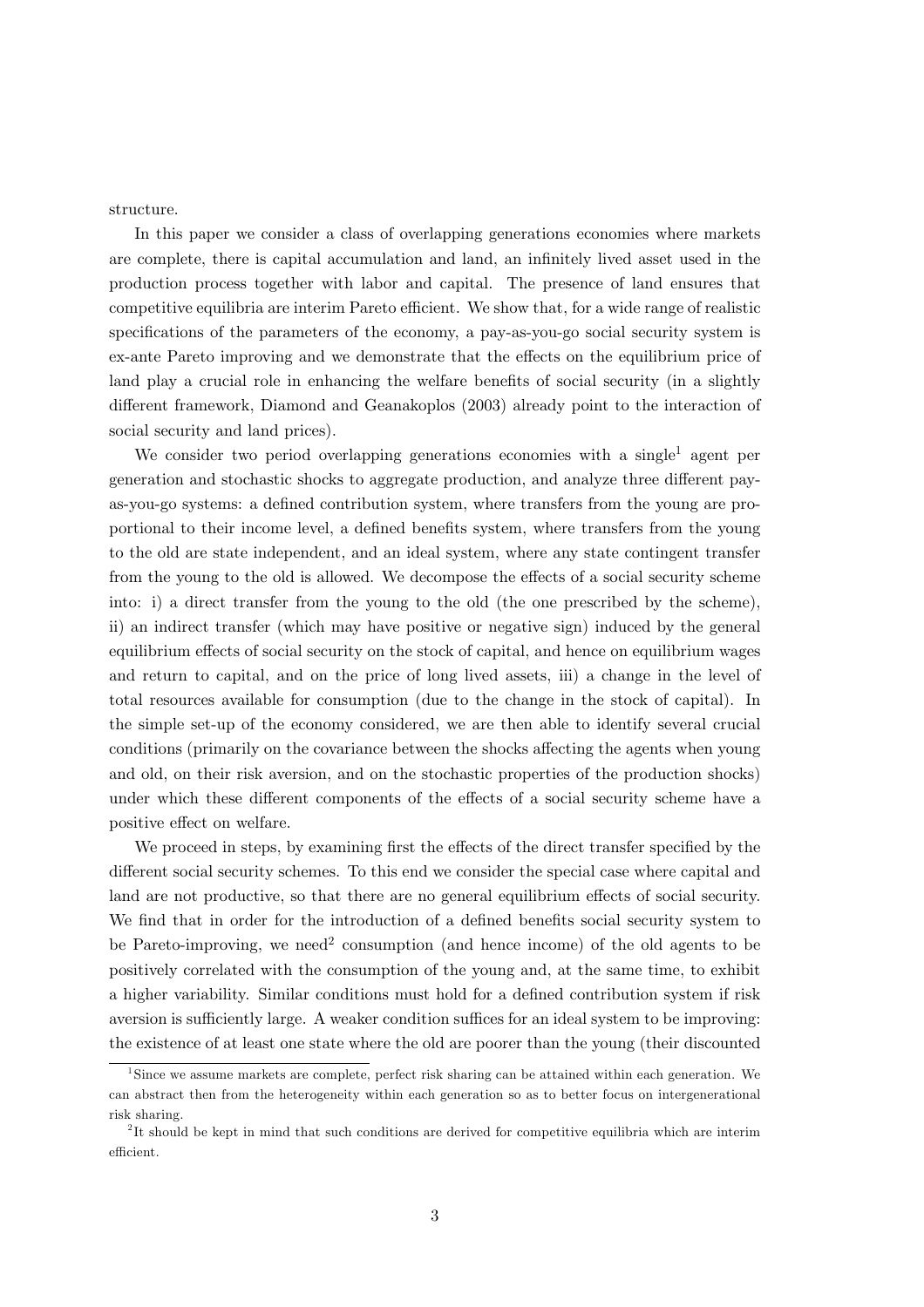structure.

In this paper we consider a class of overlapping generations economies where markets are complete, there is capital accumulation and land, an infinitely lived asset used in the production process together with labor and capital. The presence of land ensures that competitive equilibria are interim Pareto efficient. We show that, for a wide range of realistic specifications of the parameters of the economy, a pay-as-you-go social security system is ex-ante Pareto improving and we demonstrate that the effects on the equilibrium price of land play a crucial role in enhancing the welfare benefits of social security (in a slightly different framework, Diamond and Geanakoplos (2003) already point to the interaction of social security and land prices).

We consider two period overlapping generations economies with a single[1] agent per generation and stochastic shocks to aggregate production, and analyze three different pay-as-you-go systems: a defined contribution system, where transfers from the young are proportional to their income level, a defined benefits system, where transfers from the young to the old are state independent, and an ideal system, where any state contingent transfer from the young to the old is allowed. We decompose the effects of a social security scheme into: i) a direct transfer from the young to the old (the one prescribed by the scheme), ii) an indirect transfer (which may have positive or negative sign) induced by the general equilibrium effects of social security on the stock of capital, and hence on equilibrium wages and return to capital, and on the price of long lived assets, iii) a change in the level of total resources available for consumption (due to the change in the stock of capital). In the simple set-up of the economy considered, we are then able to identify several crucial conditions (primarily on the covariance between the shocks affecting the agents when young and old, on their risk aversion, and on the stochastic properties of the production shocks) under which these different components of the effects of a social security scheme have a positive effect on welfare.

We proceed in steps, by examining first the effects of the direct transfer specified by the different social security schemes. To this end we consider the special case where capital and land are not productive, so that there are no general equilibrium effects of social security. We find that in order for the introduction of a defined benefits social security system to be Pareto-improving, we need[2] consumption (and hence income) of the old agents to be positively correlated with the consumption of the young and, at the same time, to exhibit a higher variability. Similar conditions must hold for a defined contribution system if risk aversion is sufficiently large. A weaker condition suffices for an ideal system to be improving: the existence of at least one state where the old are poorer than the young (their discounted

[1] Since we assume markets are complete, perfect risk sharing can be attained within each generation. We can abstract then from the heterogeneity within each generation so as to better focus on intergenerational risk sharing.

[2] It should be kept in mind that such conditions are derived for competitive equilibria which are interim efficient.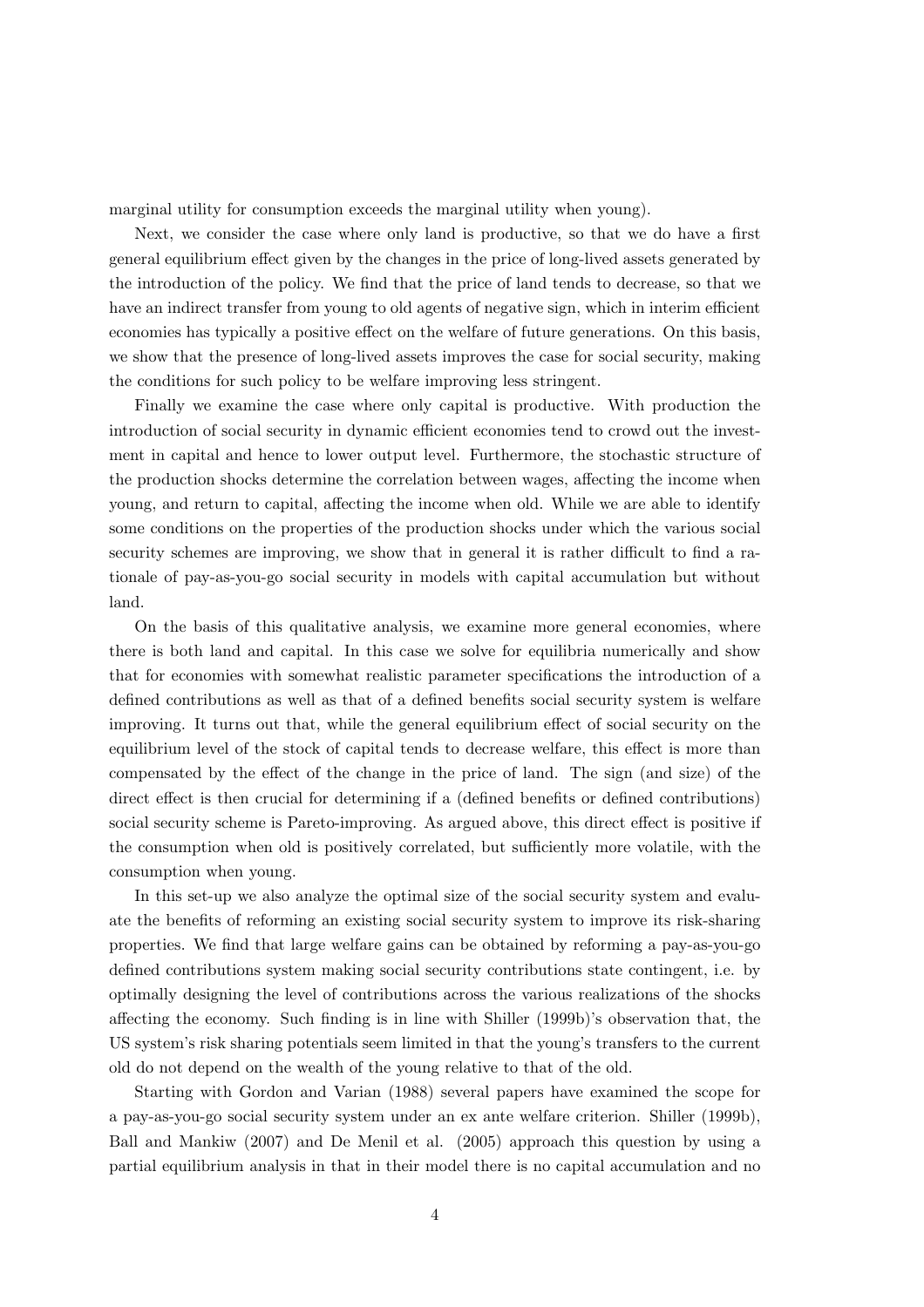marginal utility for consumption exceeds the marginal utility when young).

Next, we consider the case where only land is productive, so that we do have a first general equilibrium effect given by the changes in the price of long-lived assets generated by the introduction of the policy. We find that the price of land tends to decrease, so that we have an indirect transfer from young to old agents of negative sign, which in interim efficient economies has typically a positive effect on the welfare of future generations. On this basis, we show that the presence of long-lived assets improves the case for social security, making the conditions for such policy to be welfare improving less stringent.

Finally we examine the case where only capital is productive. With production the introduction of social security in dynamic efficient economies tend to crowd out the investment in capital and hence to lower output level. Furthermore, the stochastic structure of the production shocks determine the correlation between wages, affecting the income when young, and return to capital, affecting the income when old. While we are able to identify some conditions on the properties of the production shocks under which the various social security schemes are improving, we show that in general it is rather difficult to find a rationale of pay-as-you-go social security in models with capital accumulation but without land.

On the basis of this qualitative analysis, we examine more general economies, where there is both land and capital. In this case we solve for equilibria numerically and show that for economies with somewhat realistic parameter specifications the introduction of a defined contributions as well as that of a defined benefits social security system is welfare improving. It turns out that, while the general equilibrium effect of social security on the equilibrium level of the stock of capital tends to decrease welfare, this effect is more than compensated by the effect of the change in the price of land. The sign (and size) of the direct effect is then crucial for determining if a (defined benefits or defined contributions) social security scheme is Pareto-improving. As argued above, this direct effect is positive if the consumption when old is positively correlated, but sufficiently more volatile, with the consumption when young.

In this set-up we also analyze the optimal size of the social security system and evaluate the benefits of reforming an existing social security system to improve its risk-sharing properties. We find that large welfare gains can be obtained by reforming a pay-as-you-go defined contributions system making social security contributions state contingent, i.e. by optimally designing the level of contributions across the various realizations of the shocks affecting the economy. Such finding is in line with Shiller (1999b)'s observation that, the US system's risk sharing potentials seem limited in that the young's transfers to the current old do not depend on the wealth of the young relative to that of the old.

Starting with Gordon and Varian (1988) several papers have examined the scope for a pay-as-you-go social security system under an ex ante welfare criterion. Shiller (1999b), Ball and Mankiw (2007) and De Menil et al. (2005) approach this question by using a partial equilibrium analysis in that in their model there is no capital accumulation and no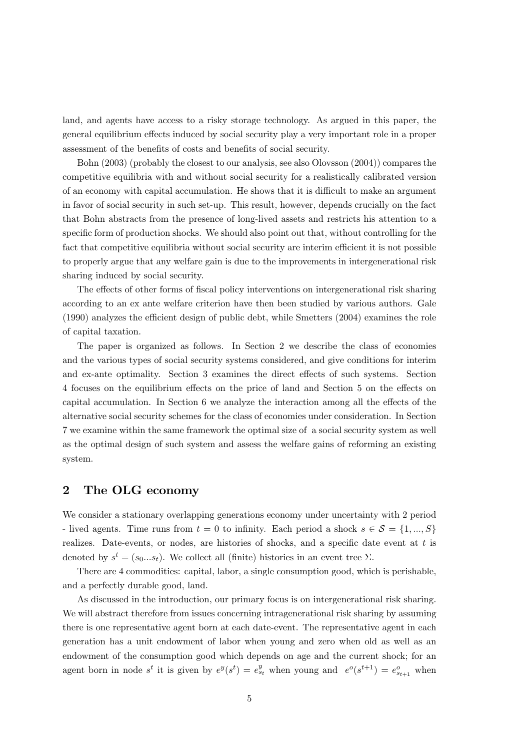land, and agents have access to a risky storage technology. As argued in this paper, the general equilibrium effects induced by social security play a very important role in a proper assessment of the benefits of costs and benefits of social security.

Bohn (2003) (probably the closest to our analysis, see also Olovsson (2004)) compares the competitive equilibria with and without social security for a realistically calibrated version of an economy with capital accumulation. He shows that it is difficult to make an argument in favor of social security in such set-up. This result, however, depends crucially on the fact that Bohn abstracts from the presence of long-lived assets and restricts his attention to a specific form of production shocks. We should also point out that, without controlling for the fact that competitive equilibria without social security are interim efficient it is not possible to properly argue that any welfare gain is due to the improvements in intergenerational risk sharing induced by social security.

The effects of other forms of fiscal policy interventions on intergenerational risk sharing according to an ex ante welfare criterion have then been studied by various authors. Gale (1990) analyzes the efficient design of public debt, while Smetters (2004) examines the role of capital taxation.

The paper is organized as follows. In Section 2 we describe the class of economies and the various types of social security systems considered, and give conditions for interim and ex-ante optimality. Section 3 examines the direct effects of such systems. Section 4 focuses on the equilibrium effects on the price of land and Section 5 on the effects on capital accumulation. In Section 6 we analyze the interaction among all the effects of the alternative social security schemes for the class of economies under consideration. In Section 7 we examine within the same framework the optimal size of a social security system as well as the optimal design of such system and assess the welfare gains of reforming an existing system.

## 2 The OLG economy

We consider a stationary overlapping generations economy under uncertainty with 2 period - lived agents. Time runs from $t = 0$ to infinity. Each period a shock $s \in \mathcal{S} = \{1, ..., S\}$ realizes. Date-events, or nodes, are histories of shocks, and a specific date event at $t$ is denoted by $s^t = (s_0 ... s_t)$. We collect all (finite) histories in an event tree $\Sigma$.

There are 4 commodities: capital, labor, a single consumption good, which is perishable, and a perfectly durable good, land.

As discussed in the introduction, our primary focus is on intergenerational risk sharing. We will abstract therefore from issues concerning intragenerational risk sharing by assuming there is one representative agent born at each date-event. The representative agent in each generation has a unit endowment of labor when young and zero when old as well as an endowment of the consumption good which depends on age and the current shock; for an agent born in node $s^t$ it is given by $e^y(s^t) = e^y_{s_t}$ when young and $e^o(s^{t+1}) = e^o_{s_{t+1}}$ when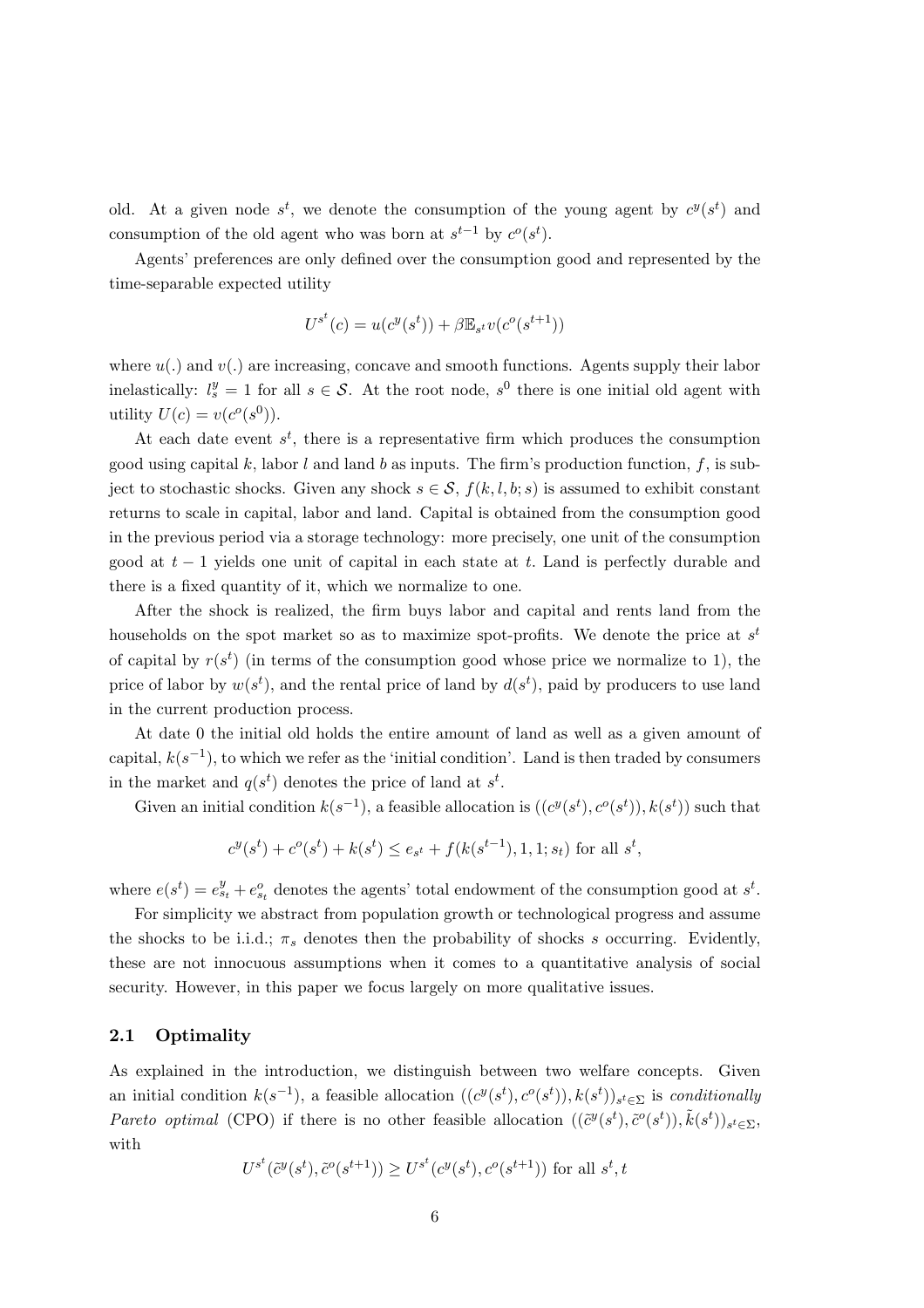old. At a given node $s^t$, we denote the consumption of the young agent by $c^y(s^t)$ and consumption of the old agent who was born at $s^{t-1}$ by $c^o(s^t)$.

Agents' preferences are only defined over the consumption good and represented by the time-separable expected utility

$$U^{s^t}(c) = u(c^y(s^t)) + \beta \mathbb{E}_{s^t} v(c^o(s^{t+1}))$$

where $u(.)$ and $v(.)$ are increasing, concave and smooth functions. Agents supply their labor inelastically: $l^y_s = 1$ for all $s \in \mathcal{S}$. At the root node, $s^0$ there is one initial old agent with utility $U(c) = v(c^o(s^0))$.

At each date event $s^t$, there is a representative firm which produces the consumption good using capital $k$, labor $l$ and land $b$ as inputs. The firm's production function, $f$, is subject to stochastic shocks. Given any shock $s \in \mathcal{S}$, $f(k, l, b; s)$ is assumed to exhibit constant returns to scale in capital, labor and land. Capital is obtained from the consumption good in the previous period via a storage technology: more precisely, one unit of the consumption good at $t-1$ yields one unit of capital in each state at $t$. Land is perfectly durable and there is a fixed quantity of it, which we normalize to one.

After the shock is realized, the firm buys labor and capital and rents land from the households on the spot market so as to maximize spot-profits. We denote the price at $s^t$ of capital by $r(s^t)$ (in terms of the consumption good whose price we normalize to 1), the price of labor by $w(s^t)$, and the rental price of land by $d(s^t)$, paid by producers to use land in the current production process.

At date 0 the initial old holds the entire amount of land as well as a given amount of capital, $k(s^{-1})$, to which we refer as the 'initial condition'. Land is then traded by consumers in the market and $q(s^t)$ denotes the price of land at $s^t$.

Given an initial condition $k(s^{-1})$, a feasible allocation is $((c^y(s^t), c^o(s^t)), k(s^t))$ such that

$$c^y(s^t) + c^o(s^t) + k(s^t) \leq e_{s^t} + f(k(s^{t-1}), 1, 1; s_t) \text{ for all } s^t,$$

where $e(s^t) = e^y_{s_t} + e^o_{s_t}$ denotes the agents' total endowment of the consumption good at $s^t$.

For simplicity we abstract from population growth or technological progress and assume the shocks to be i.i.d.; $\pi_s$ denotes then the probability of shocks $s$ occurring. Evidently, these are not innocuous assumptions when it comes to a quantitative analysis of social security. However, in this paper we focus largely on more qualitative issues.

### 2.1 Optimality

As explained in the introduction, we distinguish between two welfare concepts. Given an initial condition $k(s^{-1})$, a feasible allocation $((c^y(s^t), c^o(s^t)), k(s^t))_{s^t \in \Sigma}$ is *conditionally Pareto optimal* (CPO) if there is no other feasible allocation $((\tilde{c}^y(s^t), \tilde{c}^o(s^t)), \tilde{k}(s^t))_{s^t \in \Sigma}$, with

$$U^{s^t}(\tilde{c}^y(s^t), \tilde{c}^o(s^{t+1})) \geq U^{s^t}(c^y(s^t), c^o(s^{t+1})) \text{ for all } s^t, t$$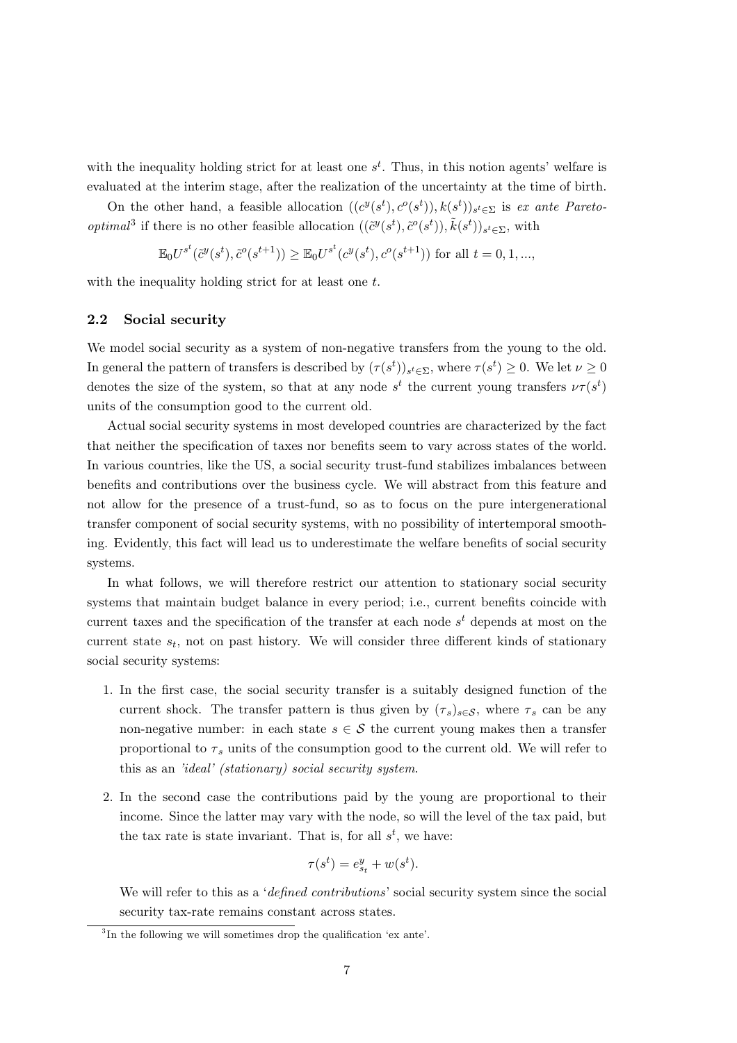with the inequality holding strict for at least one $s^t$. Thus, in this notion agents' welfare is evaluated at the interim stage, after the realization of the uncertainty at the time of birth.

On the other hand, a feasible allocation $((c^y(s^t), c^o(s^t)), k(s^t))_{s^t \in \Sigma}$ is *ex ante Pareto-optimal*[3] if there is no other feasible allocation $((\tilde{c}^y(s^t), \tilde{c}^o(s^t)), \tilde{k}(s^t))_{s^t \in \Sigma}$, with

$$\mathbb{E}_0 U^{s^t}(\tilde{c}^y(s^t), \tilde{c}^o(s^{t+1})) \geq \mathbb{E}_0 U^{s^t}(c^y(s^t), c^o(s^{t+1})) \text{ for all } t = 0, 1, ...,$$

with the inequality holding strict for at least one $t$.

### 2.2 Social security

We model social security as a system of non-negative transfers from the young to the old. In general the pattern of transfers is described by $(\tau(s^t))_{s^t \in \Sigma}$, where $\tau(s^t) \geq 0$. We let $\nu \geq 0$ denotes the size of the system, so that at any node $s^t$ the current young transfers $\nu\tau(s^t)$ units of the consumption good to the current old.

Actual social security systems in most developed countries are characterized by the fact that neither the specification of taxes nor benefits seem to vary across states of the world. In various countries, like the US, a social security trust-fund stabilizes imbalances between benefits and contributions over the business cycle. We will abstract from this feature and not allow for the presence of a trust-fund, so as to focus on the pure intergenerational transfer component of social security systems, with no possibility of intertemporal smoothing. Evidently, this fact will lead us to underestimate the welfare benefits of social security systems.

In what follows, we will therefore restrict our attention to stationary social security systems that maintain budget balance in every period; i.e., current benefits coincide with current taxes and the specification of the transfer at each node $s^t$ depends at most on the current state $s_t$, not on past history. We will consider three different kinds of stationary social security systems:

1. In the first case, the social security transfer is a suitably designed function of the current shock. The transfer pattern is thus given by $(\tau_s)_{s \in \mathcal{S}}$, where $\tau_s$ can be any non-negative number: in each state $s \in \mathcal{S}$ the current young makes then a transfer proportional to $\tau_s$ units of the consumption good to the current old. We will refer to this as an *'ideal' (stationary) social security system*.

2. In the second case the contributions paid by the young are proportional to their income. Since the latter may vary with the node, so will the level of the tax paid, but the tax rate is state invariant. That is, for all $s^t$, we have:

$$\tau(s^t) = e^y_{s_t} + w(s^t).$$

We will refer to this as a '*defined contributions*' social security system since the social security tax-rate remains constant across states.

[3] In the following we will sometimes drop the qualification 'ex ante'.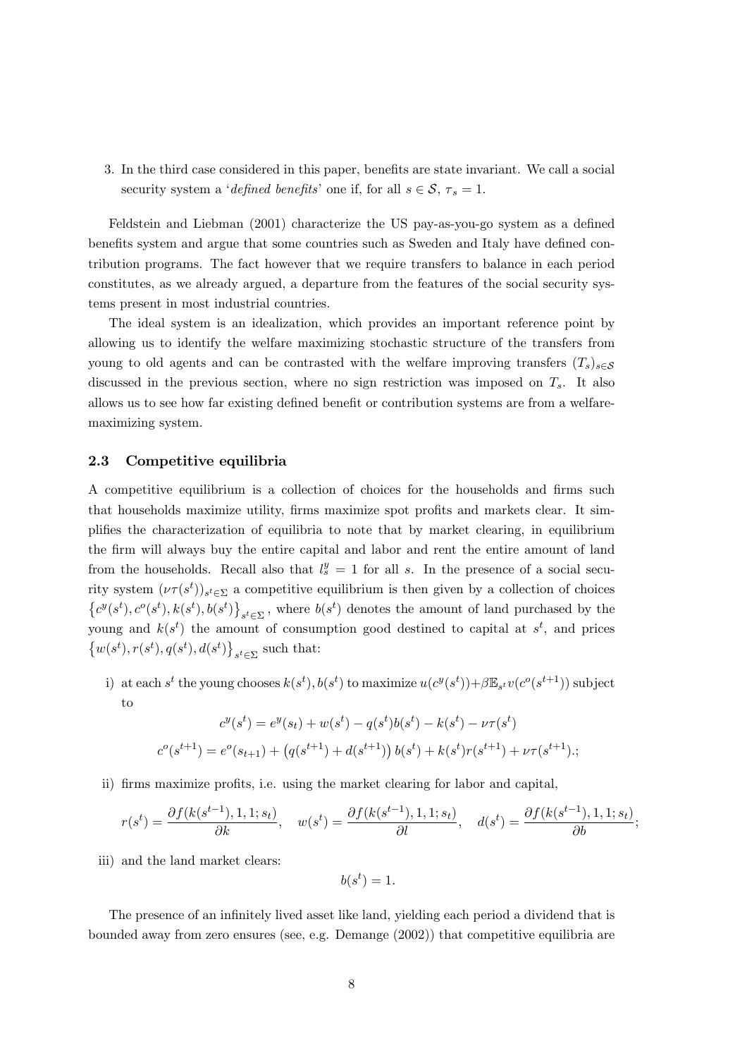3. In the third case considered in this paper, benefits are state invariant. We call a social security system a '*defined benefits*' one if, for all $s \in \mathcal{S}$, $\tau_s = 1$.

Feldstein and Liebman (2001) characterize the US pay-as-you-go system as a defined benefits system and argue that some countries such as Sweden and Italy have defined contribution programs. The fact however that we require transfers to balance in each period constitutes, as we already argued, a departure from the features of the social security systems present in most industrial countries.

The ideal system is an idealization, which provides an important reference point by allowing us to identify the welfare maximizing stochastic structure of the transfers from young to old agents and can be contrasted with the welfare improving transfers $(T_s)_{s\in\mathcal{S}}$ discussed in the previous section, where no sign restriction was imposed on $T_s$. It also allows us to see how far existing defined benefit or contribution systems are from a welfare-maximizing system.

### 2.3 Competitive equilibria

A competitive equilibrium is a collection of choices for the households and firms such that households maximize utility, firms maximize spot profits and markets clear. It simplifies the characterization of equilibria to note that by market clearing, in equilibrium the firm will always buy the entire capital and labor and rent the entire amount of land from the households. Recall also that $l^y_s = 1$ for all $s$. In the presence of a social security system $(\nu\tau(s^t))_{s^t\in\Sigma}$ a competitive equilibrium is then given by a collection of choices $\left\{c^y(s^t), c^o(s^t), k(s^t), b(s^t)\right\}_{s^t\in\Sigma}$, where $b(s^t)$ denotes the amount of land purchased by the young and $k(s^t)$ the amount of consumption good destined to capital at $s^t$, and prices $\left\{w(s^t), r(s^t), q(s^t), d(s^t)\right\}_{s^t\in\Sigma}$ such that:

i) at each $s^t$ the young chooses $k(s^t), b(s^t)$ to maximize $u(c^y(s^t)) + \beta\mathbb{E}_{s^t}v(c^o(s^{t+1}))$ subject to

$$c^y(s^t) = e^y(s_t) + w(s^t) - q(s^t)b(s^t) - k(s^t) - \nu\tau(s^t)$$

$$c^o(s^{t+1}) = e^o(s_{t+1}) + \left(q(s^{t+1}) + d(s^{t+1})\right)b(s^t) + k(s^t)r(s^{t+1}) + \nu\tau(s^{t+1}).;$$

ii) firms maximize profits, i.e. using the market clearing for labor and capital,

$$r(s^t) = \frac{\partial f(k(s^{t-1}), 1, 1; s_t)}{\partial k}, \quad w(s^t) = \frac{\partial f(k(s^{t-1}), 1, 1; s_t)}{\partial l}, \quad d(s^t) = \frac{\partial f(k(s^{t-1}), 1, 1; s_t)}{\partial b};$$

iii) and the land market clears:

$$b(s^t) = 1.$$

The presence of an infinitely lived asset like land, yielding each period a dividend that is bounded away from zero ensures (see, e.g. Demange (2002)) that competitive equilibria are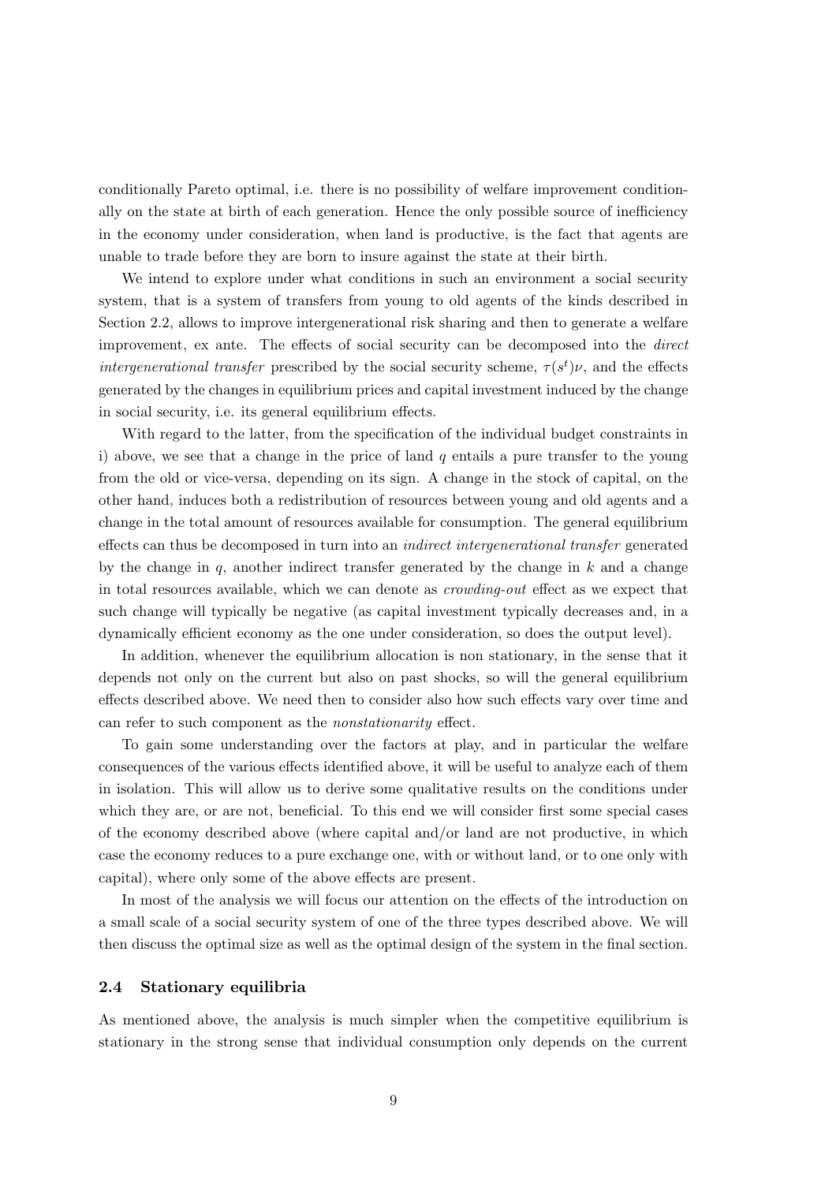conditionally Pareto optimal, i.e. there is no possibility of welfare improvement conditionally on the state at birth of each generation. Hence the only possible source of inefficiency in the economy under consideration, when land is productive, is the fact that agents are unable to trade before they are born to insure against the state at their birth.

We intend to explore under what conditions in such an environment a social security system, that is a system of transfers from young to old agents of the kinds described in Section 2.2, allows to improve intergenerational risk sharing and then to generate a welfare improvement, ex ante. The effects of social security can be decomposed into the *direct intergenerational transfer* prescribed by the social security scheme, $\tau(s^t)\nu$, and the effects generated by the changes in equilibrium prices and capital investment induced by the change in social security, i.e. its general equilibrium effects.

With regard to the latter, from the specification of the individual budget constraints in i) above, we see that a change in the price of land $q$ entails a pure transfer to the young from the old or vice-versa, depending on its sign. A change in the stock of capital, on the other hand, induces both a redistribution of resources between young and old agents and a change in the total amount of resources available for consumption. The general equilibrium effects can thus be decomposed in turn into an *indirect intergenerational transfer* generated by the change in $q$, another indirect transfer generated by the change in $k$ and a change in total resources available, which we can denote as *crowding-out* effect as we expect that such change will typically be negative (as capital investment typically decreases and, in a dynamically efficient economy as the one under consideration, so does the output level).

In addition, whenever the equilibrium allocation is non stationary, in the sense that it depends not only on the current but also on past shocks, so will the general equilibrium effects described above. We need then to consider also how such effects vary over time and can refer to such component as the *nonstationarity* effect.

To gain some understanding over the factors at play, and in particular the welfare consequences of the various effects identified above, it will be useful to analyze each of them in isolation. This will allow us to derive some qualitative results on the conditions under which they are, or are not, beneficial. To this end we will consider first some special cases of the economy described above (where capital and/or land are not productive, in which case the economy reduces to a pure exchange one, with or without land, or to one only with capital), where only some of the above effects are present.

In most of the analysis we will focus our attention on the effects of the introduction on a small scale of a social security system of one of the three types described above. We will then discuss the optimal size as well as the optimal design of the system in the final section.

### 2.4 Stationary equilibria

As mentioned above, the analysis is much simpler when the competitive equilibrium is stationary in the strong sense that individual consumption only depends on the current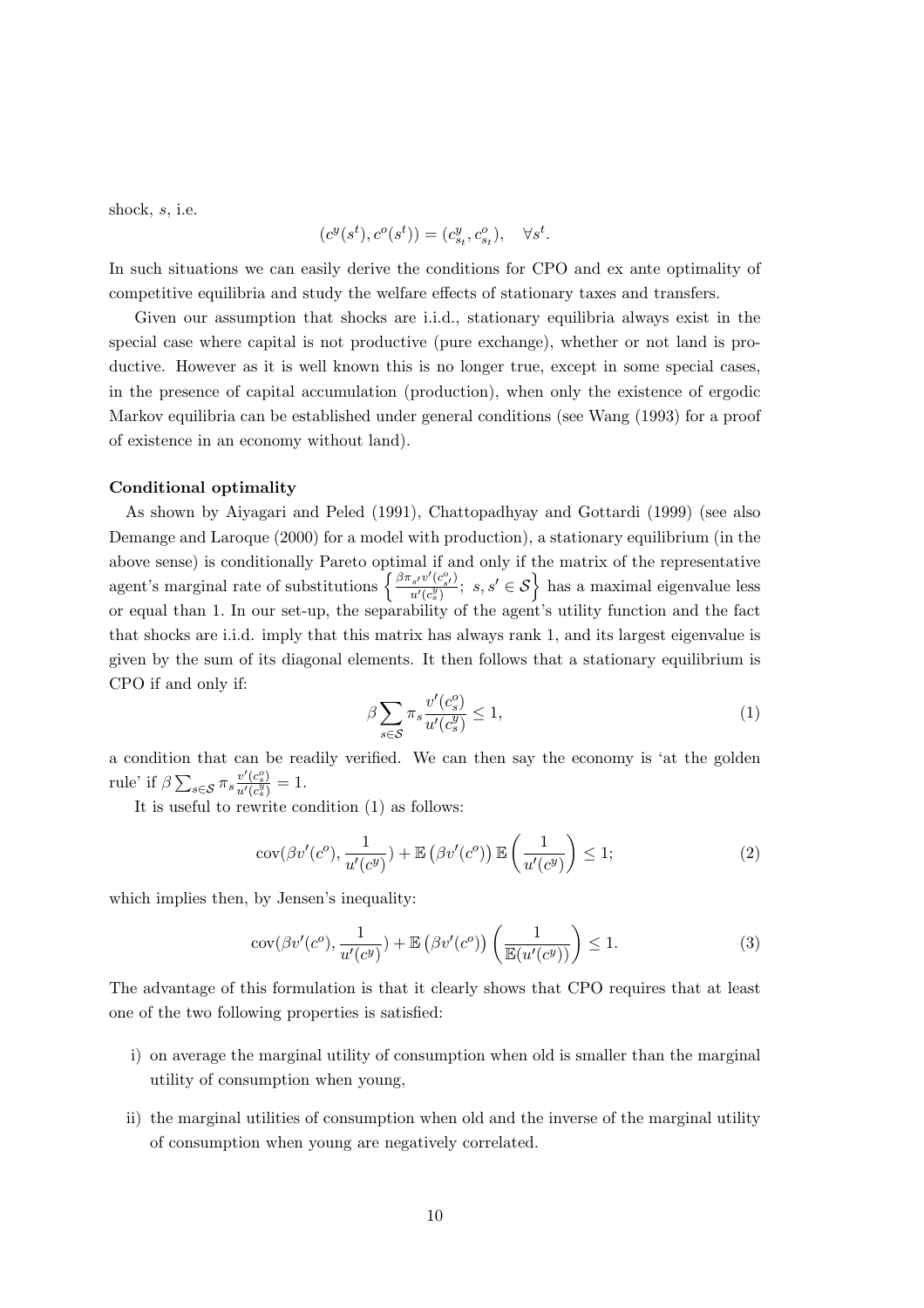shock, $s$, i.e.

$$(c^y(s^t), c^o(s^t)) = (c^y_{s_t}, c^o_{s_t}), \quad \forall s^t.$$

In such situations we can easily derive the conditions for CPO and ex ante optimality of competitive equilibria and study the welfare effects of stationary taxes and transfers.

Given our assumption that shocks are i.i.d., stationary equilibria always exist in the special case where capital is not productive (pure exchange), whether or not land is productive. However as it is well known this is no longer true, except in some special cases, in the presence of capital accumulation (production), when only the existence of ergodic Markov equilibria can be established under general conditions (see Wang (1993) for a proof of existence in an economy without land).

**Conditional optimality**

As shown by Aiyagari and Peled (1991), Chattopadhyay and Gottardi (1999) (see also Demange and Laroque (2000) for a model with production), a stationary equilibrium (in the above sense) is conditionally Pareto optimal if and only if the matrix of the representative agent's marginal rate of substitutions $\left\{ \frac{\beta \pi_{s'} v'(c^o_{s'})}{u'(c^y_s)};\ s, s' \in \mathcal{S} \right\}$ has a maximal eigenvalue less or equal than 1. In our set-up, the separability of the agent's utility function and the fact that shocks are i.i.d. imply that this matrix has always rank 1, and its largest eigenvalue is given by the sum of its diagonal elements. It then follows that a stationary equilibrium is CPO if and only if:

$$\beta \sum_{s \in \mathcal{S}} \pi_s \frac{v'(c^o_s)}{u'(c^y_s)} \leq 1, \tag{1}$$

a condition that can be readily verified. We can then say the economy is 'at the golden rule' if $\beta \sum_{s \in \mathcal{S}} \pi_s \frac{v'(c^o_s)}{u'(c^y_s)} = 1$.

It is useful to rewrite condition (1) as follows:

$$\mathrm{cov}(\beta v'(c^o), \frac{1}{u'(c^y)}) + \mathbb{E}\left(\beta v'(c^o)\right) \mathbb{E}\left(\frac{1}{u'(c^y)}\right) \leq 1; \tag{2}$$

which implies then, by Jensen's inequality:

$$\mathrm{cov}(\beta v'(c^o), \frac{1}{u'(c^y)}) + \mathbb{E}\left(\beta v'(c^o)\right) \left(\frac{1}{\mathbb{E}(u'(c^y))}\right) \leq 1. \tag{3}$$

The advantage of this formulation is that it clearly shows that CPO requires that at least one of the two following properties is satisfied:

i) on average the marginal utility of consumption when old is smaller than the marginal utility of consumption when young,

ii) the marginal utilities of consumption when old and the inverse of the marginal utility of consumption when young are negatively correlated.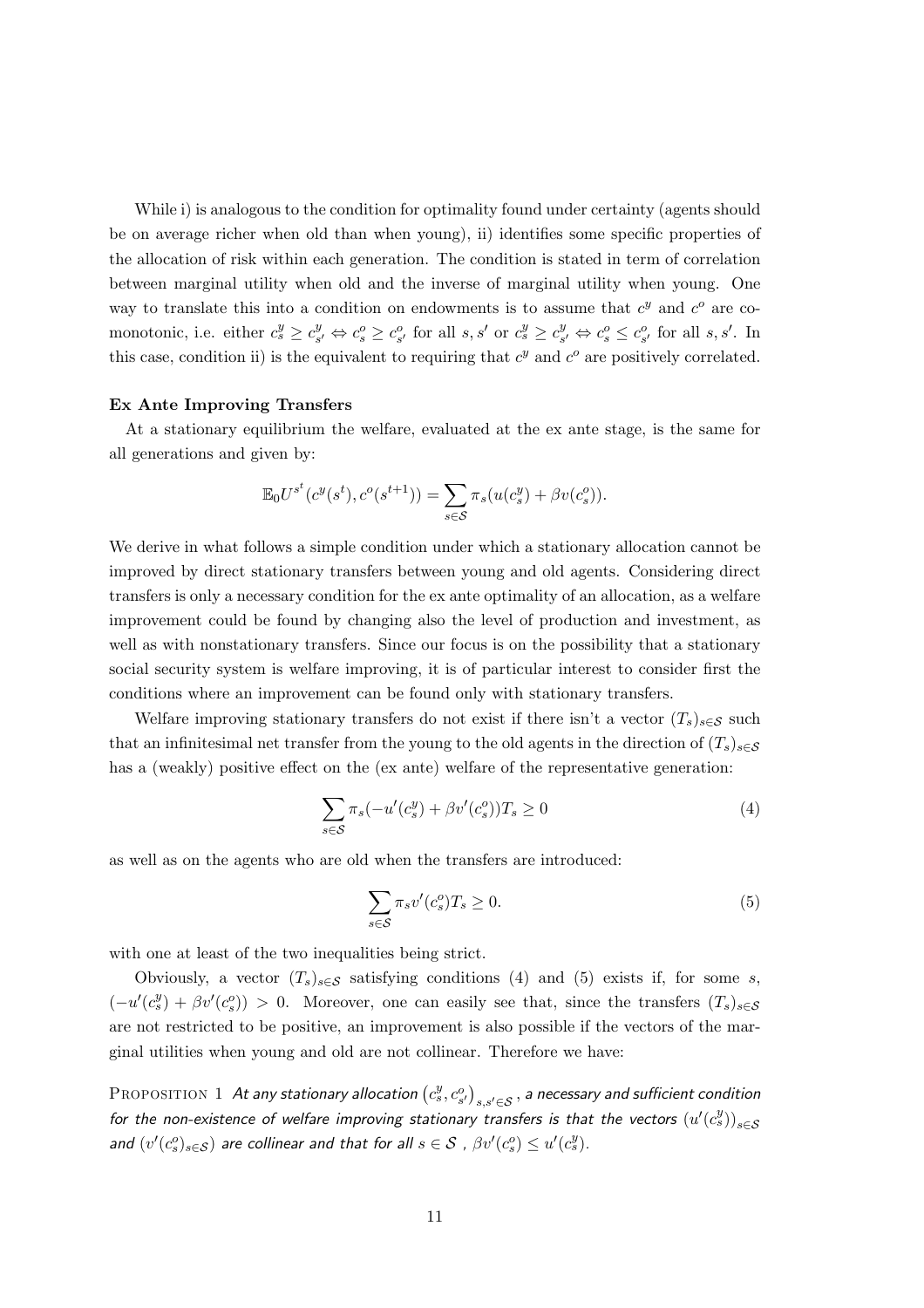While i) is analogous to the condition for optimality found under certainty (agents should be on average richer when old than when young), ii) identifies some specific properties of the allocation of risk within each generation. The condition is stated in term of correlation between marginal utility when old and the inverse of marginal utility when young. One way to translate this into a condition on endowments is to assume that $c^y$ and $c^o$ are comonotonic, i.e. either $c^y_s \geq c^y_{s'} \Leftrightarrow c^o_s \geq c^o_{s'}$ for all $s, s'$ or $c^y_s \geq c^y_{s'} \Leftrightarrow c^o_s \leq c^o_{s'}$ for all $s, s'$. In this case, condition ii) is the equivalent to requiring that $c^y$ and $c^o$ are positively correlated.

**Ex Ante Improving Transfers**

At a stationary equilibrium the welfare, evaluated at the ex ante stage, is the same for all generations and given by:

$$\mathbb{E}_0 U^{s^t}(c^y(s^t), c^o(s^{t+1})) = \sum_{s \in \mathcal{S}} \pi_s (u(c^y_s) + \beta v(c^o_s)).$$

We derive in what follows a simple condition under which a stationary allocation cannot be improved by direct stationary transfers between young and old agents. Considering direct transfers is only a necessary condition for the ex ante optimality of an allocation, as a welfare improvement could be found by changing also the level of production and investment, as well as with nonstationary transfers. Since our focus is on the possibility that a stationary social security system is welfare improving, it is of particular interest to consider first the conditions where an improvement can be found only with stationary transfers.

Welfare improving stationary transfers do not exist if there isn't a vector $(T_s)_{s\in\mathcal{S}}$ such that an infinitesimal net transfer from the young to the old agents in the direction of $(T_s)_{s\in\mathcal{S}}$ has a (weakly) positive effect on the (ex ante) welfare of the representative generation:

$$\sum_{s \in \mathcal{S}} \pi_s (-u'(c^y_s) + \beta v'(c^o_s)) T_s \geq 0 \tag{4}$$

as well as on the agents who are old when the transfers are introduced:

$$\sum_{s \in \mathcal{S}} \pi_s v'(c^o_s) T_s \geq 0. \tag{5}$$

with one at least of the two inequalities being strict.

Obviously, a vector $(T_s)_{s\in\mathcal{S}}$ satisfying conditions (4) and (5) exists if, for some $s$, $(-u'(c^y_s) + \beta v'(c^o_s)) > 0$. Moreover, one can easily see that, since the transfers $(T_s)_{s\in\mathcal{S}}$ are not restricted to be positive, an improvement is also possible if the vectors of the marginal utilities when young and old are not collinear. Therefore we have:

PROPOSITION 1 *At any stationary allocation $\left(c^y_s, c^o_{s'}\right)_{s,s'\in\mathcal{S}}$, a necessary and sufficient condition for the non-existence of welfare improving stationary transfers is that the vectors $\left(u'(c^y_s)\right)_{s\in\mathcal{S}}$ and $(v'(c^o_s)_{s\in\mathcal{S}})$ are collinear and that for all $s \in \mathcal{S}$ , $\beta v'(c^o_s) \leq u'(c^y_s)$.*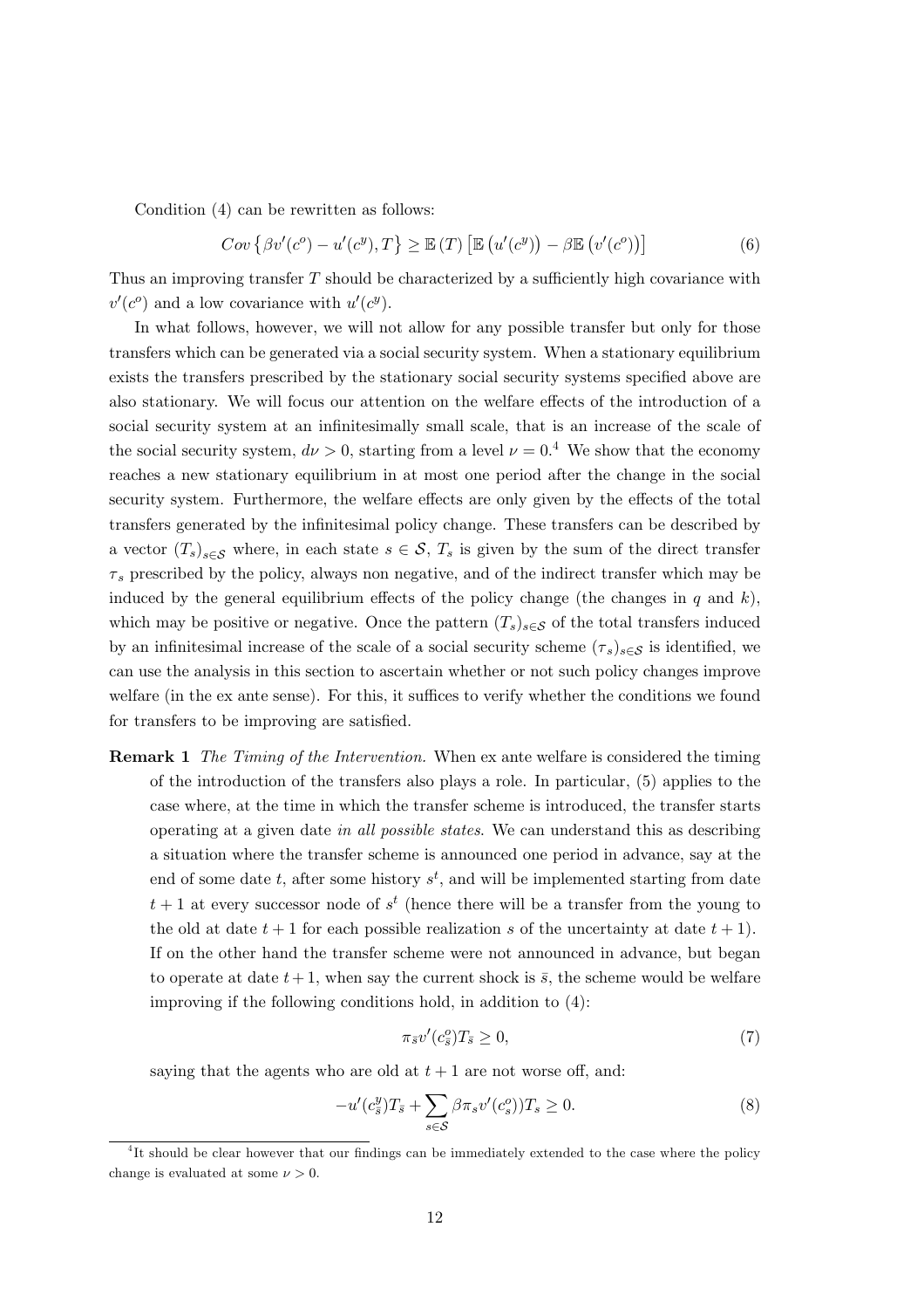Condition (4) can be rewritten as follows:

$$Cov\left\{\beta v'(c^o) - u'(c^y), T\right\} \geq \mathbb{E}\left(T\right)\left[\mathbb{E}\left(u'(c^y)\right) - \beta \mathbb{E}\left(v'(c^o)\right)\right] \tag{6}$$

Thus an improving transfer $T$ should be characterized by a sufficiently high covariance with $v'(c^o)$ and a low covariance with $u'(c^y)$.

In what follows, however, we will not allow for any possible transfer but only for those transfers which can be generated via a social security system. When a stationary equilibrium exists the transfers prescribed by the stationary social security systems specified above are also stationary. We will focus our attention on the welfare effects of the introduction of a social security system at an infinitesimally small scale, that is an increase of the scale of the social security system, $d\nu > 0$, starting from a level $\nu = 0$.[4] We show that the economy reaches a new stationary equilibrium in at most one period after the change in the social security system. Furthermore, the welfare effects are only given by the effects of the total transfers generated by the infinitesimal policy change. These transfers can be described by a vector $(T_s)_{s\in\mathcal{S}}$ where, in each state $s \in \mathcal{S}$, $T_s$ is given by the sum of the direct transfer $\tau_s$ prescribed by the policy, always non negative, and of the indirect transfer which may be induced by the general equilibrium effects of the policy change (the changes in $q$ and $k$), which may be positive or negative. Once the pattern $(T_s)_{s\in\mathcal{S}}$ of the total transfers induced by an infinitesimal increase of the scale of a social security scheme $(\tau_s)_{s\in\mathcal{S}}$ is identified, we can use the analysis in this section to ascertain whether or not such policy changes improve welfare (in the ex ante sense). For this, it suffices to verify whether the conditions we found for transfers to be improving are satisfied.

**Remark 1** *The Timing of the Intervention.* When ex ante welfare is considered the timing of the introduction of the transfers also plays a role. In particular, (5) applies to the case where, at the time in which the transfer scheme is introduced, the transfer starts operating at a given date *in all possible states*. We can understand this as describing a situation where the transfer scheme is announced one period in advance, say at the end of some date $t$, after some history $s^t$, and will be implemented starting from date $t+1$ at every successor node of $s^t$ (hence there will be a transfer from the young to the old at date $t+1$ for each possible realization $s$ of the uncertainty at date $t+1$). If on the other hand the transfer scheme were not announced in advance, but began to operate at date $t+1$, when say the current shock is $\bar{s}$, the scheme would be welfare improving if the following conditions hold, in addition to (4):

$$\pi_{\bar{s}} v'(c^o_{\bar{s}}) T_{\bar{s}} \geq 0, \tag{7}$$

saying that the agents who are old at $t+1$ are not worse off, and:

$$-u'(c^y_{\bar{s}}) T_{\bar{s}} + \sum_{s\in\mathcal{S}} \beta \pi_s v'(c^o_s)) T_s \geq 0. \tag{8}$$

[4] It should be clear however that our findings can be immediately extended to the case where the policy change is evaluated at some $\nu > 0$.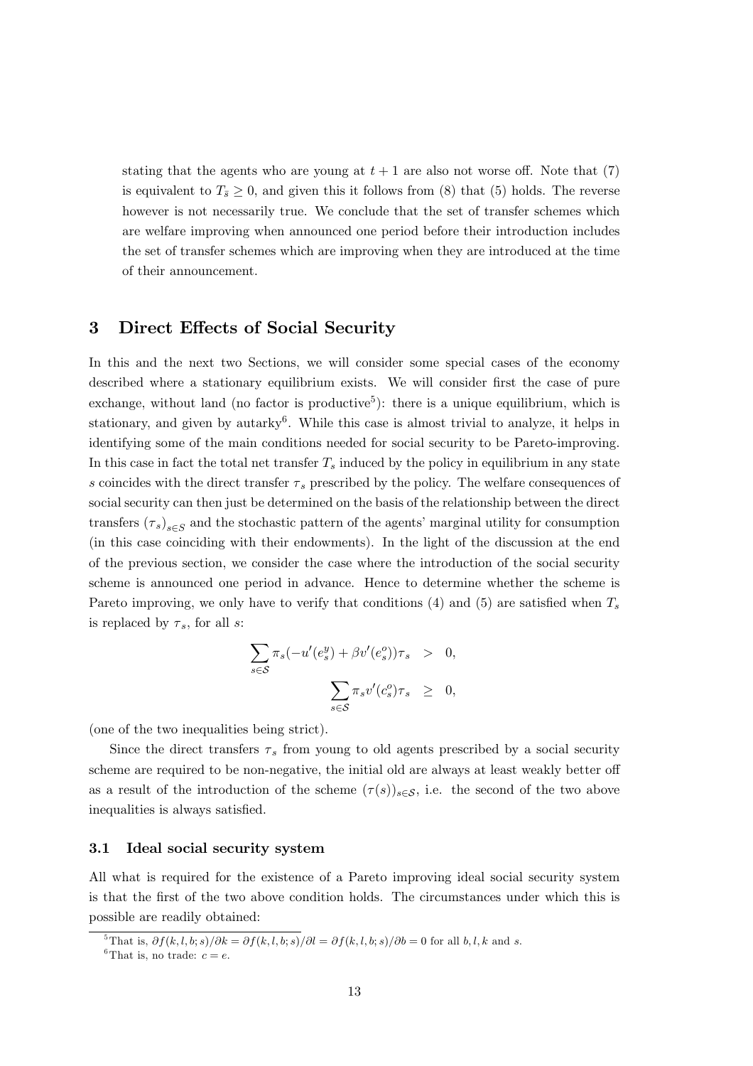stating that the agents who are young at $t+1$ are also not worse off. Note that (7) is equivalent to $T_{\bar{s}} \geq 0$, and given this it follows from (8) that (5) holds. The reverse however is not necessarily true. We conclude that the set of transfer schemes which are welfare improving when announced one period before their introduction includes the set of transfer schemes which are improving when they are introduced at the time of their announcement.

## 3 Direct Effects of Social Security

In this and the next two Sections, we will consider some special cases of the economy described where a stationary equilibrium exists. We will consider first the case of pure exchange, without land (no factor is productive[5]): there is a unique equilibrium, which is stationary, and given by autarky[6]. While this case is almost trivial to analyze, it helps in identifying some of the main conditions needed for social security to be Pareto-improving. In this case in fact the total net transfer $T_s$ induced by the policy in equilibrium in any state $s$ coincides with the direct transfer $\tau_s$ prescribed by the policy. The welfare consequences of social security can then just be determined on the basis of the relationship between the direct transfers $(\tau_s)_{s \in S}$ and the stochastic pattern of the agents' marginal utility for consumption (in this case coinciding with their endowments). In the light of the discussion at the end of the previous section, we consider the case where the introduction of the social security scheme is announced one period in advance. Hence to determine whether the scheme is Pareto improving, we only have to verify that conditions (4) and (5) are satisfied when $T_s$ is replaced by $\tau_s$, for all $s$:

$$
\begin{aligned}
\sum_{s \in \mathcal{S}} \pi_s(-u'(e_s^y) + \beta v'(e_s^o))\tau_s &> 0, \\
\sum_{s \in \mathcal{S}} \pi_s v'(c_s^o)\tau_s &\geq 0,
\end{aligned}
$$

(one of the two inequalities being strict).

Since the direct transfers $\tau_s$ from young to old agents prescribed by a social security scheme are required to be non-negative, the initial old are always at least weakly better off as a result of the introduction of the scheme $(\tau(s))_{s \in \mathcal{S}}$, i.e. the second of the two above inequalities is always satisfied.

### 3.1 Ideal social security system

All what is required for the existence of a Pareto improving ideal social security system is that the first of the two above condition holds. The circumstances under which this is possible are readily obtained:

[5] That is, $\partial f(k,l,b;s)/\partial k = \partial f(k,l,b;s)/\partial l = \partial f(k,l,b;s)/\partial b = 0$ for all $b,l,k$ and $s$.

[6] That is, no trade: $c = e$.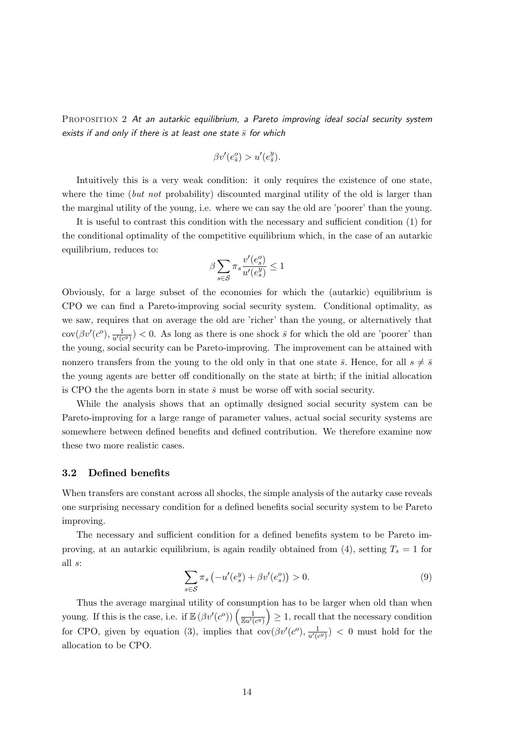PROPOSITION 2 *At an autarkic equilibrium, a Pareto improving ideal social security system exists if and only if there is at least one state $\bar{s}$ for which*

$$\beta v'(e^o_{\bar{s}}) > u'(e^y_{\bar{s}}).$$

Intuitively this is a very weak condition: it only requires the existence of one state, where the time (*but not* probability) discounted marginal utility of the old is larger than the marginal utility of the young, i.e. where we can say the old are 'poorer' than the young.

It is useful to contrast this condition with the necessary and sufficient condition (1) for the conditional optimality of the competitive equilibrium which, in the case of an autarkic equilibrium, reduces to:

$$\beta \sum_{s \in \mathcal{S}} \pi_s \frac{v'(e^o_s)}{u'(e^y_s)} \leq 1$$

Obviously, for a large subset of the economies for which the (autarkic) equilibrium is CPO we can find a Pareto-improving social security system. Conditional optimality, as we saw, requires that on average the old are 'richer' than the young, or alternatively that $\text{cov}(\beta v'(c^o), \frac{1}{u'(c^y)}) < 0$. As long as there is one shock $\bar{s}$ for which the old are 'poorer' than the young, social security can be Pareto-improving. The improvement can be attained with nonzero transfers from the young to the old only in that one state $\bar{s}$. Hence, for all $s \neq \bar{s}$ the young agents are better off conditionally on the state at birth; if the initial allocation is CPO the the agents born in state $\bar{s}$ must be worse off with social security.

While the analysis shows that an optimally designed social security system can be Pareto-improving for a large range of parameter values, actual social security systems are somewhere between defined benefits and defined contribution. We therefore examine now these two more realistic cases.

### 3.2 Defined benefits

When transfers are constant across all shocks, the simple analysis of the autarky case reveals one surprising necessary condition for a defined benefits social security system to be Pareto improving.

The necessary and sufficient condition for a defined benefits system to be Pareto improving, at an autarkic equilibrium, is again readily obtained from (4), setting $T_s = 1$ for all $s$:

$$\sum_{s \in \mathcal{S}} \pi_s \left( -u'(e^y_s) + \beta v'(e^o_s) \right) > 0. \tag{9}$$

Thus the average marginal utility of consumption has to be larger when old than when young. If this is the case, i.e. if $\mathbb{E}\left(\beta v'(c^o)\right) \left(\frac{1}{\mathbb{E}u'(c^y)}\right) \geq 1$, recall that the necessary condition for CPO, given by equation (3), implies that $\text{cov}(\beta v'(c^o), \frac{1}{u'(c^y)}) < 0$ must hold for the allocation to be CPO.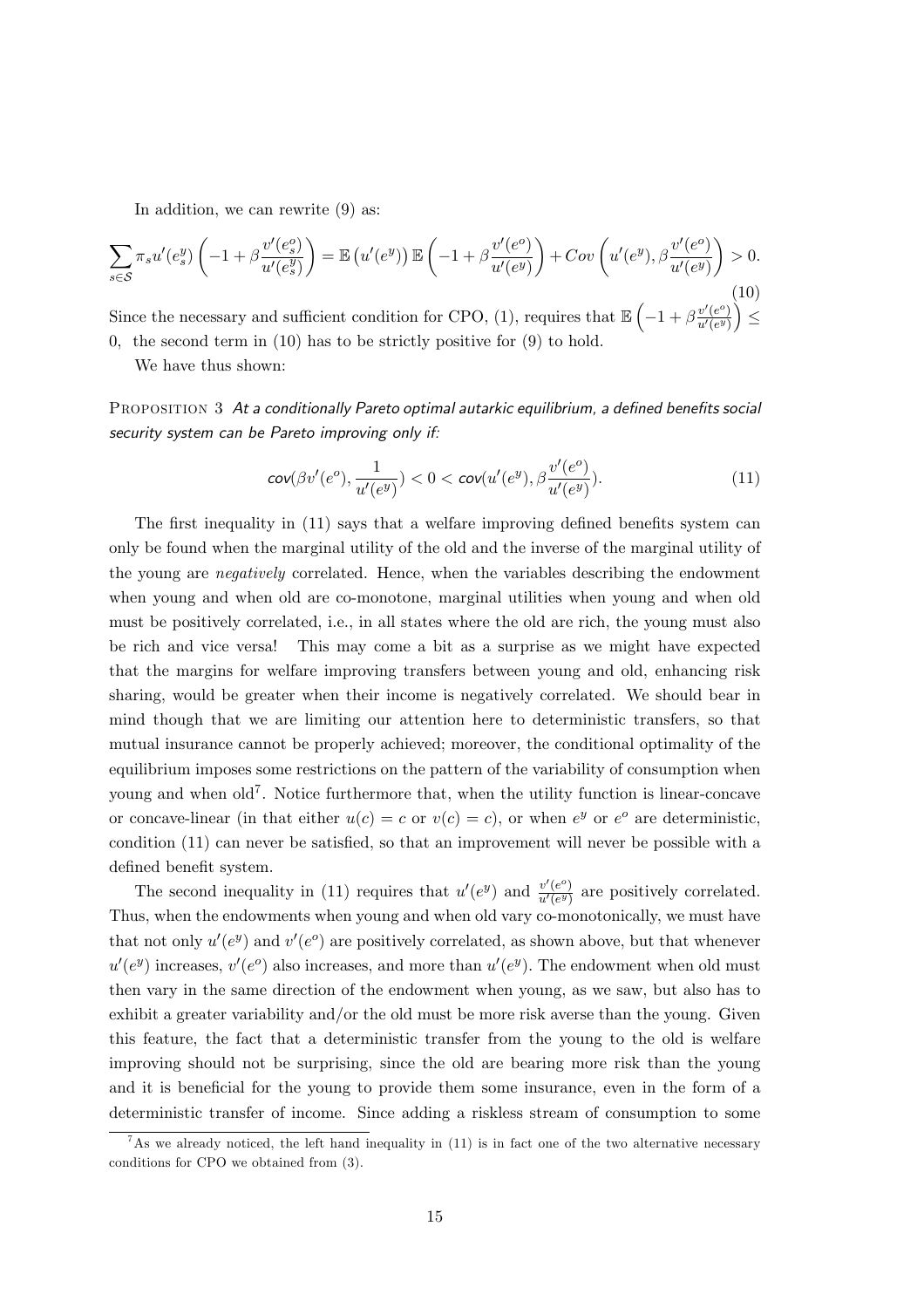In addition, we can rewrite (9) as:

$$\sum_{s\in\mathcal{S}} \pi_s u'(e^y_s)\left(-1+\beta\frac{v'(e^o_s)}{u'(e^y_s)}\right) = \mathbb{E}\left(u'(e^y)\right)\mathbb{E}\left(-1+\beta\frac{v'(e^o)}{u'(e^y)}\right) + Cov\left(u'(e^y), \beta\frac{v'(e^o)}{u'(e^y)}\right) > 0. \tag{10}$$

Since the necessary and sufficient condition for CPO, (1), requires that $\mathbb{E}\left(-1+\beta\frac{v'(e^o)}{u'(e^y)}\right) \leq 0$, the second term in (10) has to be strictly positive for (9) to hold.

We have thus shown:

Proposition 3 *At a conditionally Pareto optimal autarkic equilibrium, a defined benefits social security system can be Pareto improving only if:*

$$cov(\beta v'(e^o), \frac{1}{u'(e^y)}) < 0 < cov(u'(e^y), \beta\frac{v'(e^o)}{u'(e^y)}). \tag{11}$$

The first inequality in (11) says that a welfare improving defined benefits system can only be found when the marginal utility of the old and the inverse of the marginal utility of the young are *negatively* correlated. Hence, when the variables describing the endowment when young and when old are co-monotone, marginal utilities when young and when old must be positively correlated, i.e., in all states where the old are rich, the young must also be rich and vice versa! This may come a bit as a surprise as we might have expected that the margins for welfare improving transfers between young and old, enhancing risk sharing, would be greater when their income is negatively correlated. We should bear in mind though that we are limiting our attention here to deterministic transfers, so that mutual insurance cannot be properly achieved; moreover, the conditional optimality of the equilibrium imposes some restrictions on the pattern of the variability of consumption when young and when old[7]. Notice furthermore that, when the utility function is linear-concave or concave-linear (in that either $u(c) = c$ or $v(c) = c$), or when $e^y$ or $e^o$ are deterministic, condition (11) can never be satisfied, so that an improvement will never be possible with a defined benefit system.

The second inequality in (11) requires that $u'(e^y)$ and $\frac{v'(e^o)}{u'(e^y)}$ are positively correlated. Thus, when the endowments when young and when old vary co-monotonically, we must have that not only $u'(e^y)$ and $v'(e^o)$ are positively correlated, as shown above, but that whenever $u'(e^y)$ increases, $v'(e^o)$ also increases, and more than $u'(e^y)$. The endowment when old must then vary in the same direction of the endowment when young, as we saw, but also has to exhibit a greater variability and/or the old must be more risk averse than the young. Given this feature, the fact that a deterministic transfer from the young to the old is welfare improving should not be surprising, since the old are bearing more risk than the young and it is beneficial for the young to provide them some insurance, even in the form of a deterministic transfer of income. Since adding a riskless stream of consumption to some

[7] As we already noticed, the left hand inequality in (11) is in fact one of the two alternative necessary conditions for CPO we obtained from (3).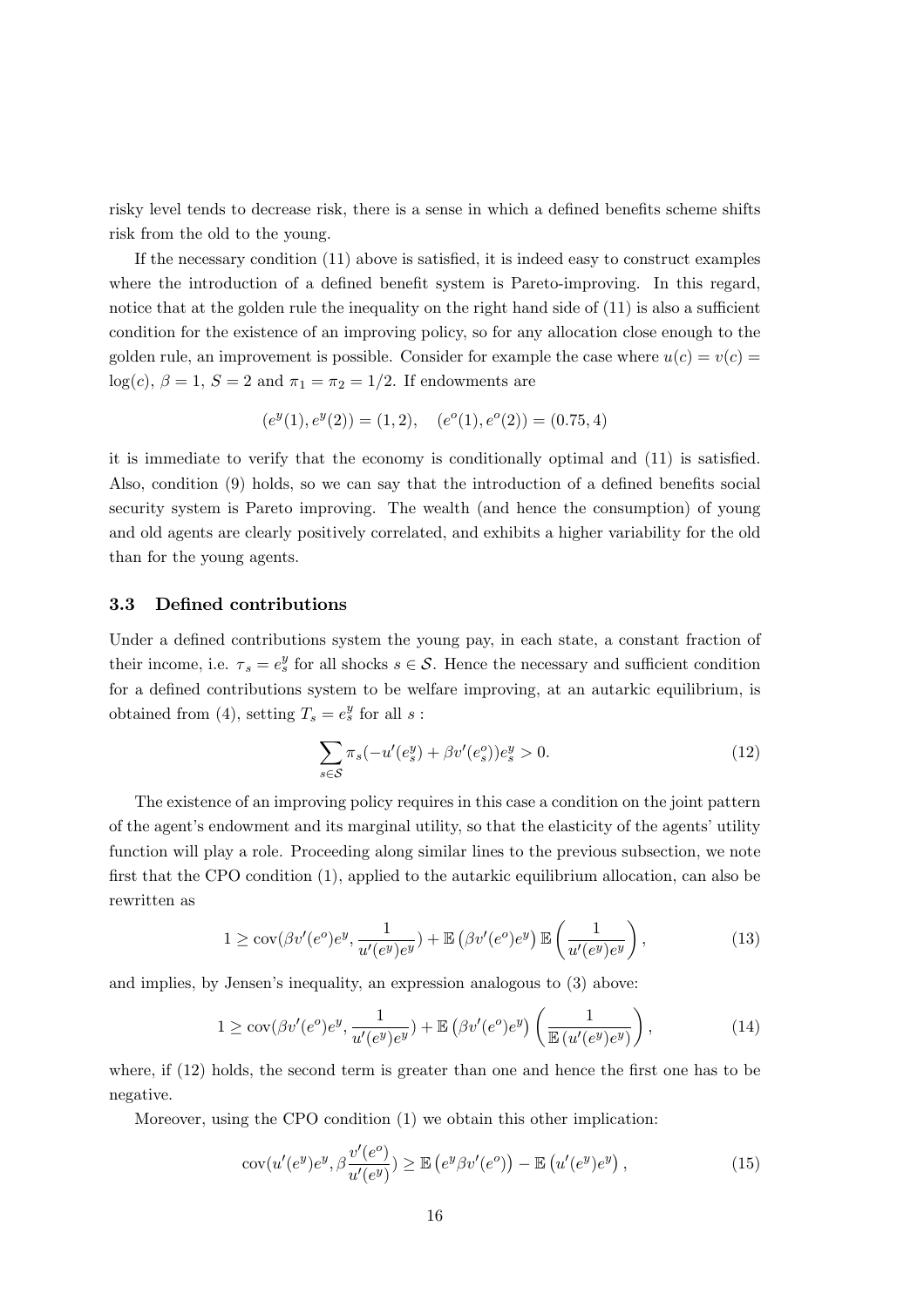risky level tends to decrease risk, there is a sense in which a defined benefits scheme shifts risk from the old to the young.

If the necessary condition (11) above is satisfied, it is indeed easy to construct examples where the introduction of a defined benefit system is Pareto-improving. In this regard, notice that at the golden rule the inequality on the right hand side of (11) is also a sufficient condition for the existence of an improving policy, so for any allocation close enough to the golden rule, an improvement is possible. Consider for example the case where $u(c) = v(c) = \log(c)$, $\beta = 1$, $S = 2$ and $\pi_1 = \pi_2 = 1/2$. If endowments are

$$(e^y(1), e^y(2)) = (1, 2), \quad (e^o(1), e^o(2)) = (0.75, 4)$$

it is immediate to verify that the economy is conditionally optimal and (11) is satisfied. Also, condition (9) holds, so we can say that the introduction of a defined benefits social security system is Pareto improving. The wealth (and hence the consumption) of young and old agents are clearly positively correlated, and exhibits a higher variability for the old than for the young agents.

### 3.3 Defined contributions

Under a defined contributions system the young pay, in each state, a constant fraction of their income, i.e. $\tau_s = e^y_s$ for all shocks $s \in \mathcal{S}$. Hence the necessary and sufficient condition for a defined contributions system to be welfare improving, at an autarkic equilibrium, is obtained from (4), setting $T_s = e^y_s$ for all $s$ :

$$\sum_{s \in \mathcal{S}} \pi_s(-u'(e^y_s) + \beta v'(e^o_s))e^y_s > 0. \tag{12}$$

The existence of an improving policy requires in this case a condition on the joint pattern of the agent's endowment and its marginal utility, so that the elasticity of the agents' utility function will play a role. Proceeding along similar lines to the previous subsection, we note first that the CPO condition (1), applied to the autarkic equilibrium allocation, can also be rewritten as

$$1 \geq \text{cov}(\beta v'(e^o)e^y, \frac{1}{u'(e^y)e^y}) + \mathbb{E}\left(\beta v'(e^o)e^y\right)\mathbb{E}\left(\frac{1}{u'(e^y)e^y}\right), \tag{13}$$

and implies, by Jensen's inequality, an expression analogous to (3) above:

$$1 \geq \text{cov}(\beta v'(e^o)e^y, \frac{1}{u'(e^y)e^y}) + \mathbb{E}\left(\beta v'(e^o)e^y\right)\left(\frac{1}{\mathbb{E}\left(u'(e^y)e^y\right)}\right), \tag{14}$$

where, if (12) holds, the second term is greater than one and hence the first one has to be negative.

Moreover, using the CPO condition (1) we obtain this other implication:

$$\text{cov}(u'(e^y)e^y, \beta\frac{v'(e^o)}{u'(e^y)}) \geq \mathbb{E}\left(e^y\beta v'(e^o)\right) - \mathbb{E}\left(u'(e^y)e^y\right), \tag{15}$$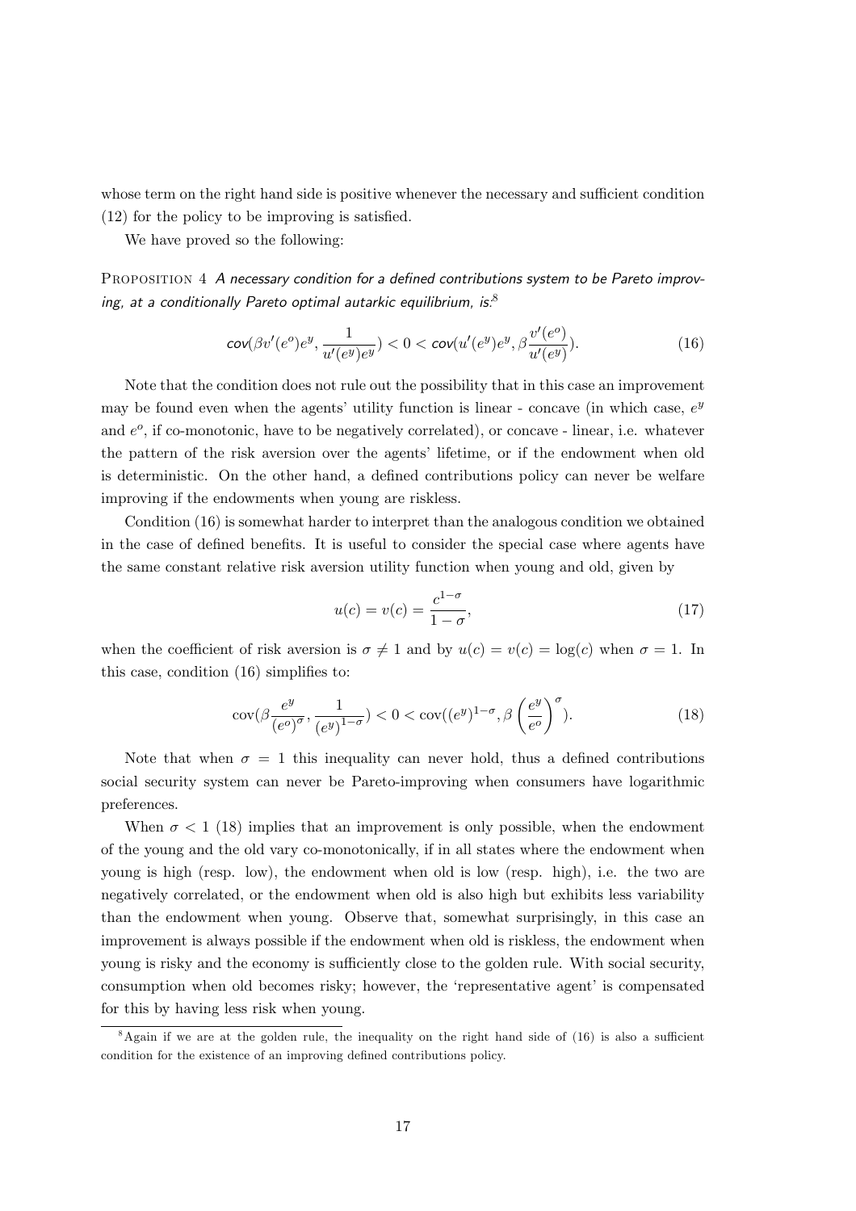whose term on the right hand side is positive whenever the necessary and sufficient condition (12) for the policy to be improving is satisfied.

We have proved so the following:

PROPOSITION 4 *A necessary condition for a defined contributions system to be Pareto improving, at a conditionally Pareto optimal autarkic equilibrium, is:*[8]

$$\mathit{cov}(\beta v'(e^o)e^y, \frac{1}{u'(e^y)e^y}) < 0 < \mathit{cov}(u'(e^y)e^y, \beta\frac{v'(e^o)}{u'(e^y)}). \tag{16}$$

Note that the condition does not rule out the possibility that in this case an improvement may be found even when the agents' utility function is linear - concave (in which case, $e^y$ and $e^o$, if co-monotonic, have to be negatively correlated), or concave - linear, i.e. whatever the pattern of the risk aversion over the agents' lifetime, or if the endowment when old is deterministic. On the other hand, a defined contributions policy can never be welfare improving if the endowments when young are riskless.

Condition (16) is somewhat harder to interpret than the analogous condition we obtained in the case of defined benefits. It is useful to consider the special case where agents have the same constant relative risk aversion utility function when young and old, given by

$$u(c) = v(c) = \frac{c^{1-\sigma}}{1-\sigma}, \tag{17}$$

when the coefficient of risk aversion is $\sigma \neq 1$ and by $u(c) = v(c) = \log(c)$ when $\sigma = 1$. In this case, condition (16) simplifies to:

$$\text{cov}(\beta\frac{e^y}{(e^o)^\sigma}, \frac{1}{(e^y)^{1-\sigma}}) < 0 < \text{cov}((e^y)^{1-\sigma}, \beta\left(\frac{e^y}{e^o}\right)^\sigma). \tag{18}$$

Note that when $\sigma = 1$ this inequality can never hold, thus a defined contributions social security system can never be Pareto-improving when consumers have logarithmic preferences.

When $\sigma < 1$ (18) implies that an improvement is only possible, when the endowment of the young and the old vary co-monotonically, if in all states where the endowment when young is high (resp. low), the endowment when old is low (resp. high), i.e. the two are negatively correlated, or the endowment when old is also high but exhibits less variability than the endowment when young. Observe that, somewhat surprisingly, in this case an improvement is always possible if the endowment when old is riskless, the endowment when young is risky and the economy is sufficiently close to the golden rule. With social security, consumption when old becomes risky; however, the 'representative agent' is compensated for this by having less risk when young.

[8] Again if we are at the golden rule, the inequality on the right hand side of (16) is also a sufficient condition for the existence of an improving defined contributions policy.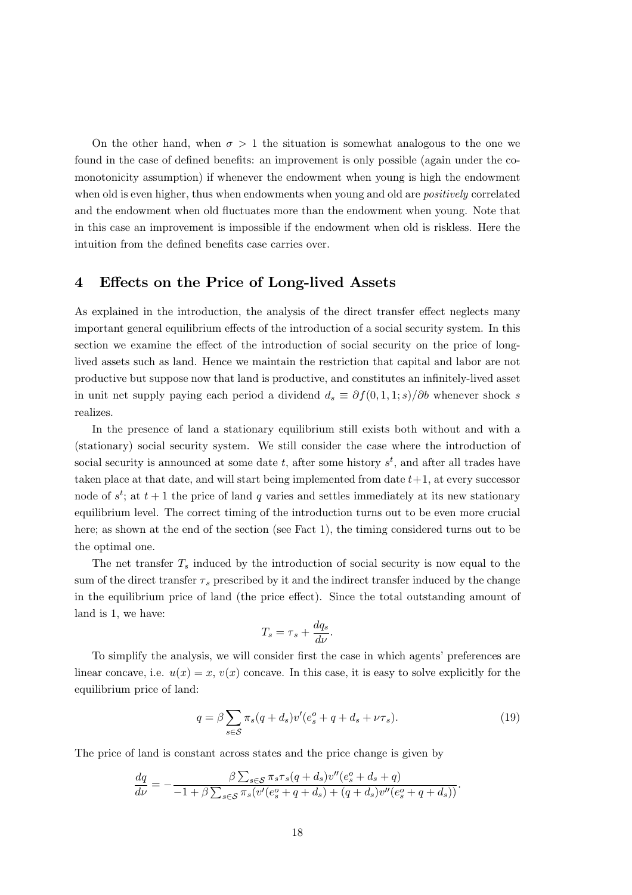On the other hand, when $\sigma > 1$ the situation is somewhat analogous to the one we found in the case of defined benefits: an improvement is only possible (again under the co-monotonicity assumption) if whenever the endowment when young is high the endowment when old is even higher, thus when endowments when young and old are *positively* correlated and the endowment when old fluctuates more than the endowment when young. Note that in this case an improvement is impossible if the endowment when old is riskless. Here the intuition from the defined benefits case carries over.

## 4 Effects on the Price of Long-lived Assets

As explained in the introduction, the analysis of the direct transfer effect neglects many important general equilibrium effects of the introduction of a social security system. In this section we examine the effect of the introduction of social security on the price of long-lived assets such as land. Hence we maintain the restriction that capital and labor are not productive but suppose now that land is productive, and constitutes an infinitely-lived asset in unit net supply paying each period a dividend $d_s \equiv \partial f(0, 1, 1; s)/\partial b$ whenever shock $s$ realizes.

In the presence of land a stationary equilibrium still exists both without and with a (stationary) social security system. We still consider the case where the introduction of social security is announced at some date $t$, after some history $s^t$, and after all trades have taken place at that date, and will start being implemented from date $t+1$, at every successor node of $s^t$; at $t+1$ the price of land $q$ varies and settles immediately at its new stationary equilibrium level. The correct timing of the introduction turns out to be even more crucial here; as shown at the end of the section (see Fact 1), the timing considered turns out to be the optimal one.

The net transfer $T_s$ induced by the introduction of social security is now equal to the sum of the direct transfer $\tau_s$ prescribed by it and the indirect transfer induced by the change in the equilibrium price of land (the price effect). Since the total outstanding amount of land is 1, we have:

$$T_s = \tau_s + \frac{dq_s}{d\nu}.$$

To simplify the analysis, we will consider first the case in which agents' preferences are linear concave, i.e. $u(x) = x$, $v(x)$ concave. In this case, it is easy to solve explicitly for the equilibrium price of land:

$$q = \beta \sum_{s \in \mathcal{S}} \pi_s (q + d_s) v'(e^o_s + q + d_s + \nu \tau_s). \tag{19}$$

The price of land is constant across states and the price change is given by

$$\frac{dq}{d\nu} = -\frac{\beta \sum_{s \in \mathcal{S}} \pi_s \tau_s (q + d_s) v''(e^o_s + d_s + q)}{-1 + \beta \sum_{s \in \mathcal{S}} \pi_s (v'(e^o_s + q + d_s) + (q + d_s) v''(e^o_s + q + d_s))}.$$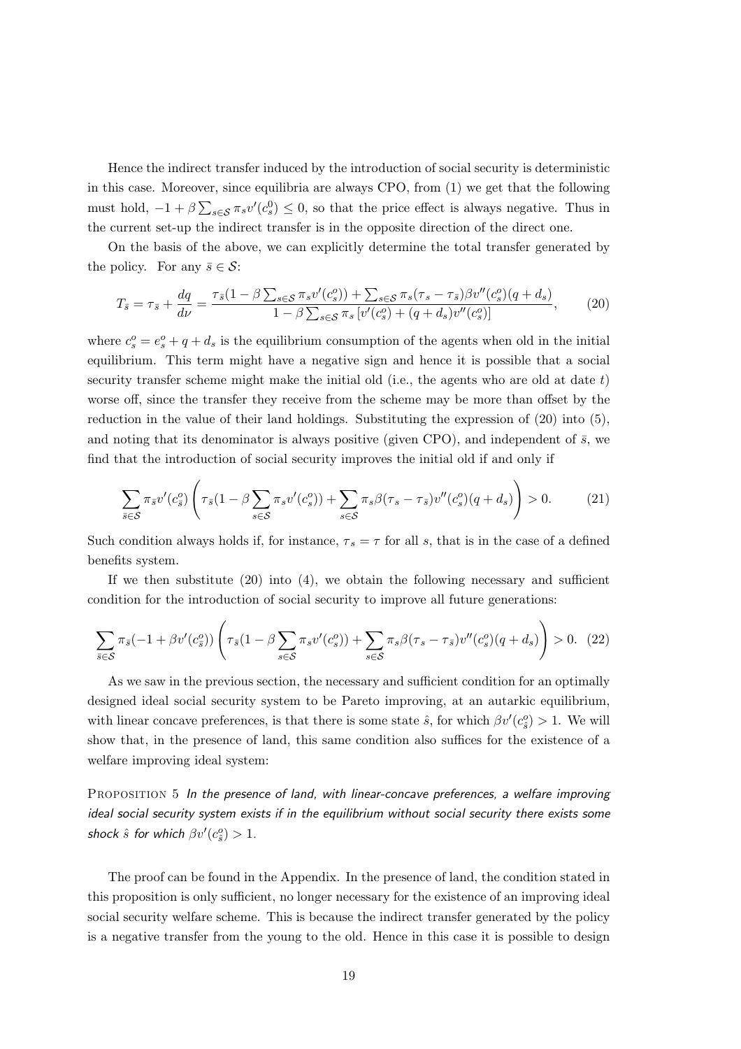Hence the indirect transfer induced by the introduction of social security is deterministic in this case. Moreover, since equilibria are always CPO, from (1) we get that the following must hold, $-1 + \beta \sum_{s \in \mathcal{S}} \pi_s v'(c_s^0) \leq 0$, so that the price effect is always negative. Thus in the current set-up the indirect transfer is in the opposite direction of the direct one.

On the basis of the above, we can explicitly determine the total transfer generated by the policy. For any $\bar{s} \in \mathcal{S}$:

$$T_{\bar{s}} = \tau_{\bar{s}} + \frac{dq}{d\nu} = \frac{\tau_{\bar{s}}(1 - \beta \sum_{s \in \mathcal{S}} \pi_s v'(c_s^o)) + \sum_{s \in \mathcal{S}} \pi_s (\tau_s - \tau_{\bar{s}}) \beta v''(c_s^o)(q + d_s)}{1 - \beta \sum_{s \in \mathcal{S}} \pi_s \left[ v'(c_s^o) + (q + d_s) v''(c_s^o) \right]}, \tag{20}$$

where $c_s^o = e_s^o + q + d_s$ is the equilibrium consumption of the agents when old in the initial equilibrium. This term might have a negative sign and hence it is possible that a social security transfer scheme might make the initial old (i.e., the agents who are old at date $t$) worse off, since the transfer they receive from the scheme may be more than offset by the reduction in the value of their land holdings. Substituting the expression of (20) into (5), and noting that its denominator is always positive (given CPO), and independent of $\bar{s}$, we find that the introduction of social security improves the initial old if and only if

$$\sum_{\bar{s} \in \mathcal{S}} \pi_{\bar{s}} v'(c_{\bar{s}}^o) \left( \tau_{\bar{s}}(1 - \beta \sum_{s \in \mathcal{S}} \pi_s v'(c_s^o)) + \sum_{s \in \mathcal{S}} \pi_s \beta (\tau_s - \tau_{\bar{s}}) v''(c_s^o)(q + d_s) \right) > 0. \tag{21}$$

Such condition always holds if, for instance, $\tau_s = \tau$ for all $s$, that is in the case of a defined benefits system.

If we then substitute (20) into (4), we obtain the following necessary and sufficient condition for the introduction of social security to improve all future generations:

$$\sum_{\bar{s} \in \mathcal{S}} \pi_{\bar{s}} (-1 + \beta v'(c_{\bar{s}}^o)) \left( \tau_{\bar{s}}(1 - \beta \sum_{s \in \mathcal{S}} \pi_s v'(c_s^o)) + \sum_{s \in \mathcal{S}} \pi_s \beta (\tau_s - \tau_{\bar{s}}) v''(c_s^o)(q + d_s) \right) > 0. \tag{22}$$

As we saw in the previous section, the necessary and sufficient condition for an optimally designed ideal social security system to be Pareto improving, at an autarkic equilibrium, with linear concave preferences, is that there is some state $\hat{s}$, for which $\beta v'(c_{\hat{s}}^o) > 1$. We will show that, in the presence of land, this same condition also suffices for the existence of a welfare improving ideal system:

Proposition 5 *In the presence of land, with linear-concave preferences, a welfare improving ideal social security system exists if in the equilibrium without social security there exists some shock $\hat{s}$ for which $\beta v'(c_{\hat{s}}^o) > 1$.*

The proof can be found in the Appendix. In the presence of land, the condition stated in this proposition is only sufficient, no longer necessary for the existence of an improving ideal social security welfare scheme. This is because the indirect transfer generated by the policy is a negative transfer from the young to the old. Hence in this case it is possible to design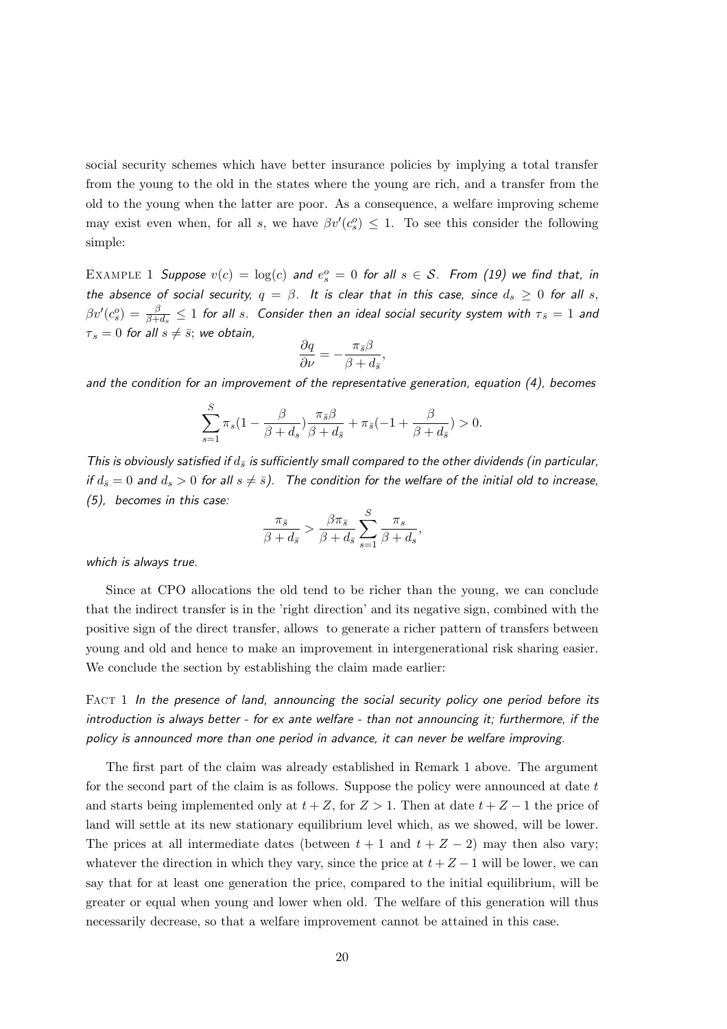social security schemes which have better insurance policies by implying a total transfer from the young to the old in the states where the young are rich, and a transfer from the old to the young when the latter are poor. As a consequence, a welfare improving scheme may exist even when, for all $s$, we have $\beta v'(c^o_s) \leq 1$. To see this consider the following simple:

Example 1 *Suppose $v(c) = \log(c)$ and $e^o_s = 0$ for all $s \in \mathcal{S}$. From (19) we find that, in the absence of social security, $q = \beta$. It is clear that in this case, since $d_s \geq 0$ for all $s$, $\beta v'(c^o_s) = \frac{\beta}{\beta + d_s} \leq 1$ for all $s$. Consider then an ideal social security system with $\tau_{\bar{s}} = 1$ and $\tau_s = 0$ for all $s \neq \bar{s}$; we obtain,*

$$\frac{\partial q}{\partial \nu} = -\frac{\pi_{\bar{s}} \beta}{\beta + d_{\bar{s}}},$$

*and the condition for an improvement of the representative generation, equation (4), becomes*

$$\sum_{s=1}^{S} \pi_s \left(1 - \frac{\beta}{\beta + d_s}\right) \frac{\pi_{\bar{s}} \beta}{\beta + d_{\bar{s}}} + \pi_{\bar{s}} \left(-1 + \frac{\beta}{\beta + d_{\bar{s}}}\right) > 0.$$

*This is obviously satisfied if $d_{\bar{s}}$ is sufficiently small compared to the other dividends (in particular, if $d_{\bar{s}} = 0$ and $d_s > 0$ for all $s \neq \bar{s}$). The condition for the welfare of the initial old to increase, (5), becomes in this case:*

$$\frac{\pi_{\bar{s}}}{\beta + d_{\bar{s}}} > \frac{\beta \pi_{\bar{s}}}{\beta + d_{\bar{s}}} \sum_{s=1}^{S} \frac{\pi_s}{\beta + d_s},$$

*which is always true.*

Since at CPO allocations the old tend to be richer than the young, we can conclude that the indirect transfer is in the 'right direction' and its negative sign, combined with the positive sign of the direct transfer, allows to generate a richer pattern of transfers between young and old and hence to make an improvement in intergenerational risk sharing easier. We conclude the section by establishing the claim made earlier:

Fact 1 *In the presence of land, announcing the social security policy one period before its introduction is always better - for ex ante welfare - than not announcing it; furthermore, if the policy is announced more than one period in advance, it can never be welfare improving.*

The first part of the claim was already established in Remark 1 above. The argument for the second part of the claim is as follows. Suppose the policy were announced at date $t$ and starts being implemented only at $t + Z$, for $Z > 1$. Then at date $t + Z - 1$ the price of land will settle at its new stationary equilibrium level which, as we showed, will be lower. The prices at all intermediate dates (between $t + 1$ and $t + Z - 2$) may then also vary; whatever the direction in which they vary, since the price at $t + Z - 1$ will be lower, we can say that for at least one generation the price, compared to the initial equilibrium, will be greater or equal when young and lower when old. The welfare of this generation will thus necessarily decrease, so that a welfare improvement cannot be attained in this case.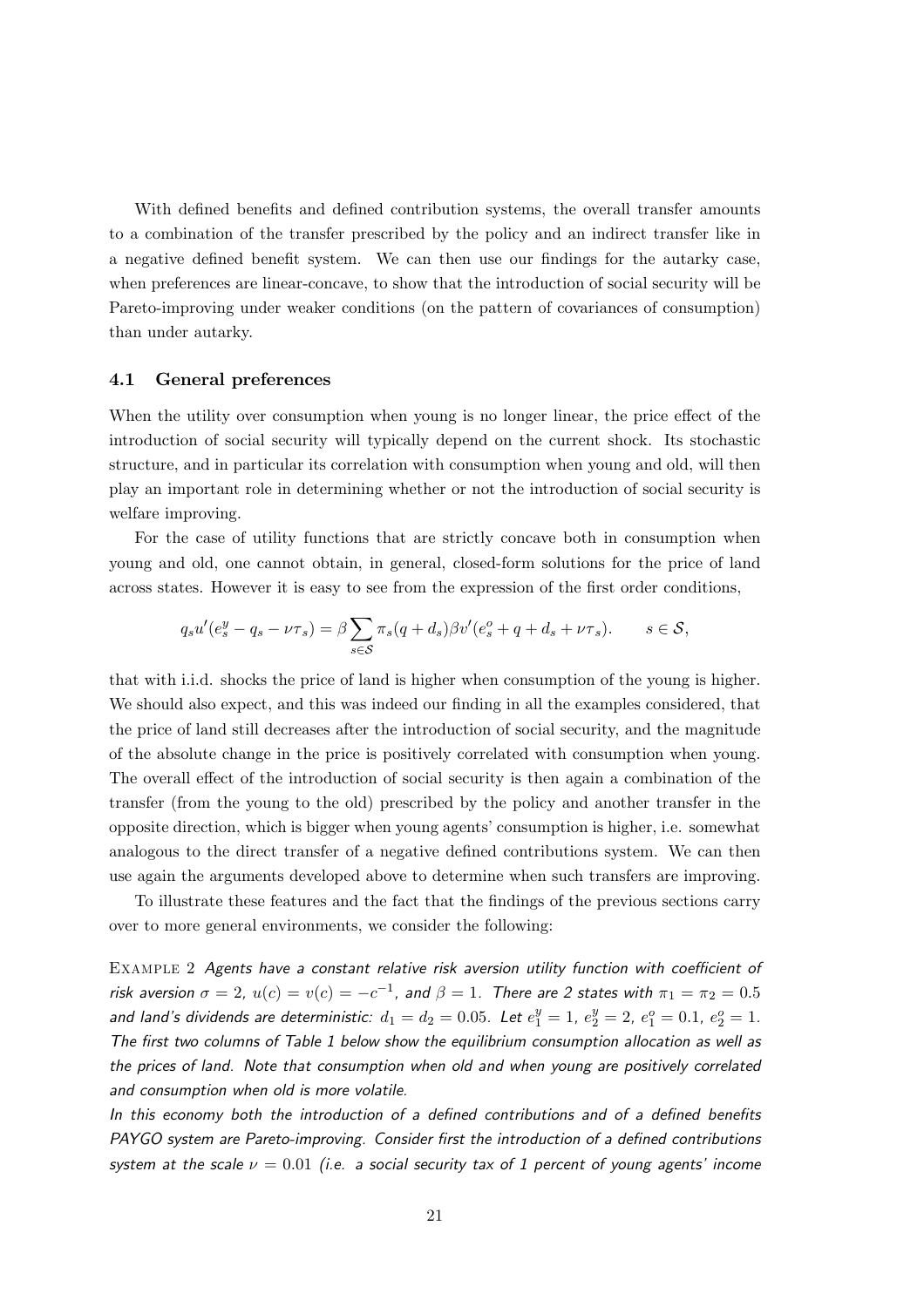With defined benefits and defined contribution systems, the overall transfer amounts to a combination of the transfer prescribed by the policy and an indirect transfer like in a negative defined benefit system. We can then use our findings for the autarky case, when preferences are linear-concave, to show that the introduction of social security will be Pareto-improving under weaker conditions (on the pattern of covariances of consumption) than under autarky.

### 4.1 General preferences

When the utility over consumption when young is no longer linear, the price effect of the introduction of social security will typically depend on the current shock. Its stochastic structure, and in particular its correlation with consumption when young and old, will then play an important role in determining whether or not the introduction of social security is welfare improving.

For the case of utility functions that are strictly concave both in consumption when young and old, one cannot obtain, in general, closed-form solutions for the price of land across states. However it is easy to see from the expression of the first order conditions,

$$q_s u'(e^y_s - q_s - \nu\tau_s) = \beta \sum_{s\in\mathcal{S}} \pi_s (q + d_s)\beta v'(e^o_s + q + d_s + \nu\tau_s). \qquad s \in \mathcal{S},$$

that with i.i.d. shocks the price of land is higher when consumption of the young is higher. We should also expect, and this was indeed our finding in all the examples considered, that the price of land still decreases after the introduction of social security, and the magnitude of the absolute change in the price is positively correlated with consumption when young. The overall effect of the introduction of social security is then again a combination of the transfer (from the young to the old) prescribed by the policy and another transfer in the opposite direction, which is bigger when young agents' consumption is higher, i.e. somewhat analogous to the direct transfer of a negative defined contributions system. We can then use again the arguments developed above to determine when such transfers are improving.

To illustrate these features and the fact that the findings of the previous sections carry over to more general environments, we consider the following:

Example 2 *Agents have a constant relative risk aversion utility function with coefficient of risk aversion $\sigma = 2$, $u(c) = v(c) = -c^{-1}$, and $\beta = 1$. There are 2 states with $\pi_1 = \pi_2 = 0.5$ and land's dividends are deterministic: $d_1 = d_2 = 0.05$. Let $e^y_1 = 1$, $e^y_2 = 2$, $e^o_1 = 0.1$, $e^o_2 = 1$. The first two columns of Table 1 below show the equilibrium consumption allocation as well as the prices of land. Note that consumption when old and when young are positively correlated and consumption when old is more volatile.*

*In this economy both the introduction of a defined contributions and of a defined benefits PAYGO system are Pareto-improving. Consider first the introduction of a defined contributions system at the scale $\nu = 0.01$ (i.e. a social security tax of 1 percent of young agents' income*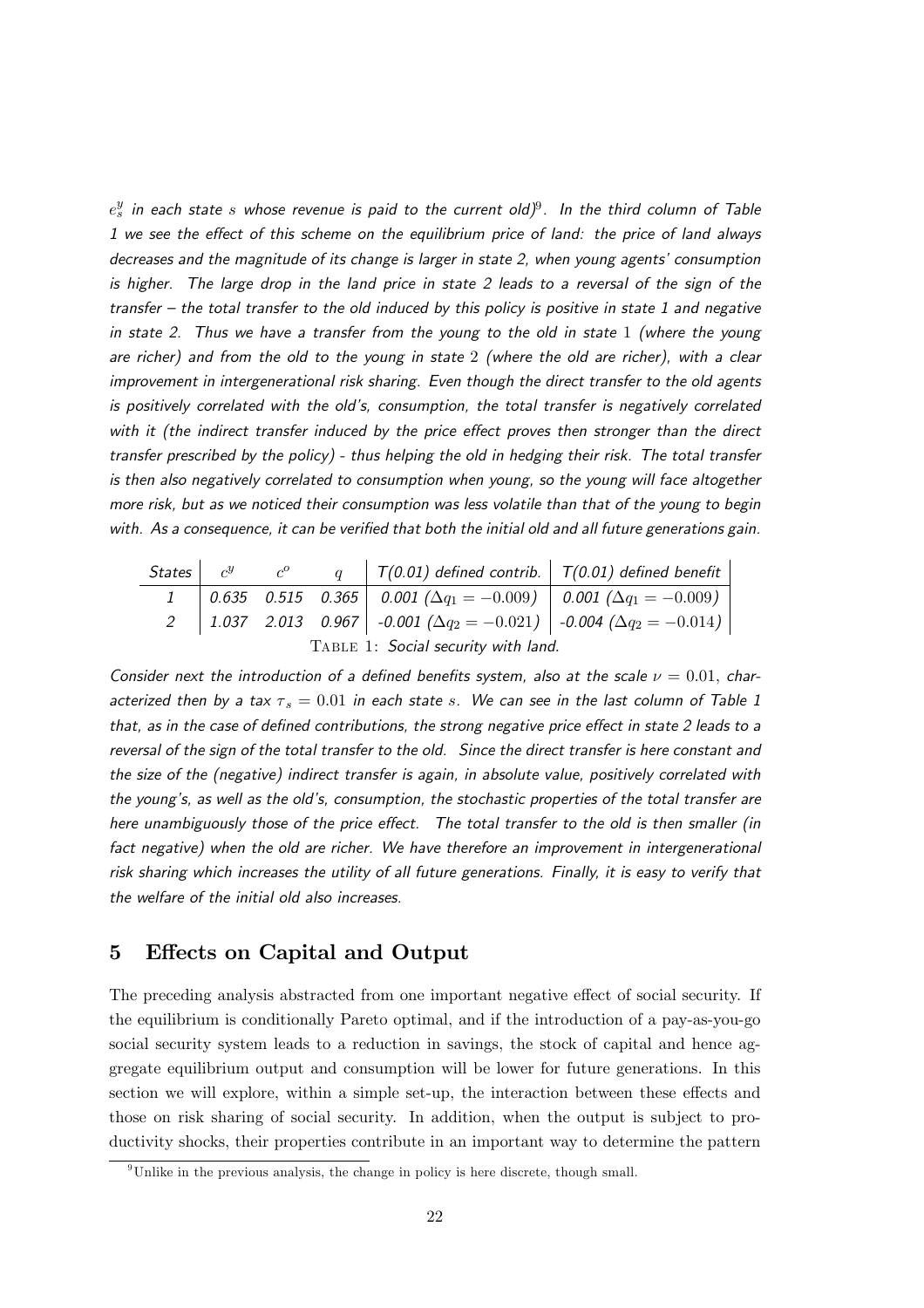$e^y_s$ *in each state* $s$ *whose revenue is paid to the current old)*[9]*. In the third column of Table 1 we see the effect of this scheme on the equilibrium price of land: the price of land always decreases and the magnitude of its change is larger in state 2, when young agents' consumption is higher. The large drop in the land price in state 2 leads to a reversal of the sign of the transfer – the total transfer to the old induced by this policy is positive in state 1 and negative in state 2. Thus we have a transfer from the young to the old in state* 1 *(where the young are richer) and from the old to the young in state* 2 *(where the old are richer), with a clear improvement in intergenerational risk sharing. Even though the direct transfer to the old agents is positively correlated with the old's, consumption, the total transfer is negatively correlated with it (the indirect transfer induced by the price effect proves then stronger than the direct transfer prescribed by the policy) - thus helping the old in hedging their risk. The total transfer is then also negatively correlated to consumption when young, so the young will face altogether more risk, but as we noticed their consumption was less volatile than that of the young to begin with. As a consequence, it can be verified that both the initial old and all future generations gain.*

| *States* | $c^y$ | $c^o$ | $q$ | *T(0.01) defined contrib.* | *T(0.01) defined benefit* |
|---|---|---|---|---|---|
| *1* | *0.635* | *0.515* | *0.365* | *0.001 ($\Delta q_1 = -0.009$)* | *0.001 ($\Delta q_1 = -0.009$)* |
| *2* | *1.037* | *2.013* | *0.967* | *-0.001 ($\Delta q_2 = -0.021$)* | *-0.004 ($\Delta q_2 = -0.014$)* |

Table 1: *Social security with land.*

*Consider next the introduction of a defined benefits system, also at the scale* $\nu = 0.01$*, characterized then by a tax* $\tau_s = 0.01$ *in each state* $s$*. We can see in the last column of Table 1 that, as in the case of defined contributions, the strong negative price effect in state 2 leads to a reversal of the sign of the total transfer to the old. Since the direct transfer is here constant and the size of the (negative) indirect transfer is again, in absolute value, positively correlated with the young's, as well as the old's, consumption, the stochastic properties of the total transfer are here unambiguously those of the price effect. The total transfer to the old is then smaller (in fact negative) when the old are richer. We have therefore an improvement in intergenerational risk sharing which increases the utility of all future generations. Finally, it is easy to verify that the welfare of the initial old also increases.*

## 5 Effects on Capital and Output

The preceding analysis abstracted from one important negative effect of social security. If the equilibrium is conditionally Pareto optimal, and if the introduction of a pay-as-you-go social security system leads to a reduction in savings, the stock of capital and hence aggregate equilibrium output and consumption will be lower for future generations. In this section we will explore, within a simple set-up, the interaction between these effects and those on risk sharing of social security. In addition, when the output is subject to productivity shocks, their properties contribute in an important way to determine the pattern

[9] Unlike in the previous analysis, the change in policy is here discrete, though small.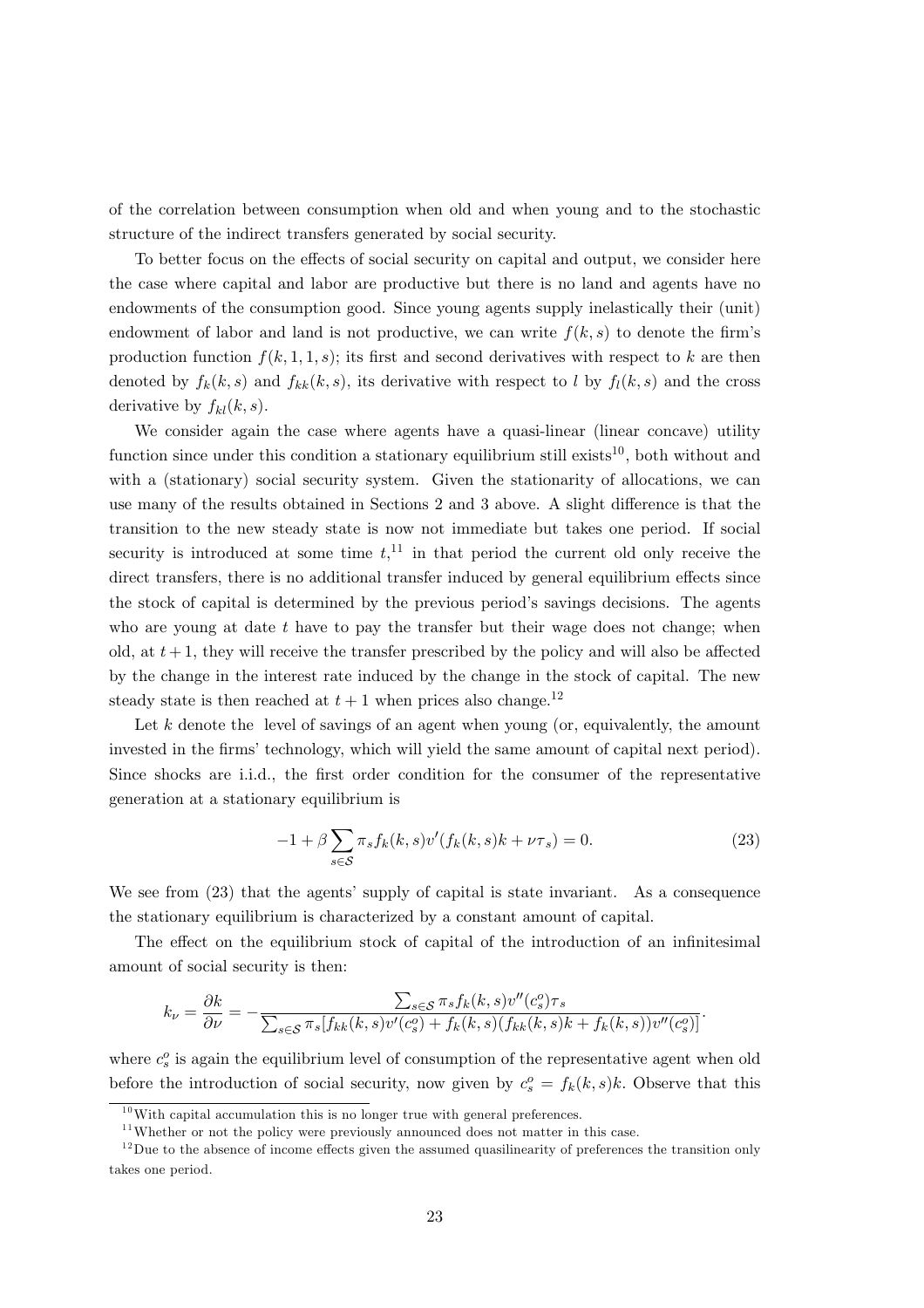of the correlation between consumption when old and when young and to the stochastic structure of the indirect transfers generated by social security.

To better focus on the effects of social security on capital and output, we consider here the case where capital and labor are productive but there is no land and agents have no endowments of the consumption good. Since young agents supply inelastically their (unit) endowment of labor and land is not productive, we can write $f(k,s)$ to denote the firm's production function $f(k,1,1,s)$; its first and second derivatives with respect to $k$ are then denoted by $f_k(k,s)$ and $f_{kk}(k,s)$, its derivative with respect to $l$ by $f_l(k,s)$ and the cross derivative by $f_{kl}(k,s)$.

We consider again the case where agents have a quasi-linear (linear concave) utility function since under this condition a stationary equilibrium still exists[10], both without and with a (stationary) social security system. Given the stationarity of allocations, we can use many of the results obtained in Sections 2 and 3 above. A slight difference is that the transition to the new steady state is now not immediate but takes one period. If social security is introduced at some time $t$,[11] in that period the current old only receive the direct transfers, there is no additional transfer induced by general equilibrium effects since the stock of capital is determined by the previous period's savings decisions. The agents who are young at date $t$ have to pay the transfer but their wage does not change; when old, at $t+1$, they will receive the transfer prescribed by the policy and will also be affected by the change in the interest rate induced by the change in the stock of capital. The new steady state is then reached at $t+1$ when prices also change.[12]

Let $k$ denote the level of savings of an agent when young (or, equivalently, the amount invested in the firms' technology, which will yield the same amount of capital next period). Since shocks are i.i.d., the first order condition for the consumer of the representative generation at a stationary equilibrium is

$$-1+\beta\sum_{s\in\mathcal{S}}\pi_s f_k(k,s)v'(f_k(k,s)k+\nu\tau_s)=0. \tag{23}$$

We see from (23) that the agents' supply of capital is state invariant. As a consequence the stationary equilibrium is characterized by a constant amount of capital.

The effect on the equilibrium stock of capital of the introduction of an infinitesimal amount of social security is then:

$$k_\nu=\frac{\partial k}{\partial\nu}=-\frac{\sum_{s\in\mathcal{S}}\pi_s f_k(k,s)v''(c^o_s)\tau_s}{\sum_{s\in\mathcal{S}}\pi_s[f_{kk}(k,s)v'(c^o_s)+f_k(k,s)(f_{kk}(k,s)k+f_k(k,s))v''(c^o_s)]}.$$

where $c^o_s$ is again the equilibrium level of consumption of the representative agent when old before the introduction of social security, now given by $c^o_s=f_k(k,s)k$. Observe that this

[10] With capital accumulation this is no longer true with general preferences.

[11] Whether or not the policy were previously announced does not matter in this case.

[12] Due to the absence of income effects given the assumed quasilinearity of preferences the transition only takes one period.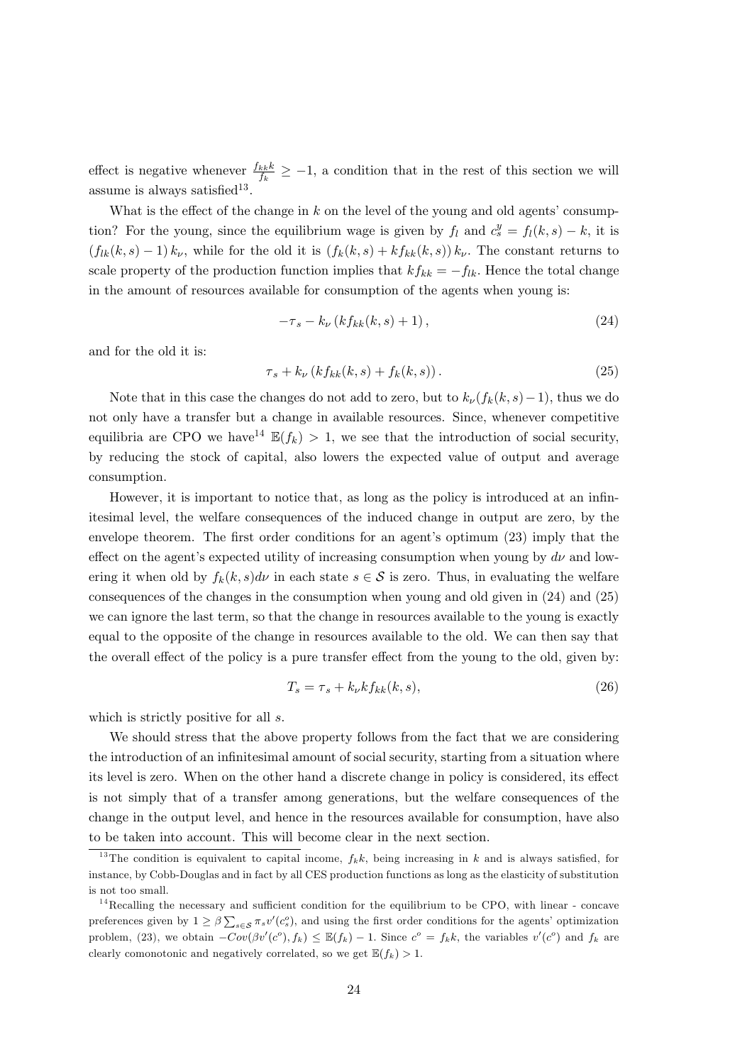effect is negative whenever $\frac{f_{kk}k}{f_k} \geq -1$, a condition that in the rest of this section we will assume is always satisfied[13].

What is the effect of the change in $k$ on the level of the young and old agents' consumption? For the young, since the equilibrium wage is given by $f_l$ and $c^y_s = f_l(k,s) - k$, it is $(f_{lk}(k,s) - 1)\, k_\nu$, while for the old it is $(f_k(k,s) + kf_{kk}(k,s))\, k_\nu$. The constant returns to scale property of the production function implies that $kf_{kk} = -f_{lk}$. Hence the total change in the amount of resources available for consumption of the agents when young is:

$$-\tau_s - k_\nu \left(kf_{kk}(k,s) + 1\right), \tag{24}$$

and for the old it is:

$$\tau_s + k_\nu \left(kf_{kk}(k,s) + f_k(k,s)\right). \tag{25}$$

Note that in this case the changes do not add to zero, but to $k_\nu(f_k(k,s) - 1)$, thus we do not only have a transfer but a change in available resources. Since, whenever competitive equilibria are CPO we have[14] $\mathbb{E}(f_k) > 1$, we see that the introduction of social security, by reducing the stock of capital, also lowers the expected value of output and average consumption.

However, it is important to notice that, as long as the policy is introduced at an infinitesimal level, the welfare consequences of the induced change in output are zero, by the envelope theorem. The first order conditions for an agent's optimum (23) imply that the effect on the agent's expected utility of increasing consumption when young by $d\nu$ and lowering it when old by $f_k(k,s)d\nu$ in each state $s \in \mathcal{S}$ is zero. Thus, in evaluating the welfare consequences of the changes in the consumption when young and old given in (24) and (25) we can ignore the last term, so that the change in resources available to the young is exactly equal to the opposite of the change in resources available to the old. We can then say that the overall effect of the policy is a pure transfer effect from the young to the old, given by:

$$T_s = \tau_s + k_\nu k f_{kk}(k,s), \tag{26}$$

which is strictly positive for all $s$.

We should stress that the above property follows from the fact that we are considering the introduction of an infinitesimal amount of social security, starting from a situation where its level is zero. When on the other hand a discrete change in policy is considered, its effect is not simply that of a transfer among generations, but the welfare consequences of the change in the output level, and hence in the resources available for consumption, have also to be taken into account. This will become clear in the next section.

[13] The condition is equivalent to capital income, $f_k k$, being increasing in $k$ and is always satisfied, for instance, by Cobb-Douglas and in fact by all CES production functions as long as the elasticity of substitution is not too small.

[14] Recalling the necessary and sufficient condition for the equilibrium to be CPO, with linear - concave preferences given by $1 \geq \beta \sum_{s \in \mathcal{S}} \pi_s v'(c^o_s)$, and using the first order conditions for the agents' optimization problem, (23), we obtain $-Cov(\beta v'(c^o), f_k) \leq \mathbb{E}(f_k) - 1$. Since $c^o = f_k k$, the variables $v'(c^o)$ and $f_k$ are clearly comonotonic and negatively correlated, so we get $\mathbb{E}(f_k) > 1$.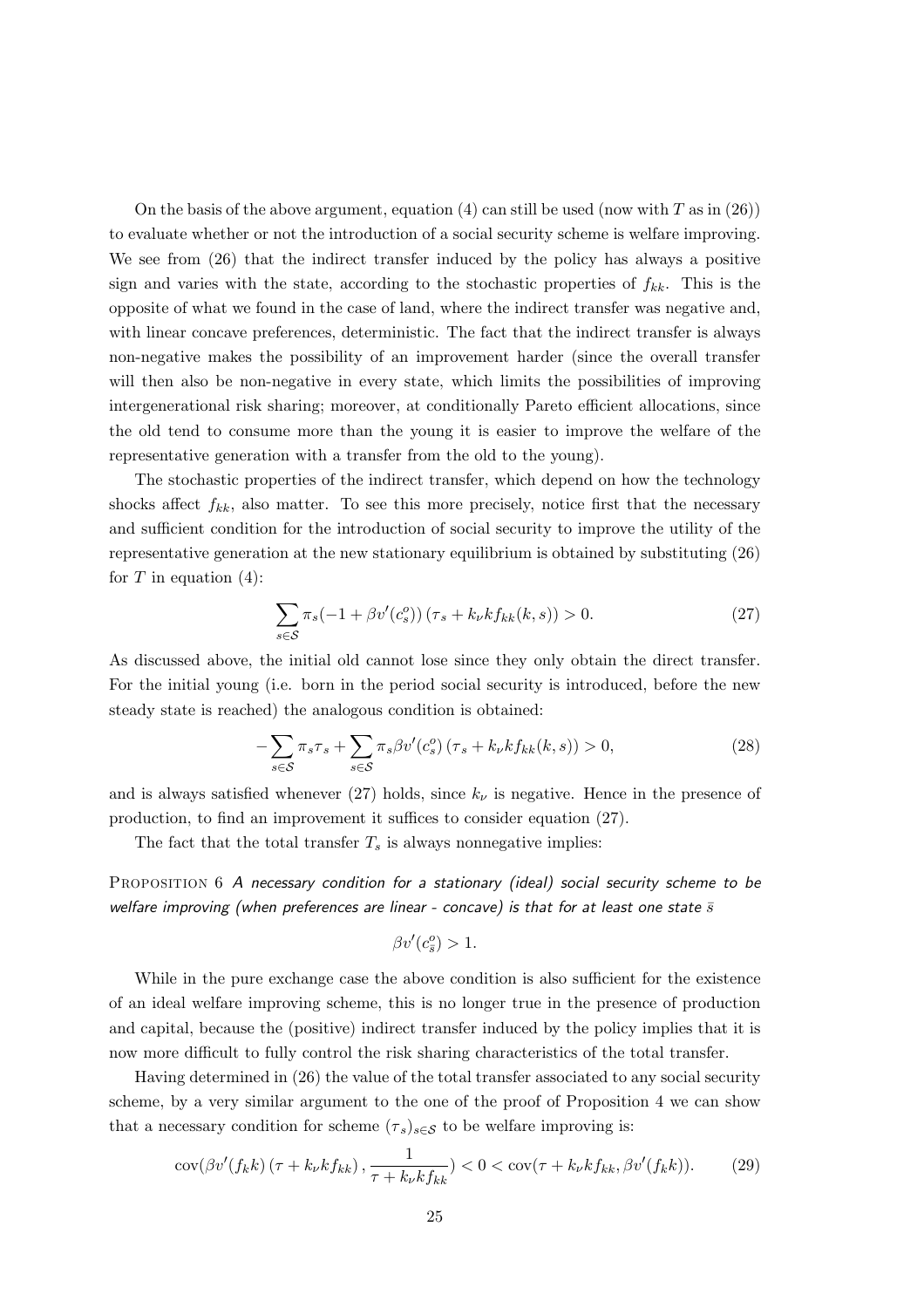On the basis of the above argument, equation (4) can still be used (now with $T$ as in (26)) to evaluate whether or not the introduction of a social security scheme is welfare improving. We see from (26) that the indirect transfer induced by the policy has always a positive sign and varies with the state, according to the stochastic properties of $f_{kk}$. This is the opposite of what we found in the case of land, where the indirect transfer was negative and, with linear concave preferences, deterministic. The fact that the indirect transfer is always non-negative makes the possibility of an improvement harder (since the overall transfer will then also be non-negative in every state, which limits the possibilities of improving intergenerational risk sharing; moreover, at conditionally Pareto efficient allocations, since the old tend to consume more than the young it is easier to improve the welfare of the representative generation with a transfer from the old to the young).

The stochastic properties of the indirect transfer, which depend on how the technology shocks affect $f_{kk}$, also matter. To see this more precisely, notice first that the necessary and sufficient condition for the introduction of social security to improve the utility of the representative generation at the new stationary equilibrium is obtained by substituting (26) for $T$ in equation (4):

$$\sum_{s \in \mathcal{S}} \pi_s(-1 + \beta v'(c^o_s))\left(\tau_s + k_\nu k f_{kk}(k,s)\right) > 0. \tag{27}$$

As discussed above, the initial old cannot lose since they only obtain the direct transfer. For the initial young (i.e. born in the period social security is introduced, before the new steady state is reached) the analogous condition is obtained:

$$-\sum_{s \in \mathcal{S}} \pi_s \tau_s + \sum_{s \in \mathcal{S}} \pi_s \beta v'(c^o_s)\left(\tau_s + k_\nu k f_{kk}(k,s)\right) > 0, \tag{28}$$

and is always satisfied whenever (27) holds, since $k_\nu$ is negative. Hence in the presence of production, to find an improvement it suffices to consider equation (27).

The fact that the total transfer $T_s$ is always nonnegative implies:

Proposition 6 *A necessary condition for a stationary (ideal) social security scheme to be welfare improving (when preferences are linear - concave) is that for at least one state $\bar{s}$*

$$\beta v'(c^o_{\bar{s}}) > 1.$$

While in the pure exchange case the above condition is also sufficient for the existence of an ideal welfare improving scheme, this is no longer true in the presence of production and capital, because the (positive) indirect transfer induced by the policy implies that it is now more difficult to fully control the risk sharing characteristics of the total transfer.

Having determined in (26) the value of the total transfer associated to any social security scheme, by a very similar argument to the one of the proof of Proposition 4 we can show that a necessary condition for scheme $(\tau_s)_{s \in \mathcal{S}}$ to be welfare improving is:

$$\mathrm{cov}(\beta v'(f_k k)\left(\tau + k_\nu k f_{kk}\right), \frac{1}{\tau + k_\nu k f_{kk}}) < 0 < \mathrm{cov}(\tau + k_\nu k f_{kk}, \beta v'(f_k k)). \tag{29}$$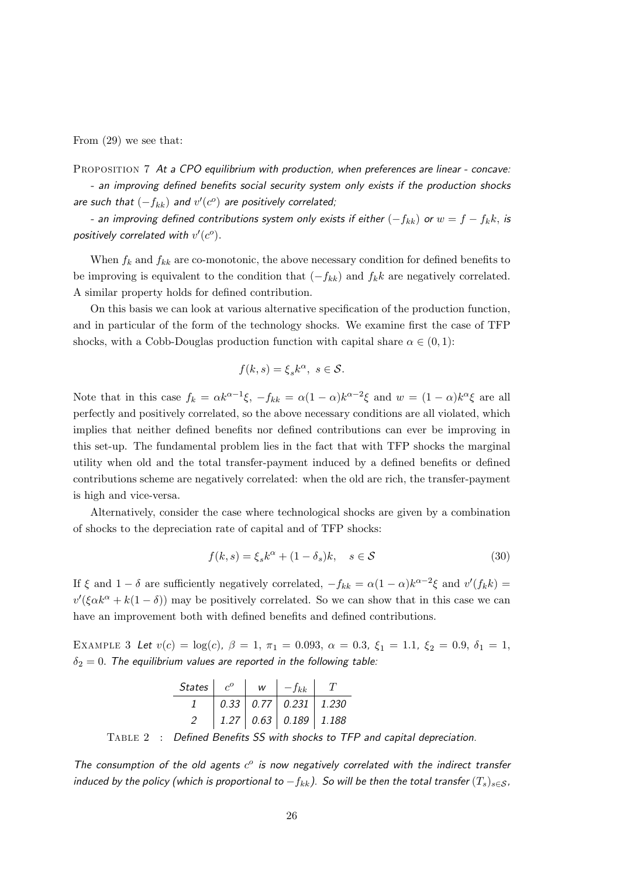From (29) we see that:

PROPOSITION 7 *At a CPO equilibrium with production, when preferences are linear - concave:*

*- an improving defined benefits social security system only exists if the production shocks are such that $(-f_{kk})$ and $v'(c^o)$ are positively correlated;*

*- an improving defined contributions system only exists if either $(-f_{kk})$ or $w = f - f_k k$, is positively correlated with $v'(c^o)$.*

When $f_k$ and $f_{kk}$ are co-monotonic, the above necessary condition for defined benefits to be improving is equivalent to the condition that $(-f_{kk})$ and $f_k k$ are negatively correlated. A similar property holds for defined contribution.

On this basis we can look at various alternative specification of the production function, and in particular of the form of the technology shocks. We examine first the case of TFP shocks, with a Cobb-Douglas production function with capital share $\alpha \in (0, 1)$:

$$f(k, s) = \xi_s k^\alpha, \ s \in \mathcal{S}.$$

Note that in this case $f_k = \alpha k^{\alpha-1}\xi$, $-f_{kk} = \alpha(1-\alpha)k^{\alpha-2}\xi$ and $w = (1-\alpha)k^\alpha\xi$ are all perfectly and positively correlated, so the above necessary conditions are all violated, which implies that neither defined benefits nor defined contributions can ever be improving in this set-up. The fundamental problem lies in the fact that with TFP shocks the marginal utility when old and the total transfer-payment induced by a defined benefits or defined contributions scheme are negatively correlated: when the old are rich, the transfer-payment is high and vice-versa.

Alternatively, consider the case where technological shocks are given by a combination of shocks to the depreciation rate of capital and of TFP shocks:

$$f(k, s) = \xi_s k^\alpha + (1 - \delta_s)k, \quad s \in \mathcal{S} \tag{30}$$

If $\xi$ and $1 - \delta$ are sufficiently negatively correlated, $-f_{kk} = \alpha(1-\alpha)k^{\alpha-2}\xi$ and $v'(f_k k) = v'(\xi\alpha k^\alpha + k(1-\delta))$ may be positively correlated. So we can show that in this case we can have an improvement both with defined benefits and defined contributions.

EXAMPLE 3 *Let $v(c) = \log(c)$, $\beta = 1$, $\pi_1 = 0.093$, $\alpha = 0.3$, $\xi_1 = 1.1$, $\xi_2 = 0.9$, $\delta_1 = 1$, $\delta_2 = 0$. The equilibrium values are reported in the following table:*

| *States* | $c^o$ | *w* | $-f_{kk}$ | $T$ |
|---|---|---|---|---|
| *1* | *0.33* | *0.77* | *0.231* | *1.230* |
| *2* | *1.27* | *0.63* | *0.189* | *1.188* |

TABLE 2 : *Defined Benefits SS with shocks to TFP and capital depreciation.*

*The consumption of the old agents $c^o$ is now negatively correlated with the indirect transfer induced by the policy (which is proportional to $-f_{kk}$). So will be then the total transfer $(T_s)_{s\in\mathcal{S}}$,*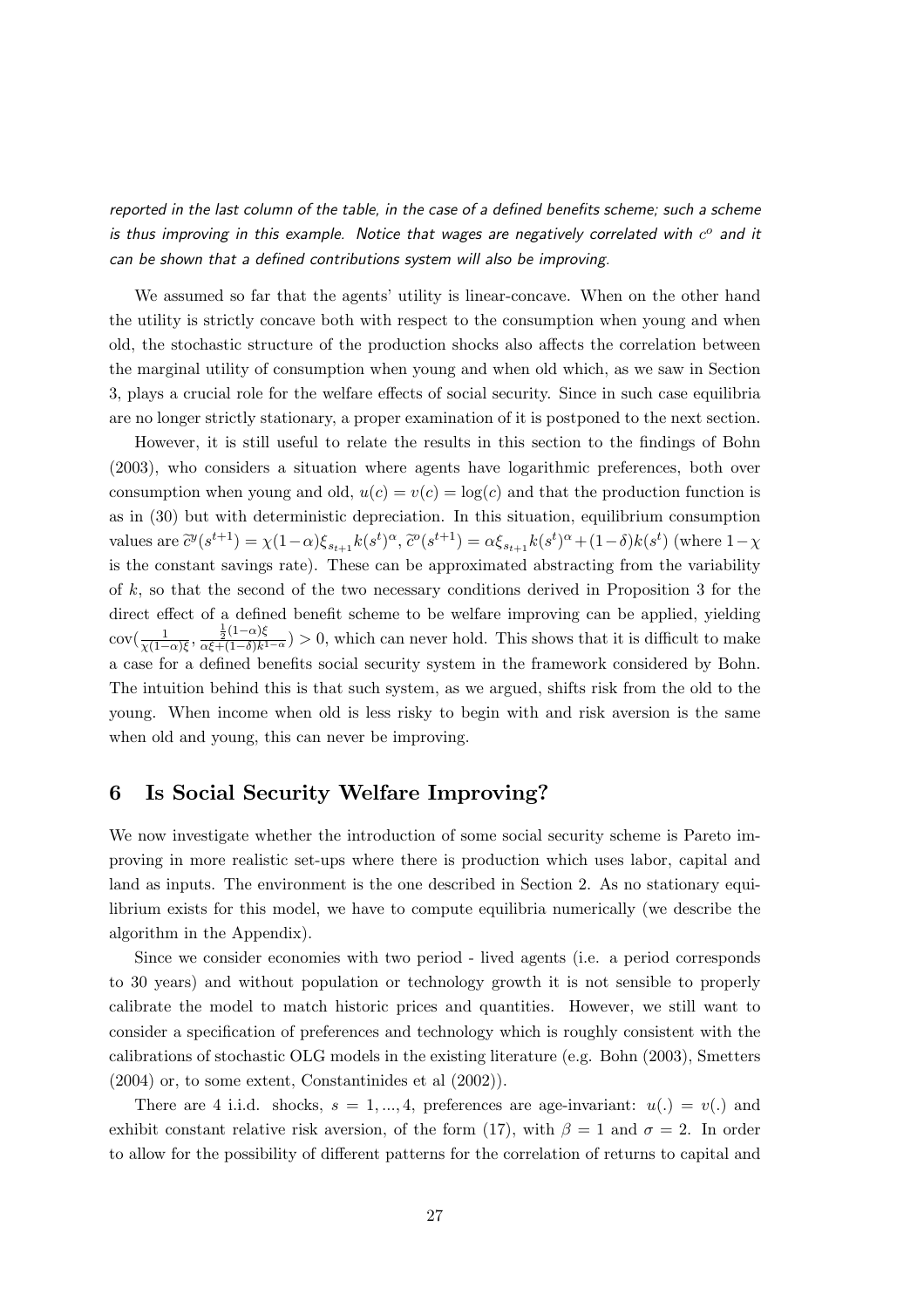*reported in the last column of the table, in the case of a defined benefits scheme; such a scheme is thus improving in this example. Notice that wages are negatively correlated with $c^o$ and it can be shown that a defined contributions system will also be improving.*

We assumed so far that the agents' utility is linear-concave. When on the other hand the utility is strictly concave both with respect to the consumption when young and when old, the stochastic structure of the production shocks also affects the correlation between the marginal utility of consumption when young and when old which, as we saw in Section 3, plays a crucial role for the welfare effects of social security. Since in such case equilibria are no longer strictly stationary, a proper examination of it is postponed to the next section.

However, it is still useful to relate the results in this section to the findings of Bohn (2003), who considers a situation where agents have logarithmic preferences, both over consumption when young and old, $u(c) = v(c) = \log(c)$ and that the production function is as in (30) but with deterministic depreciation. In this situation, equilibrium consumption values are $\widetilde{c}^y(s^{t+1}) = \chi(1-\alpha)\xi_{s_{t+1}} k(s^t)^\alpha$, $\widetilde{c}^o(s^{t+1}) = \alpha\xi_{s_{t+1}} k(s^t)^\alpha + (1-\delta)k(s^t)$ (where $1-\chi$ is the constant savings rate). These can be approximated abstracting from the variability of $k$, so that the second of the two necessary conditions derived in Proposition 3 for the direct effect of a defined benefit scheme to be welfare improving can be applied, yielding $\text{cov}(\frac{1}{\chi(1-\alpha)\xi}, \frac{\frac{1}{2}(1-\alpha)\xi}{\alpha\xi+(1-\delta)k^{1-\alpha}}) > 0$, which can never hold. This shows that it is difficult to make a case for a defined benefits social security system in the framework considered by Bohn. The intuition behind this is that such system, as we argued, shifts risk from the old to the young. When income when old is less risky to begin with and risk aversion is the same when old and young, this can never be improving.

## 6 Is Social Security Welfare Improving?

We now investigate whether the introduction of some social security scheme is Pareto improving in more realistic set-ups where there is production which uses labor, capital and land as inputs. The environment is the one described in Section 2. As no stationary equilibrium exists for this model, we have to compute equilibria numerically (we describe the algorithm in the Appendix).

Since we consider economies with two period - lived agents (i.e. a period corresponds to 30 years) and without population or technology growth it is not sensible to properly calibrate the model to match historic prices and quantities. However, we still want to consider a specification of preferences and technology which is roughly consistent with the calibrations of stochastic OLG models in the existing literature (e.g. Bohn (2003), Smetters (2004) or, to some extent, Constantinides et al (2002)).

There are 4 i.i.d. shocks, $s = 1, ..., 4$, preferences are age-invariant: $u(.) = v(.)$ and exhibit constant relative risk aversion, of the form (17), with $\beta = 1$ and $\sigma = 2$. In order to allow for the possibility of different patterns for the correlation of returns to capital and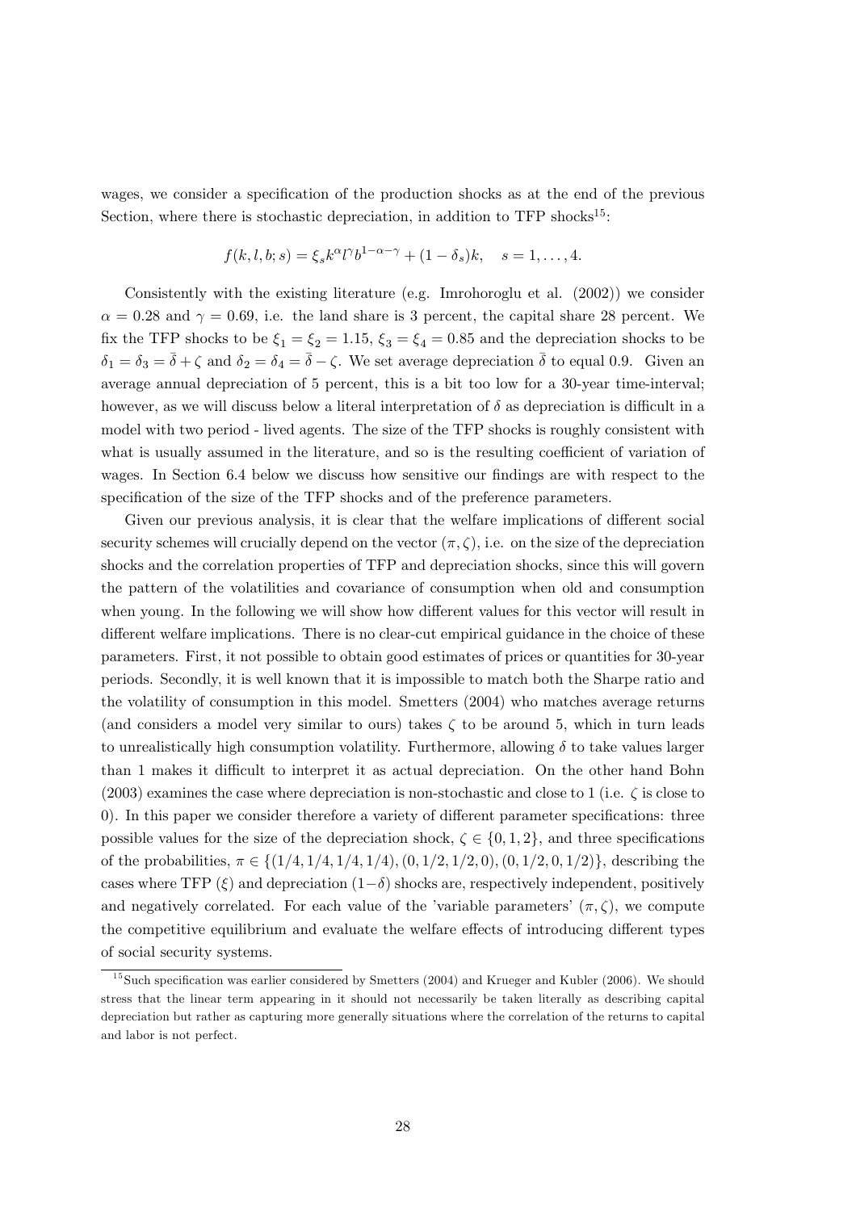wages, we consider a specification of the production shocks as at the end of the previous Section, where there is stochastic depreciation, in addition to TFP shocks[15]:

$$f(k, l, b; s) = \xi_s k^{\alpha} l^{\gamma} b^{1-\alpha-\gamma} + (1 - \delta_s)k, \quad s = 1, \ldots, 4.$$

Consistently with the existing literature (e.g. Imrohoroglu et al. (2002)) we consider $\alpha = 0.28$ and $\gamma = 0.69$, i.e. the land share is 3 percent, the capital share 28 percent. We fix the TFP shocks to be $\xi_1 = \xi_2 = 1.15$, $\xi_3 = \xi_4 = 0.85$ and the depreciation shocks to be $\delta_1 = \delta_3 = \bar{\delta} + \zeta$ and $\delta_2 = \delta_4 = \bar{\delta} - \zeta$. We set average depreciation $\bar{\delta}$ to equal 0.9. Given an average annual depreciation of 5 percent, this is a bit too low for a 30-year time-interval; however, as we will discuss below a literal interpretation of $\delta$ as depreciation is difficult in a model with two period - lived agents. The size of the TFP shocks is roughly consistent with what is usually assumed in the literature, and so is the resulting coefficient of variation of wages. In Section 6.4 below we discuss how sensitive our findings are with respect to the specification of the size of the TFP shocks and of the preference parameters.

Given our previous analysis, it is clear that the welfare implications of different social security schemes will crucially depend on the vector $(\pi, \zeta)$, i.e. on the size of the depreciation shocks and the correlation properties of TFP and depreciation shocks, since this will govern the pattern of the volatilities and covariance of consumption when old and consumption when young. In the following we will show how different values for this vector will result in different welfare implications. There is no clear-cut empirical guidance in the choice of these parameters. First, it not possible to obtain good estimates of prices or quantities for 30-year periods. Secondly, it is well known that it is impossible to match both the Sharpe ratio and the volatility of consumption in this model. Smetters (2004) who matches average returns (and considers a model very similar to ours) takes $\zeta$ to be around 5, which in turn leads to unrealistically high consumption volatility. Furthermore, allowing $\delta$ to take values larger than 1 makes it difficult to interpret it as actual depreciation. On the other hand Bohn (2003) examines the case where depreciation is non-stochastic and close to 1 (i.e. $\zeta$ is close to 0). In this paper we consider therefore a variety of different parameter specifications: three possible values for the size of the depreciation shock, $\zeta \in \{0, 1, 2\}$, and three specifications of the probabilities, $\pi \in \{(1/4, 1/4, 1/4, 1/4), (0, 1/2, 1/2, 0), (0, 1/2, 0, 1/2)\}$, describing the cases where TFP ($\xi$) and depreciation $(1-\delta)$ shocks are, respectively independent, positively and negatively correlated. For each value of the 'variable parameters' $(\pi, \zeta)$, we compute the competitive equilibrium and evaluate the welfare effects of introducing different types of social security systems.

[15] Such specification was earlier considered by Smetters (2004) and Krueger and Kubler (2006). We should stress that the linear term appearing in it should not necessarily be taken literally as describing capital depreciation but rather as capturing more generally situations where the correlation of the returns to capital and labor is not perfect.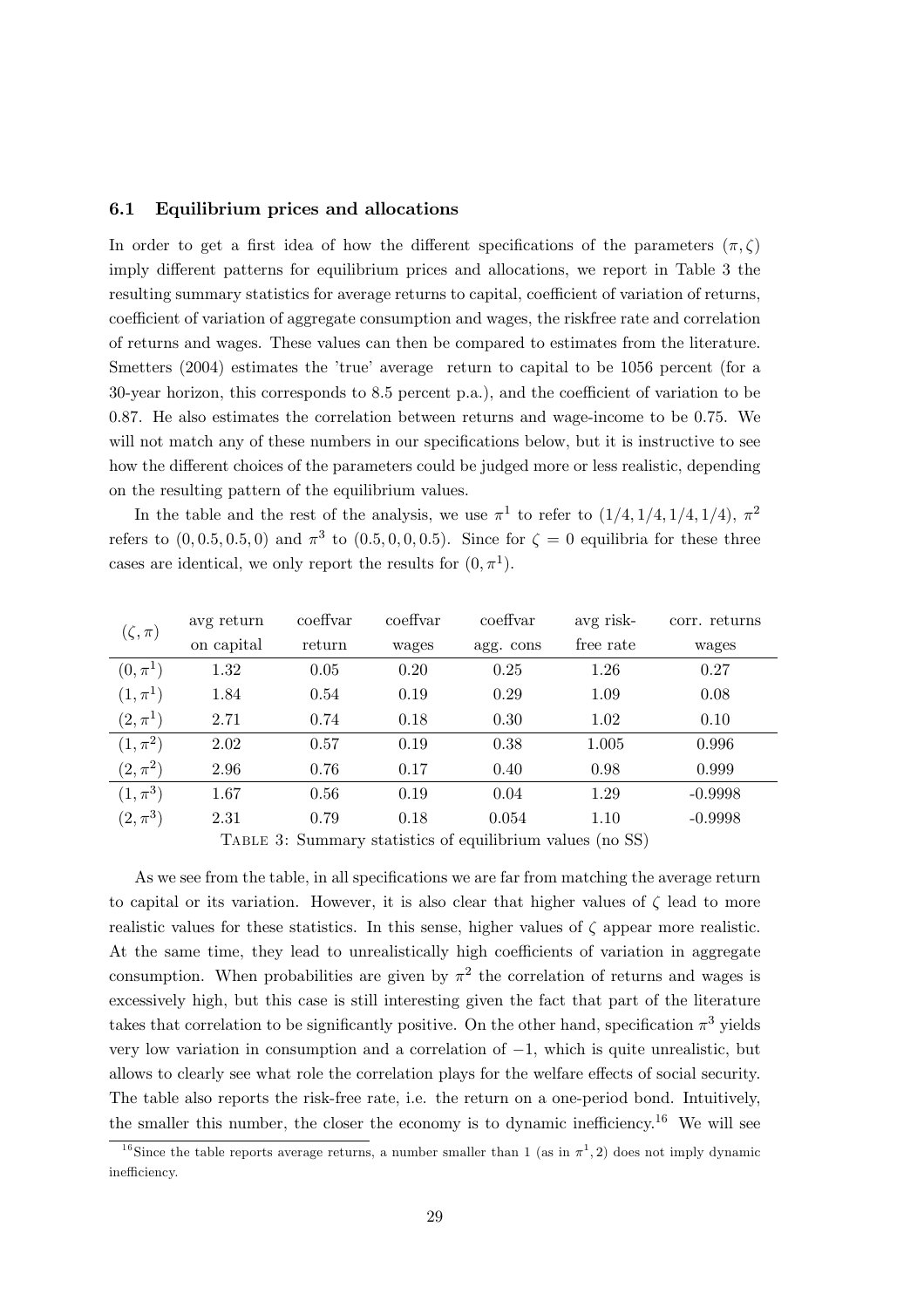### 6.1 Equilibrium prices and allocations

In order to get a first idea of how the different specifications of the parameters $(\pi, \zeta)$ imply different patterns for equilibrium prices and allocations, we report in Table 3 the resulting summary statistics for average returns to capital, coefficient of variation of returns, coefficient of variation of aggregate consumption and wages, the riskfree rate and correlation of returns and wages. These values can then be compared to estimates from the literature. Smetters (2004) estimates the 'true' average return to capital to be 1056 percent (for a 30-year horizon, this corresponds to 8.5 percent p.a.), and the coefficient of variation to be 0.87. He also estimates the correlation between returns and wage-income to be 0.75. We will not match any of these numbers in our specifications below, but it is instructive to see how the different choices of the parameters could be judged more or less realistic, depending on the resulting pattern of the equilibrium values.

In the table and the rest of the analysis, we use $\pi^1$ to refer to $(1/4, 1/4, 1/4, 1/4)$, $\pi^2$ refers to $(0, 0.5, 0.5, 0)$ and $\pi^3$ to $(0.5, 0, 0, 0.5)$. Since for $\zeta = 0$ equilibria for these three cases are identical, we only report the results for $(0, \pi^1)$.

| $(\zeta, \pi)$ | avg return on capital | coeffvar return | coeffvar wages | coeffvar agg. cons | avg risk-free rate | corr. returns wages |
|---|---|---|---|---|---|---|
| $(0, \pi^1)$ | 1.32 | 0.05 | 0.20 | 0.25 | 1.26 | 0.27 |
| $(1, \pi^1)$ | 1.84 | 0.54 | 0.19 | 0.29 | 1.09 | 0.08 |
| $(2, \pi^1)$ | 2.71 | 0.74 | 0.18 | 0.30 | 1.02 | 0.10 |
| $(1, \pi^2)$ | 2.02 | 0.57 | 0.19 | 0.38 | 1.005 | 0.996 |
| $(2, \pi^2)$ | 2.96 | 0.76 | 0.17 | 0.40 | 0.98 | 0.999 |
| $(1, \pi^3)$ | 1.67 | 0.56 | 0.19 | 0.04 | 1.29 | -0.9998 |
| $(2, \pi^3)$ | 2.31 | 0.79 | 0.18 | 0.054 | 1.10 | -0.9998 |

Table 3: Summary statistics of equilibrium values (no SS)

As we see from the table, in all specifications we are far from matching the average return to capital or its variation. However, it is also clear that higher values of $\zeta$ lead to more realistic values for these statistics. In this sense, higher values of $\zeta$ appear more realistic. At the same time, they lead to unrealistically high coefficients of variation in aggregate consumption. When probabilities are given by $\pi^2$ the correlation of returns and wages is excessively high, but this case is still interesting given the fact that part of the literature takes that correlation to be significantly positive. On the other hand, specification $\pi^3$ yields very low variation in consumption and a correlation of $-1$, which is quite unrealistic, but allows to clearly see what role the correlation plays for the welfare effects of social security. The table also reports the risk-free rate, i.e. the return on a one-period bond. Intuitively, the smaller this number, the closer the economy is to dynamic inefficiency.[16] We will see

[16] Since the table reports average returns, a number smaller than 1 (as in $\pi^1, 2$) does not imply dynamic inefficiency.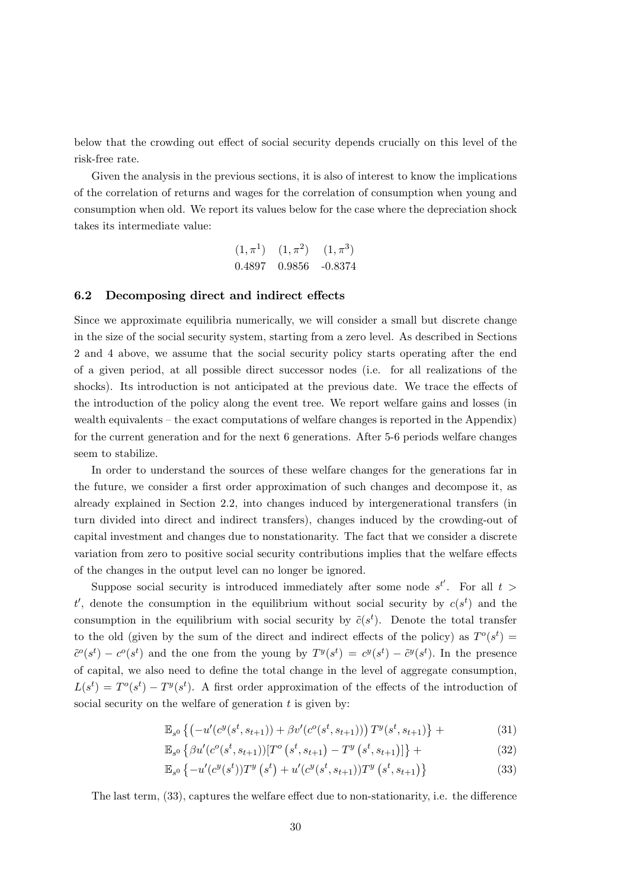below that the crowding out effect of social security depends crucially on this level of the risk-free rate.

Given the analysis in the previous sections, it is also of interest to know the implications of the correlation of returns and wages for the correlation of consumption when young and consumption when old. We report its values below for the case where the depreciation shock takes its intermediate value:

| $(1, \pi^1)$ | $(1, \pi^2)$ | $(1, \pi^3)$ |
|---|---|---|
| 0.4897 | 0.9856 | -0.8374 |

### 6.2 Decomposing direct and indirect effects

Since we approximate equilibria numerically, we will consider a small but discrete change in the size of the social security system, starting from a zero level. As described in Sections 2 and 4 above, we assume that the social security policy starts operating after the end of a given period, at all possible direct successor nodes (i.e. for all realizations of the shocks). Its introduction is not anticipated at the previous date. We trace the effects of the introduction of the policy along the event tree. We report welfare gains and losses (in wealth equivalents – the exact computations of welfare changes is reported in the Appendix) for the current generation and for the next 6 generations. After 5-6 periods welfare changes seem to stabilize.

In order to understand the sources of these welfare changes for the generations far in the future, we consider a first order approximation of such changes and decompose it, as already explained in Section 2.2, into changes induced by intergenerational transfers (in turn divided into direct and indirect transfers), changes induced by the crowding-out of capital investment and changes due to nonstationarity. The fact that we consider a discrete variation from zero to positive social security contributions implies that the welfare effects of the changes in the output level can no longer be ignored.

Suppose social security is introduced immediately after some node $s^{t'}$. For all $t > t'$, denote the consumption in the equilibrium without social security by $c(s^t)$ and the consumption in the equilibrium with social security by $\tilde{c}(s^t)$. Denote the total transfer to the old (given by the sum of the direct and indirect effects of the policy) as $T^o(s^t) = \tilde{c}^o(s^t) - c^o(s^t)$ and the one from the young by $T^y(s^t) = c^y(s^t) - \tilde{c}^y(s^t)$. In the presence of capital, we also need to define the total change in the level of aggregate consumption, $L(s^t) = T^o(s^t) - T^y(s^t)$. A first order approximation of the effects of the introduction of social security on the welfare of generation $t$ is given by:

$$\mathbb{E}_{s^0} \left\{ \left( -u'(c^y(s^t, s_{t+1})) + \beta v'(c^o(s^t, s_{t+1})) \right) T^y(s^t, s_{t+1}) \right\} + \tag{31}$$

$$\mathbb{E}_{s^0} \left\{ \beta u'(c^o(s^t, s_{t+1})) [T^o\left(s^t, s_{t+1}\right) - T^y\left(s^t, s_{t+1}\right)] \right\} + \tag{32}$$

$$\mathbb{E}_{s^0} \left\{ -u'(c^y(s^t)) T^y\left(s^t\right) + u'(c^y(s^t, s_{t+1})) T^y\left(s^t, s_{t+1}\right) \right\} \tag{33}$$

The last term, (33), captures the welfare effect due to non-stationarity, i.e. the difference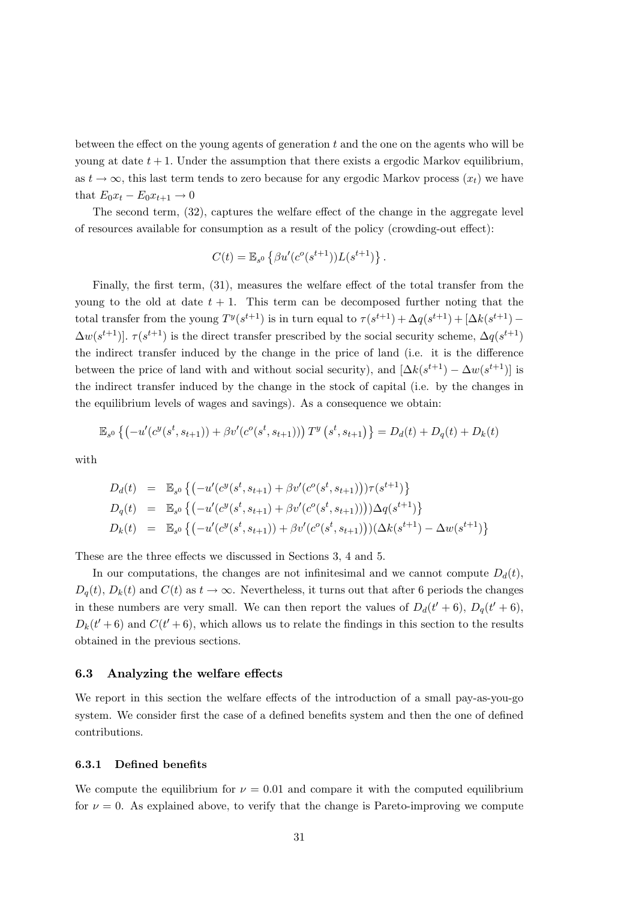between the effect on the young agents of generation $t$ and the one on the agents who will be young at date $t+1$. Under the assumption that there exists a ergodic Markov equilibrium, as $t \to \infty$, this last term tends to zero because for any ergodic Markov process $(x_t)$ we have that $E_0 x_t - E_0 x_{t+1} \to 0$

The second term, (32), captures the welfare effect of the change in the aggregate level of resources available for consumption as a result of the policy (crowding-out effect):

$$C(t) = \mathbb{E}_{s^0} \left\{ \beta u'(c^o(s^{t+1})) L(s^{t+1}) \right\}.$$

Finally, the first term, (31), measures the welfare effect of the total transfer from the young to the old at date $t+1$. This term can be decomposed further noting that the total transfer from the young $T^y(s^{t+1})$ is in turn equal to $\tau(s^{t+1}) + \Delta q(s^{t+1}) + [\Delta k(s^{t+1}) - \Delta w(s^{t+1})]$. $\tau(s^{t+1})$ is the direct transfer prescribed by the social security scheme, $\Delta q(s^{t+1})$ the indirect transfer induced by the change in the price of land (i.e. it is the difference between the price of land with and without social security), and $[\Delta k(s^{t+1}) - \Delta w(s^{t+1})]$ is the indirect transfer induced by the change in the stock of capital (i.e. by the changes in the equilibrium levels of wages and savings). As a consequence we obtain:

$$\mathbb{E}_{s^0} \left\{ \left( -u'(c^y(s^t, s_{t+1})) + \beta v'(c^o(s^t, s_{t+1})) \right) T^y \left( s^t, s_{t+1} \right) \right\} = D_d(t) + D_q(t) + D_k(t)$$

with

$$\begin{aligned}
D_d(t) &= \mathbb{E}_{s^0} \left\{ \left( -u'(c^y(s^t, s_{t+1}) + \beta v'(c^o(s^t, s_{t+1})) \right) \tau(s^{t+1}) \right\} \\
D_q(t) &= \mathbb{E}_{s^0} \left\{ \left( -u'(c^y(s^t, s_{t+1}) + \beta v'(c^o(s^t, s_{t+1}))) \right) \Delta q(s^{t+1}) \right\} \\
D_k(t) &= \mathbb{E}_{s^0} \left\{ \left( -u'(c^y(s^t, s_{t+1})) + \beta v'(c^o(s^t, s_{t+1})) \right) (\Delta k(s^{t+1}) - \Delta w(s^{t+1}) \right\}
\end{aligned}$$

These are the three effects we discussed in Sections 3, 4 and 5.

In our computations, the changes are not infinitesimal and we cannot compute $D_d(t)$, $D_q(t)$, $D_k(t)$ and $C(t)$ as $t \to \infty$. Nevertheless, it turns out that after 6 periods the changes in these numbers are very small. We can then report the values of $D_d(t'+6)$, $D_q(t'+6)$, $D_k(t'+6)$ and $C(t'+6)$, which allows us to relate the findings in this section to the results obtained in the previous sections.

### 6.3 Analyzing the welfare effects

We report in this section the welfare effects of the introduction of a small pay-as-you-go system. We consider first the case of a defined benefits system and then the one of defined contributions.

#### 6.3.1 Defined benefits

We compute the equilibrium for $\nu = 0.01$ and compare it with the computed equilibrium for $\nu = 0$. As explained above, to verify that the change is Pareto-improving we compute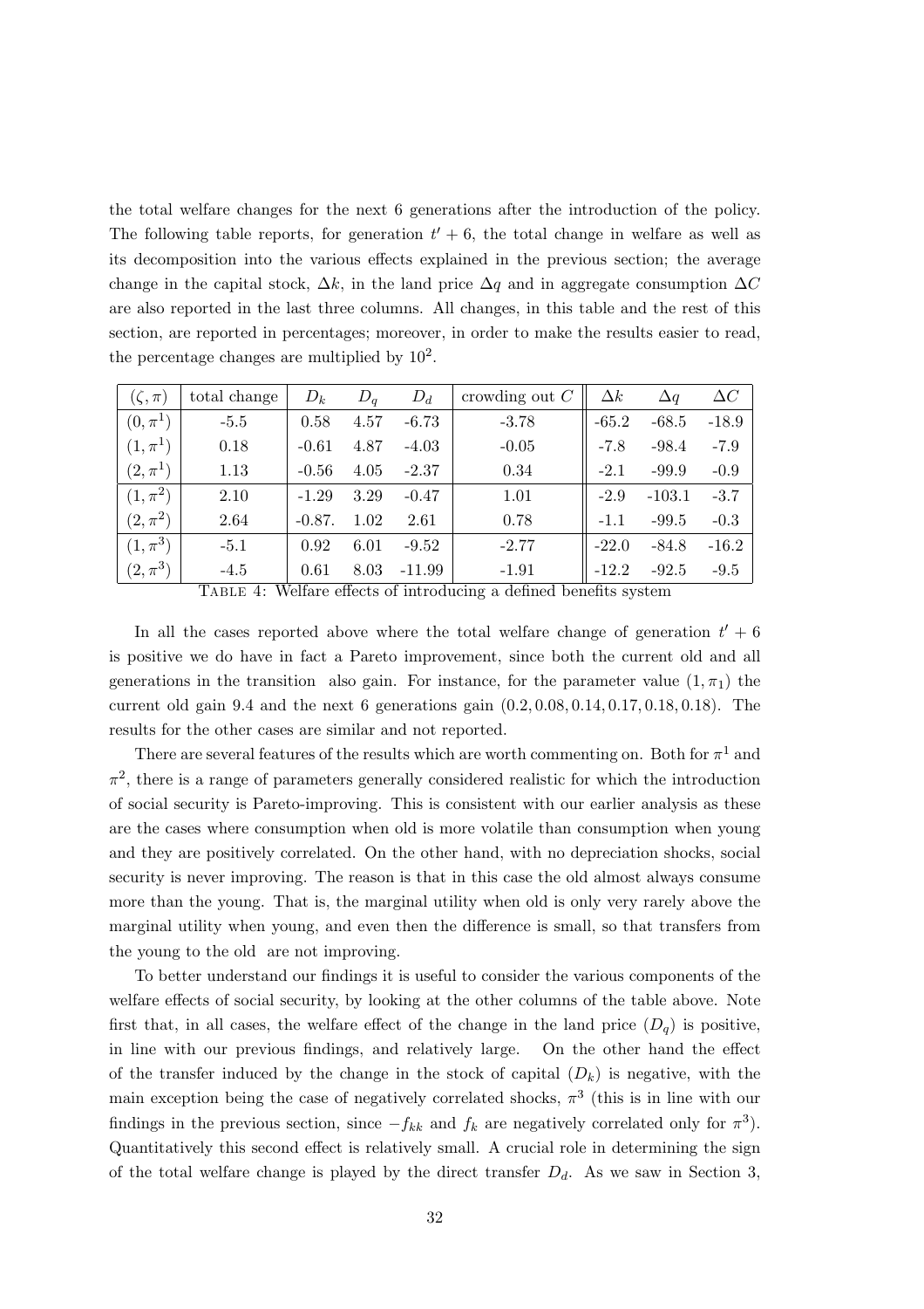the total welfare changes for the next 6 generations after the introduction of the policy. The following table reports, for generation $t'+6$, the total change in welfare as well as its decomposition into the various effects explained in the previous section; the average change in the capital stock, $\Delta k$, in the land price $\Delta q$ and in aggregate consumption $\Delta C$ are also reported in the last three columns. All changes, in this table and the rest of this section, are reported in percentages; moreover, in order to make the results easier to read, the percentage changes are multiplied by $10^2$.

| $(\zeta, \pi)$ | total change | $D_k$ | $D_q$ | $D_d$ | crowding out $C$ | $\Delta k$ | $\Delta q$ | $\Delta C$ |
|---|---|---|---|---|---|---|---|---|
| $(0, \pi^1)$ | -5.5 | 0.58 | 4.57 | -6.73 | -3.78 | -65.2 | -68.5 | -18.9 |
| $(1, \pi^1)$ | 0.18 | -0.61 | 4.87 | -4.03 | -0.05 | -7.8 | -98.4 | -7.9 |
| $(2, \pi^1)$ | 1.13 | -0.56 | 4.05 | -2.37 | 0.34 | -2.1 | -99.9 | -0.9 |
| $(1, \pi^2)$ | 2.10 | -1.29 | 3.29 | -0.47 | 1.01 | -2.9 | -103.1 | -3.7 |
| $(2, \pi^2)$ | 2.64 | -0.87. | 1.02 | 2.61 | 0.78 | -1.1 | -99.5 | -0.3 |
| $(1, \pi^3)$ | -5.1 | 0.92 | 6.01 | -9.52 | -2.77 | -22.0 | -84.8 | -16.2 |
| $(2, \pi^3)$ | -4.5 | 0.61 | 8.03 | -11.99 | -1.91 | -12.2 | -92.5 | -9.5 |

Table 4: Welfare effects of introducing a defined benefits system

In all the cases reported above where the total welfare change of generation $t'+6$ is positive we do have in fact a Pareto improvement, since both the current old and all generations in the transition also gain. For instance, for the parameter value $(1, \pi_1)$ the current old gain 9.4 and the next 6 generations gain $(0.2, 0.08, 0.14, 0.17, 0.18, 0.18)$. The results for the other cases are similar and not reported.

There are several features of the results which are worth commenting on. Both for $\pi^1$ and $\pi^2$, there is a range of parameters generally considered realistic for which the introduction of social security is Pareto-improving. This is consistent with our earlier analysis as these are the cases where consumption when old is more volatile than consumption when young and they are positively correlated. On the other hand, with no depreciation shocks, social security is never improving. The reason is that in this case the old almost always consume more than the young. That is, the marginal utility when old is only very rarely above the marginal utility when young, and even then the difference is small, so that transfers from the young to the old are not improving.

To better understand our findings it is useful to consider the various components of the welfare effects of social security, by looking at the other columns of the table above. Note first that, in all cases, the welfare effect of the change in the land price ($D_q$) is positive, in line with our previous findings, and relatively large. On the other hand the effect of the transfer induced by the change in the stock of capital ($D_k$) is negative, with the main exception being the case of negatively correlated shocks, $\pi^3$ (this is in line with our findings in the previous section, since $-f_{kk}$ and $f_k$ are negatively correlated only for $\pi^3$). Quantitatively this second effect is relatively small. A crucial role in determining the sign of the total welfare change is played by the direct transfer $D_d$. As we saw in Section 3,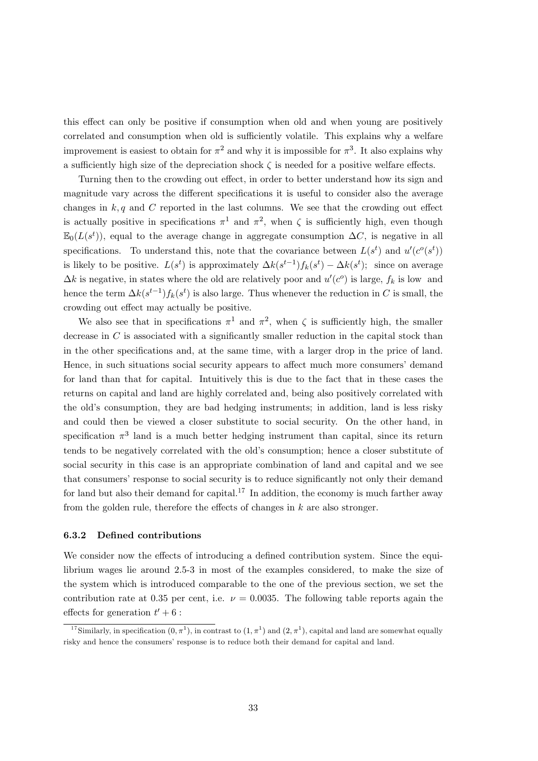this effect can only be positive if consumption when old and when young are positively correlated and consumption when old is sufficiently volatile. This explains why a welfare improvement is easiest to obtain for $\pi^2$ and why it is impossible for $\pi^3$. It also explains why a sufficiently high size of the depreciation shock $\zeta$ is needed for a positive welfare effects.

Turning then to the crowding out effect, in order to better understand how its sign and magnitude vary across the different specifications it is useful to consider also the average changes in $k, q$ and $C$ reported in the last columns. We see that the crowding out effect is actually positive in specifications $\pi^1$ and $\pi^2$, when $\zeta$ is sufficiently high, even though $\mathbb{E}_0(L(s^t))$, equal to the average change in aggregate consumption $\Delta C$, is negative in all specifications. To understand this, note that the covariance between $L(s^t)$ and $u'(c^o(s^t))$ is likely to be positive. $L(s^t)$ is approximately $\Delta k(s^{t-1})f_k(s^t) - \Delta k(s^t)$; since on average $\Delta k$ is negative, in states where the old are relatively poor and $u'(c^o)$ is large, $f_k$ is low and hence the term $\Delta k(s^{t-1})f_k(s^t)$ is also large. Thus whenever the reduction in $C$ is small, the crowding out effect may actually be positive.

We also see that in specifications $\pi^1$ and $\pi^2$, when $\zeta$ is sufficiently high, the smaller decrease in $C$ is associated with a significantly smaller reduction in the capital stock than in the other specifications and, at the same time, with a larger drop in the price of land. Hence, in such situations social security appears to affect much more consumers' demand for land than that for capital. Intuitively this is due to the fact that in these cases the returns on capital and land are highly correlated and, being also positively correlated with the old's consumption, they are bad hedging instruments; in addition, land is less risky and could then be viewed a closer substitute to social security. On the other hand, in specification $\pi^3$ land is a much better hedging instrument than capital, since its return tends to be negatively correlated with the old's consumption; hence a closer substitute of social security in this case is an appropriate combination of land and capital and we see that consumers' response to social security is to reduce significantly not only their demand for land but also their demand for capital.[17] In addition, the economy is much farther away from the golden rule, therefore the effects of changes in $k$ are also stronger.

### 6.3.2 Defined contributions

We consider now the effects of introducing a defined contribution system. Since the equilibrium wages lie around 2.5-3 in most of the examples considered, to make the size of the system which is introduced comparable to the one of the previous section, we set the contribution rate at 0.35 per cent, i.e. $\nu = 0.0035$. The following table reports again the effects for generation $t' + 6$ :

[17] Similarly, in specification $(0, \pi^1)$, in contrast to $(1, \pi^1)$ and $(2, \pi^1)$, capital and land are somewhat equally risky and hence the consumers' response is to reduce both their demand for capital and land.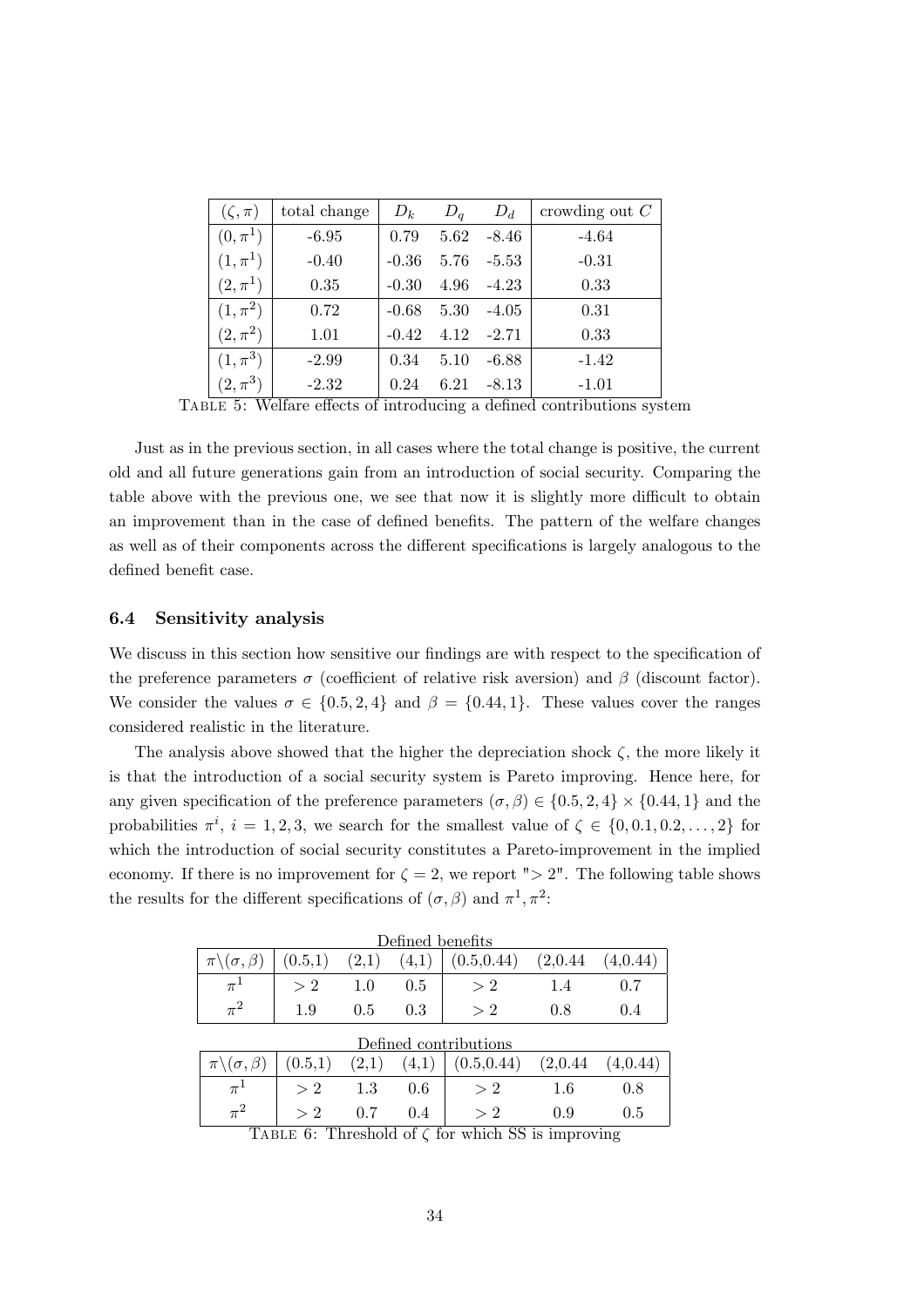| $(\zeta, \pi)$ | total change | $D_k$ | $D_q$ | $D_d$ | crowding out $C$ |
|---|---|---|---|---|---|
| $(0, \pi^1)$ | -6.95 | 0.79 | 5.62 | -8.46 | -4.64 |
| $(1, \pi^1)$ | -0.40 | -0.36 | 5.76 | -5.53 | -0.31 |
| $(2, \pi^1)$ | 0.35 | -0.30 | 4.96 | -4.23 | 0.33 |
| $(1, \pi^2)$ | 0.72 | -0.68 | 5.30 | -4.05 | 0.31 |
| $(2, \pi^2)$ | 1.01 | -0.42 | 4.12 | -2.71 | 0.33 |
| $(1, \pi^3)$ | -2.99 | 0.34 | 5.10 | -6.88 | -1.42 |
| $(2, \pi^3)$ | -2.32 | 0.24 | 6.21 | -8.13 | -1.01 |

TABLE 5: Welfare effects of introducing a defined contributions system

Just as in the previous section, in all cases where the total change is positive, the current old and all future generations gain from an introduction of social security. Comparing the table above with the previous one, we see that now it is slightly more difficult to obtain an improvement than in the case of defined benefits. The pattern of the welfare changes as well as of their components across the different specifications is largely analogous to the defined benefit case.

### 6.4 Sensitivity analysis

We discuss in this section how sensitive our findings are with respect to the specification of the preference parameters $\sigma$ (coefficient of relative risk aversion) and $\beta$ (discount factor). We consider the values $\sigma \in \{0.5, 2, 4\}$ and $\beta = \{0.44, 1\}$. These values cover the ranges considered realistic in the literature.

The analysis above showed that the higher the depreciation shock $\zeta$, the more likely it is that the introduction of a social security system is Pareto improving. Hence here, for any given specification of the preference parameters $(\sigma, \beta) \in \{0.5, 2, 4\} \times \{0.44, 1\}$ and the probabilities $\pi^i$, $i = 1, 2, 3$, we search for the smallest value of $\zeta \in \{0, 0.1, 0.2, \ldots, 2\}$ for which the introduction of social security constitutes a Pareto-improvement in the implied economy. If there is no improvement for $\zeta = 2$, we report "$> 2$". The following table shows the results for the different specifications of $(\sigma, \beta)$ and $\pi^1, \pi^2$:

Defined benefits

| $\pi \backslash (\sigma, \beta)$ | (0.5,1) | (2,1) | (4,1) | (0.5,0.44) | (2,0.44 | (4,0.44) |
|---|---|---|---|---|---|---|
| $\pi^1$ | $> 2$ | 1.0 | 0.5 | $> 2$ | 1.4 | 0.7 |
| $\pi^2$ | 1.9 | 0.5 | 0.3 | $> 2$ | 0.8 | 0.4 |

Defined contributions

| $\pi \backslash (\sigma, \beta)$ | (0.5,1) | (2,1) | (4,1) | (0.5,0.44) | (2,0.44 | (4,0.44) |
|---|---|---|---|---|---|---|
| $\pi^1$ | $> 2$ | 1.3 | 0.6 | $> 2$ | 1.6 | 0.8 |
| $\pi^2$ | $> 2$ | 0.7 | 0.4 | $> 2$ | 0.9 | 0.5 |

TABLE 6: Threshold of $\zeta$ for which SS is improving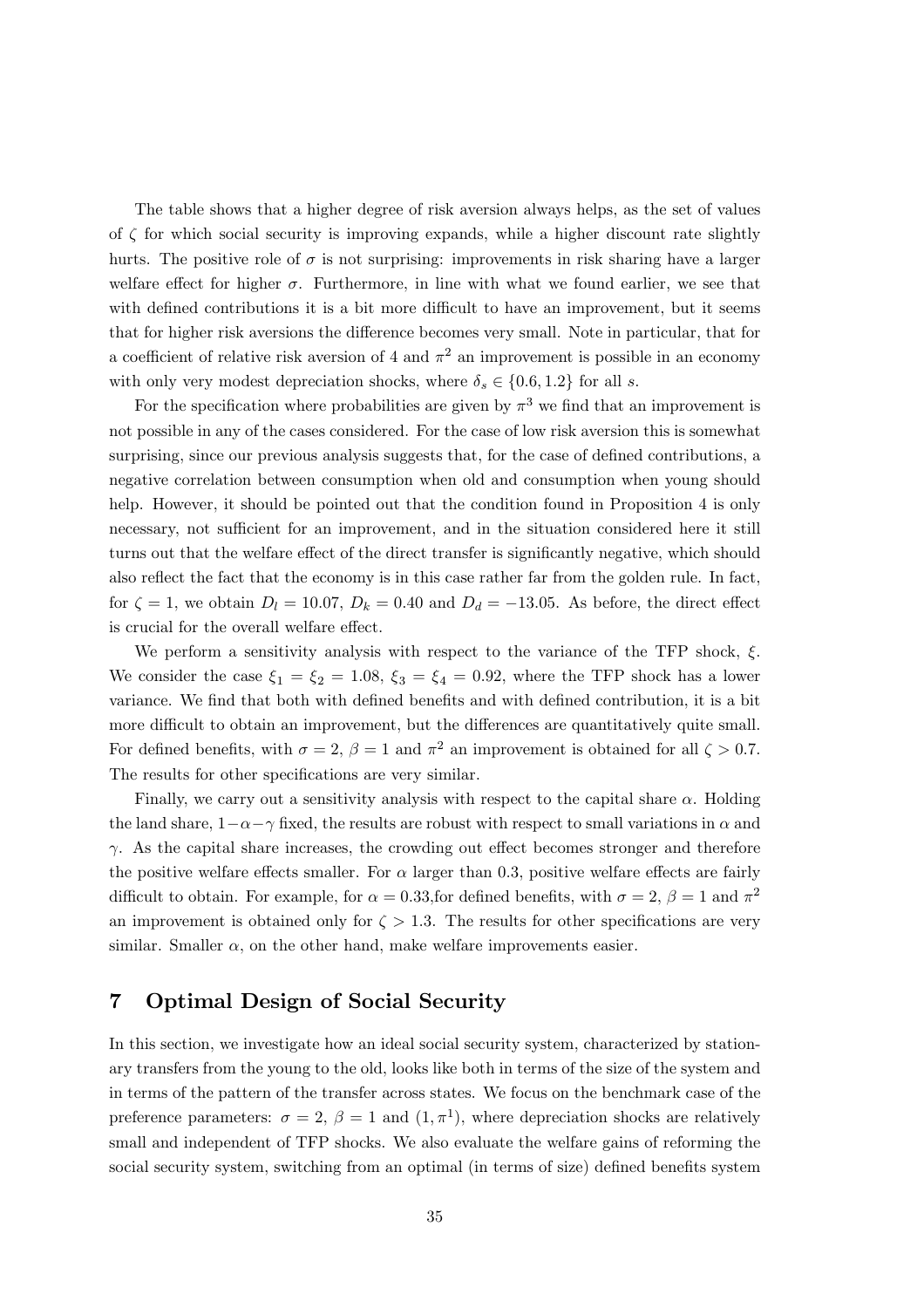The table shows that a higher degree of risk aversion always helps, as the set of values of $\zeta$ for which social security is improving expands, while a higher discount rate slightly hurts. The positive role of $\sigma$ is not surprising: improvements in risk sharing have a larger welfare effect for higher $\sigma$. Furthermore, in line with what we found earlier, we see that with defined contributions it is a bit more difficult to have an improvement, but it seems that for higher risk aversions the difference becomes very small. Note in particular, that for a coefficient of relative risk aversion of 4 and $\pi^2$ an improvement is possible in an economy with only very modest depreciation shocks, where $\delta_s \in \{0.6, 1.2\}$ for all $s$.

For the specification where probabilities are given by $\pi^3$ we find that an improvement is not possible in any of the cases considered. For the case of low risk aversion this is somewhat surprising, since our previous analysis suggests that, for the case of defined contributions, a negative correlation between consumption when old and consumption when young should help. However, it should be pointed out that the condition found in Proposition 4 is only necessary, not sufficient for an improvement, and in the situation considered here it still turns out that the welfare effect of the direct transfer is significantly negative, which should also reflect the fact that the economy is in this case rather far from the golden rule. In fact, for $\zeta = 1$, we obtain $D_l = 10.07$, $D_k = 0.40$ and $D_d = -13.05$. As before, the direct effect is crucial for the overall welfare effect.

We perform a sensitivity analysis with respect to the variance of the TFP shock, $\xi$. We consider the case $\xi_1 = \xi_2 = 1.08$, $\xi_3 = \xi_4 = 0.92$, where the TFP shock has a lower variance. We find that both with defined benefits and with defined contribution, it is a bit more difficult to obtain an improvement, but the differences are quantitatively quite small. For defined benefits, with $\sigma = 2$, $\beta = 1$ and $\pi^2$ an improvement is obtained for all $\zeta > 0.7$. The results for other specifications are very similar.

Finally, we carry out a sensitivity analysis with respect to the capital share $\alpha$. Holding the land share, $1-\alpha-\gamma$ fixed, the results are robust with respect to small variations in $\alpha$ and $\gamma$. As the capital share increases, the crowding out effect becomes stronger and therefore the positive welfare effects smaller. For $\alpha$ larger than 0.3, positive welfare effects are fairly difficult to obtain. For example, for $\alpha = 0.33$,for defined benefits, with $\sigma = 2$, $\beta = 1$ and $\pi^2$ an improvement is obtained only for $\zeta > 1.3$. The results for other specifications are very similar. Smaller $\alpha$, on the other hand, make welfare improvements easier.

# 7 Optimal Design of Social Security

In this section, we investigate how an ideal social security system, characterized by stationary transfers from the young to the old, looks like both in terms of the size of the system and in terms of the pattern of the transfer across states. We focus on the benchmark case of the preference parameters: $\sigma = 2$, $\beta = 1$ and $(1, \pi^1)$, where depreciation shocks are relatively small and independent of TFP shocks. We also evaluate the welfare gains of reforming the social security system, switching from an optimal (in terms of size) defined benefits system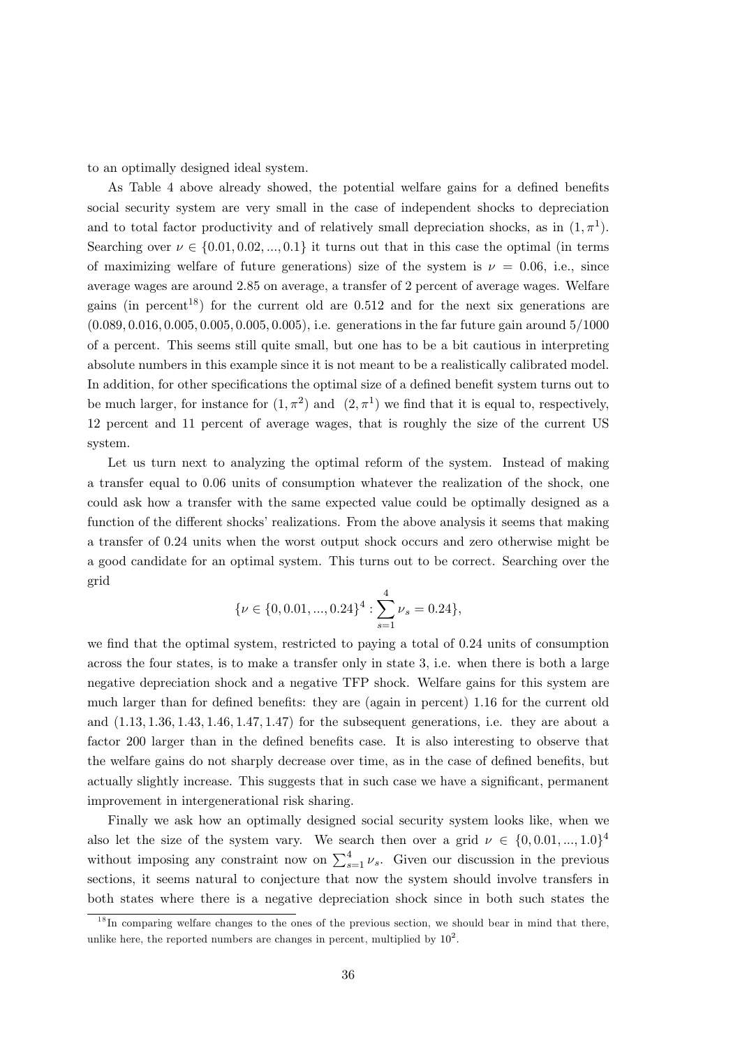to an optimally designed ideal system.

As Table 4 above already showed, the potential welfare gains for a defined benefits social security system are very small in the case of independent shocks to depreciation and to total factor productivity and of relatively small depreciation shocks, as in $(1, \pi^1)$. Searching over $\nu \in \{0.01, 0.02, ..., 0.1\}$ it turns out that in this case the optimal (in terms of maximizing welfare of future generations) size of the system is $\nu = 0.06$, i.e., since average wages are around 2.85 on average, a transfer of 2 percent of average wages. Welfare gains (in percent[18]) for the current old are 0.512 and for the next six generations are $(0.089, 0.016, 0.005, 0.005, 0.005, 0.005)$, i.e. generations in the far future gain around 5/1000 of a percent. This seems still quite small, but one has to be a bit cautious in interpreting absolute numbers in this example since it is not meant to be a realistically calibrated model. In addition, for other specifications the optimal size of a defined benefit system turns out to be much larger, for instance for $(1, \pi^2)$ and $(2, \pi^1)$ we find that it is equal to, respectively, 12 percent and 11 percent of average wages, that is roughly the size of the current US system.

Let us turn next to analyzing the optimal reform of the system. Instead of making a transfer equal to 0.06 units of consumption whatever the realization of the shock, one could ask how a transfer with the same expected value could be optimally designed as a function of the different shocks' realizations. From the above analysis it seems that making a transfer of 0.24 units when the worst output shock occurs and zero otherwise might be a good candidate for an optimal system. This turns out to be correct. Searching over the grid

$$\{\nu \in \{0, 0.01, ..., 0.24\}^4 : \sum_{s=1}^{4} \nu_s = 0.24\},$$

we find that the optimal system, restricted to paying a total of 0.24 units of consumption across the four states, is to make a transfer only in state 3, i.e. when there is both a large negative depreciation shock and a negative TFP shock. Welfare gains for this system are much larger than for defined benefits: they are (again in percent) 1.16 for the current old and $(1.13, 1.36, 1.43, 1.46, 1.47, 1.47)$ for the subsequent generations, i.e. they are about a factor 200 larger than in the defined benefits case. It is also interesting to observe that the welfare gains do not sharply decrease over time, as in the case of defined benefits, but actually slightly increase. This suggests that in such case we have a significant, permanent improvement in intergenerational risk sharing.

Finally we ask how an optimally designed social security system looks like, when we also let the size of the system vary. We search then over a grid $\nu \in \{0, 0.01, ..., 1.0\}^4$ without imposing any constraint now on $\sum_{s=1}^{4} \nu_s$. Given our discussion in the previous sections, it seems natural to conjecture that now the system should involve transfers in both states where there is a negative depreciation shock since in both such states the

[18] In comparing welfare changes to the ones of the previous section, we should bear in mind that there, unlike here, the reported numbers are changes in percent, multiplied by $10^2$.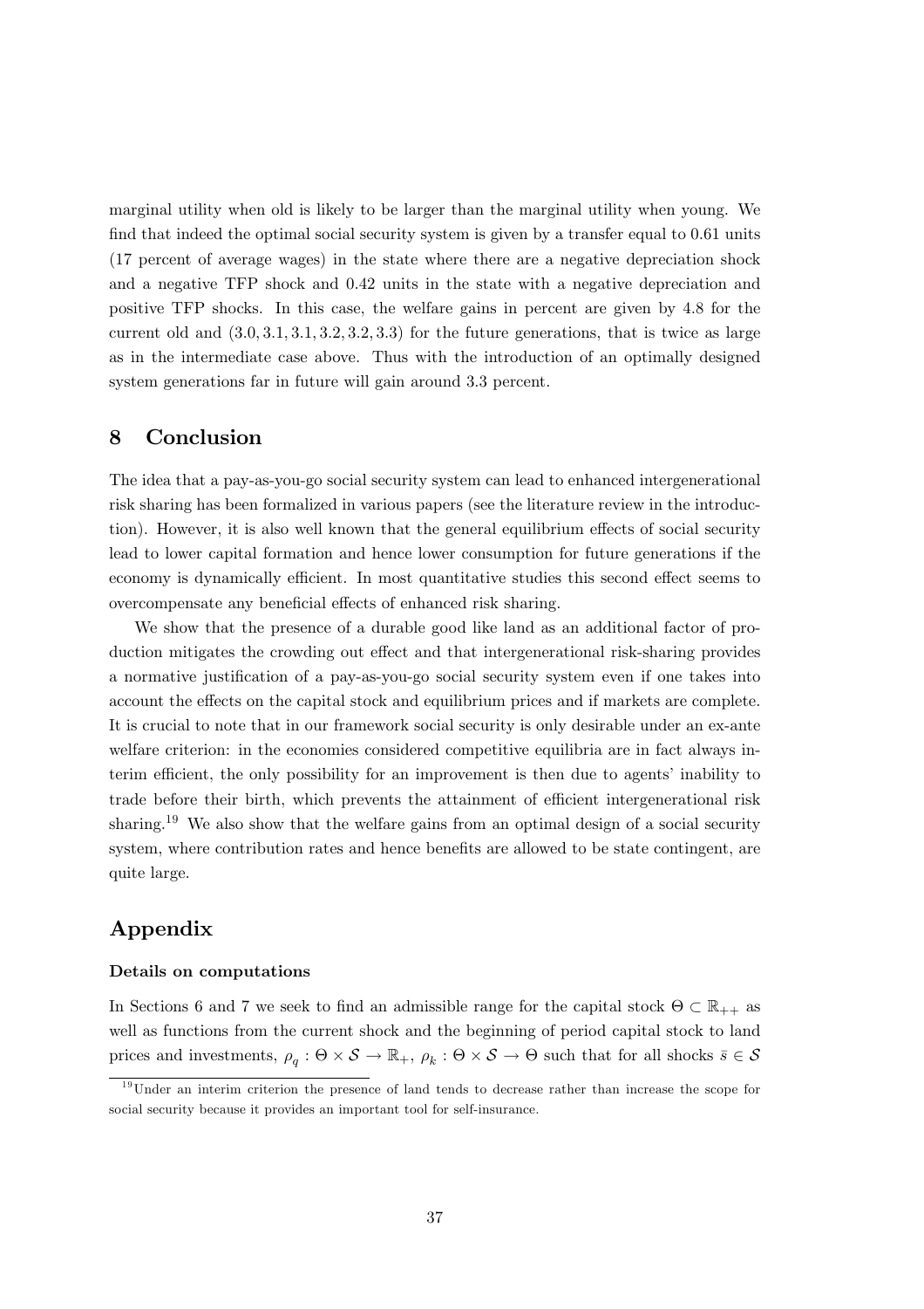marginal utility when old is likely to be larger than the marginal utility when young. We find that indeed the optimal social security system is given by a transfer equal to 0.61 units (17 percent of average wages) in the state where there are a negative depreciation shock and a negative TFP shock and 0.42 units in the state with a negative depreciation and positive TFP shocks. In this case, the welfare gains in percent are given by 4.8 for the current old and $(3.0, 3.1, 3.1, 3.2, 3.2, 3.3)$ for the future generations, that is twice as large as in the intermediate case above. Thus with the introduction of an optimally designed system generations far in future will gain around 3.3 percent.

## 8 Conclusion

The idea that a pay-as-you-go social security system can lead to enhanced intergenerational risk sharing has been formalized in various papers (see the literature review in the introduction). However, it is also well known that the general equilibrium effects of social security lead to lower capital formation and hence lower consumption for future generations if the economy is dynamically efficient. In most quantitative studies this second effect seems to overcompensate any beneficial effects of enhanced risk sharing.

We show that the presence of a durable good like land as an additional factor of production mitigates the crowding out effect and that intergenerational risk-sharing provides a normative justification of a pay-as-you-go social security system even if one takes into account the effects on the capital stock and equilibrium prices and if markets are complete. It is crucial to note that in our framework social security is only desirable under an ex-ante welfare criterion: in the economies considered competitive equilibria are in fact always interim efficient, the only possibility for an improvement is then due to agents' inability to trade before their birth, which prevents the attainment of efficient intergenerational risk sharing.[19] We also show that the welfare gains from an optimal design of a social security system, where contribution rates and hence benefits are allowed to be state contingent, are quite large.

## Appendix

#### Details on computations

In Sections 6 and 7 we seek to find an admissible range for the capital stock $\Theta \subset \mathbb{R}_{++}$ as well as functions from the current shock and the beginning of period capital stock to land prices and investments, $\rho_q : \Theta \times \mathcal{S} \to \mathbb{R}_+$, $\rho_k : \Theta \times \mathcal{S} \to \Theta$ such that for all shocks $\bar{s} \in \mathcal{S}$

[19] Under an interim criterion the presence of land tends to decrease rather than increase the scope for social security because it provides an important tool for self-insurance.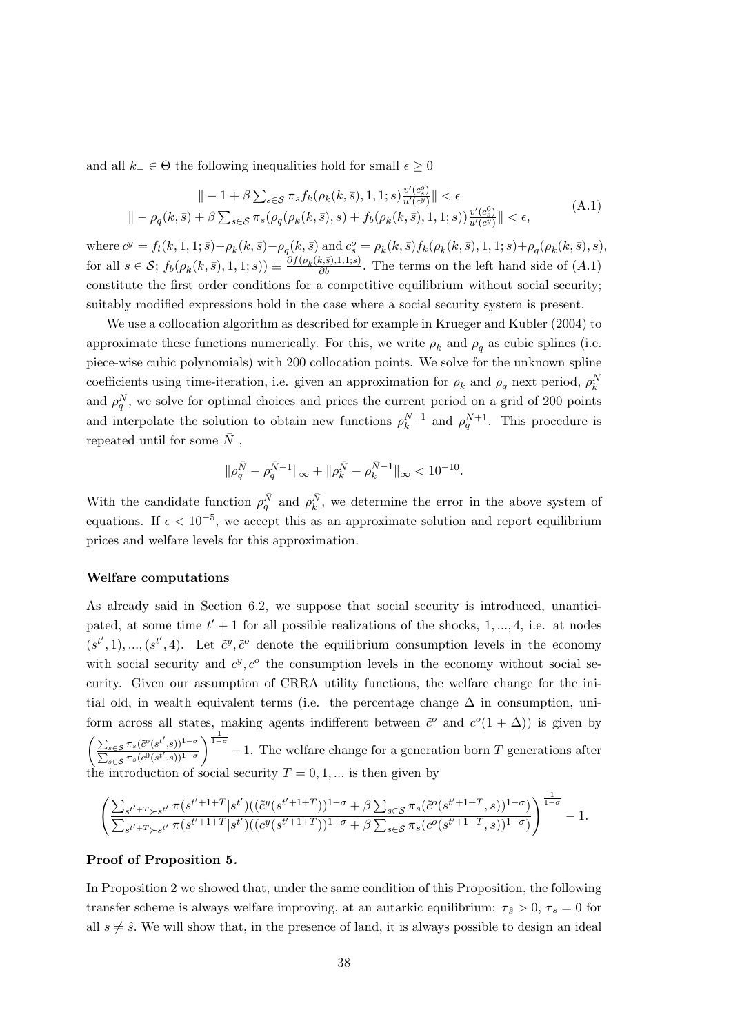and all $k_- \in \Theta$ the following inequalities hold for small $\epsilon \geq 0$

$$\begin{aligned} \| -1 + \beta \sum_{s \in \mathcal{S}} \pi_s f_k(\rho_k(k, \bar{s}), 1, 1; s) \frac{v'(c_s^o)}{u'(c^y)} \| &< \epsilon \\ \| -\rho_q(k, \bar{s}) + \beta \sum_{s \in \mathcal{S}} \pi_s (\rho_q(\rho_k(k, \bar{s}), s) + f_b(\rho_k(k, \bar{s}), 1, 1; s)) \frac{v'(c_s^0)}{u'(c^y)} \| &< \epsilon, \end{aligned} \tag{A.1}$$

where $c^y = f_l(k, 1, 1; \bar{s}) - \rho_k(k, \bar{s}) - \rho_q(k, \bar{s})$ and $c_s^o = \rho_k(k, \bar{s}) f_k(\rho_k(k, \bar{s}), 1, 1; s) + \rho_q(\rho_k(k, \bar{s}), s)$, for all $s \in \mathcal{S}$; $f_b(\rho_k(k, \bar{s}), 1, 1; s)) \equiv \frac{\partial f(\rho_k(k, \bar{s}), 1, 1; s)}{\partial b}$. The terms on the left hand side of $(A.1)$ constitute the first order conditions for a competitive equilibrium without social security; suitably modified expressions hold in the case where a social security system is present.

We use a collocation algorithm as described for example in Krueger and Kubler (2004) to approximate these functions numerically. For this, we write $\rho_k$ and $\rho_q$ as cubic splines (i.e. piece-wise cubic polynomials) with 200 collocation points. We solve for the unknown spline coefficients using time-iteration, i.e. given an approximation for $\rho_k$ and $\rho_q$ next period, $\rho_k^N$ and $\rho_q^N$, we solve for optimal choices and prices the current period on a grid of 200 points and interpolate the solution to obtain new functions $\rho_k^{N+1}$ and $\rho_q^{N+1}$. This procedure is repeated until for some $\bar{N}$ ,

$$\|\rho_q^{\bar{N}} - \rho_q^{\bar{N}-1}\|_\infty + \|\rho_k^{\bar{N}} - \rho_k^{\bar{N}-1}\|_\infty < 10^{-10}.$$

With the candidate function $\rho_q^{\bar{N}}$ and $\rho_k^{\bar{N}}$, we determine the error in the above system of equations. If $\epsilon < 10^{-5}$, we accept this as an approximate solution and report equilibrium prices and welfare levels for this approximation.

**Welfare computations**

As already said in Section 6.2, we suppose that social security is introduced, unanticipated, at some time $t' + 1$ for all possible realizations of the shocks, $1, ..., 4$, i.e. at nodes $(s^{t'}, 1), ..., (s^{t'}, 4)$. Let $\tilde{c}^y, \tilde{c}^o$ denote the equilibrium consumption levels in the economy with social security and $c^y, c^o$ the consumption levels in the economy without social security. Given our assumption of CRRA utility functions, the welfare change for the initial old, in wealth equivalent terms (i.e. the percentage change $\Delta$ in consumption, uniform across all states, making agents indifferent between $\tilde{c}^o$ and $c^o(1 + \Delta)$) is given by $\left( \frac{\sum_{s \in \mathcal{S}} \pi_s (\tilde{c}^o(s^{t'}, s))^{1-\sigma}}{\sum_{s \in \mathcal{S}} \pi_s (c^0(s^{t'}, s))^{1-\sigma}} \right)^{\frac{1}{1-\sigma}} - 1$. The welfare change for a generation born $T$ generations after the introduction of social security $T = 0, 1, ...$ is then given by

$$\left( \frac{\sum_{s^{t'+T} \succ s^{t'}} \pi(s^{t'+1+T}|s^{t'}) ((\tilde{c}^y(s^{t'+1+T}))^{1-\sigma} + \beta \sum_{s \in \mathcal{S}} \pi_s (\tilde{c}^o(s^{t'+1+T}, s))^{1-\sigma})}{\sum_{s^{t'+T} \succ s^{t'}} \pi(s^{t'+1+T}|s^{t'}) ((c^y(s^{t'+1+T}))^{1-\sigma} + \beta \sum_{s \in \mathcal{S}} \pi_s (c^o(s^{t'+1+T}, s))^{1-\sigma})} \right)^{\frac{1}{1-\sigma}} - 1.$$

**Proof of Proposition 5.**

In Proposition 2 we showed that, under the same condition of this Proposition, the following transfer scheme is always welfare improving, at an autarkic equilibrium: $\tau_{\hat{s}} > 0$, $\tau_s = 0$ for all $s \neq \hat{s}$. We will show that, in the presence of land, it is always possible to design an ideal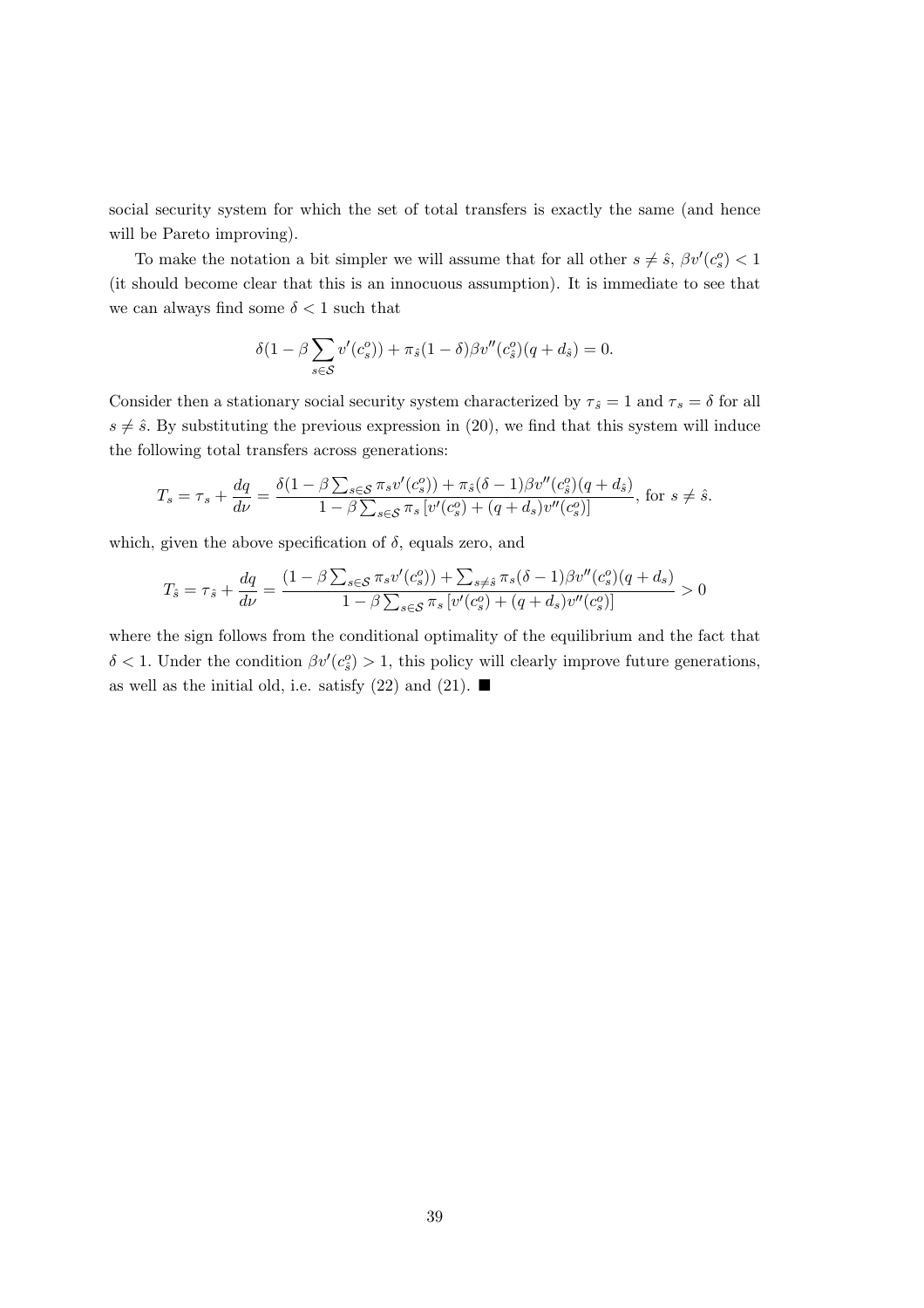social security system for which the set of total transfers is exactly the same (and hence will be Pareto improving).

To make the notation a bit simpler we will assume that for all other $s \neq \hat{s}$, $\beta v'(c^o_s) < 1$ (it should become clear that this is an innocuous assumption). It is immediate to see that we can always find some $\delta < 1$ such that

$$\delta(1 - \beta \sum_{s \in \mathcal{S}} v'(c^o_s)) + \pi_{\hat{s}}(1 - \delta)\beta v''(c^o_{\hat{s}})(q + d_{\hat{s}}) = 0.$$

Consider then a stationary social security system characterized by $\tau_{\hat{s}} = 1$ and $\tau_s = \delta$ for all $s \neq \hat{s}$. By substituting the previous expression in (20), we find that this system will induce the following total transfers across generations:

$$T_s = \tau_s + \frac{dq}{d\nu} = \frac{\delta(1 - \beta \sum_{s \in \mathcal{S}} \pi_s v'(c^o_s)) + \pi_{\hat{s}}(\delta - 1)\beta v''(c^o_{\hat{s}})(q + d_{\hat{s}})}{1 - \beta \sum_{s \in \mathcal{S}} \pi_s \left[v'(c^o_s) + (q + d_s)v''(c^o_s)\right]}, \text{ for } s \neq \hat{s}.$$

which, given the above specification of $\delta$, equals zero, and

$$T_{\hat{s}} = \tau_{\hat{s}} + \frac{dq}{d\nu} = \frac{(1 - \beta \sum_{s \in \mathcal{S}} \pi_s v'(c^o_s)) + \sum_{s \neq \hat{s}} \pi_s(\delta - 1)\beta v''(c^o_s)(q + d_s)}{1 - \beta \sum_{s \in \mathcal{S}} \pi_s \left[v'(c^o_s) + (q + d_s)v''(c^o_s)\right]} > 0$$

where the sign follows from the conditional optimality of the equilibrium and the fact that $\delta < 1$. Under the condition $\beta v'(c^o_{\hat{s}}) > 1$, this policy will clearly improve future generations, as well as the initial old, i.e. satisfy (22) and (21). ■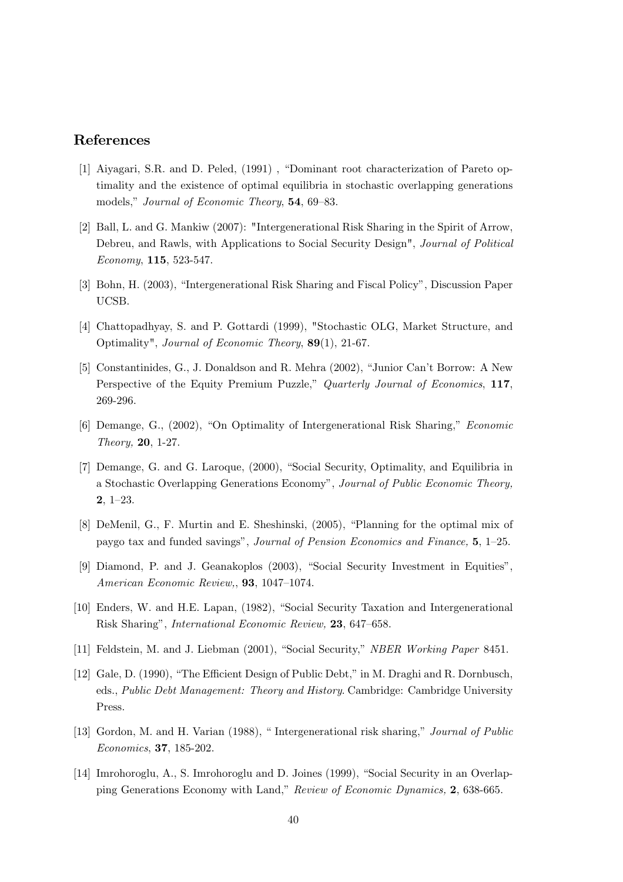## References

[1] Aiyagari, S.R. and D. Peled, (1991) , "Dominant root characterization of Pareto optimality and the existence of optimal equilibria in stochastic overlapping generations models," *Journal of Economic Theory*, **54**, 69–83.

[2] Ball, L. and G. Mankiw (2007): "Intergenerational Risk Sharing in the Spirit of Arrow, Debreu, and Rawls, with Applications to Social Security Design", *Journal of Political Economy*, **115**, 523-547.

[3] Bohn, H. (2003), "Intergenerational Risk Sharing and Fiscal Policy", Discussion Paper UCSB.

[4] Chattopadhyay, S. and P. Gottardi (1999), "Stochastic OLG, Market Structure, and Optimality", *Journal of Economic Theory*, **89**(1), 21-67.

[5] Constantinides, G., J. Donaldson and R. Mehra (2002), "Junior Can't Borrow: A New Perspective of the Equity Premium Puzzle," *Quarterly Journal of Economics*, **117**, 269-296.

[6] Demange, G., (2002), "On Optimality of Intergenerational Risk Sharing," *Economic Theory,* **20**, 1-27.

[7] Demange, G. and G. Laroque, (2000), "Social Security, Optimality, and Equilibria in a Stochastic Overlapping Generations Economy", *Journal of Public Economic Theory,* **2**, 1–23.

[8] DeMenil, G., F. Murtin and E. Sheshinski, (2005), "Planning for the optimal mix of paygo tax and funded savings", *Journal of Pension Economics and Finance,* **5**, 1–25.

[9] Diamond, P. and J. Geanakoplos (2003), "Social Security Investment in Equities", *American Economic Review,*, **93**, 1047–1074.

[10] Enders, W. and H.E. Lapan, (1982), "Social Security Taxation and Intergenerational Risk Sharing", *International Economic Review,* **23**, 647–658.

[11] Feldstein, M. and J. Liebman (2001), "Social Security," *NBER Working Paper* 8451.

[12] Gale, D. (1990), "The Efficient Design of Public Debt," in M. Draghi and R. Dornbusch, eds., *Public Debt Management: Theory and History*. Cambridge: Cambridge University Press.

[13] Gordon, M. and H. Varian (1988), " Intergenerational risk sharing," *Journal of Public Economics*, **37**, 185-202.

[14] Imrohoroglu, A., S. Imrohoroglu and D. Joines (1999), "Social Security in an Overlapping Generations Economy with Land," *Review of Economic Dynamics,* **2**, 638-665.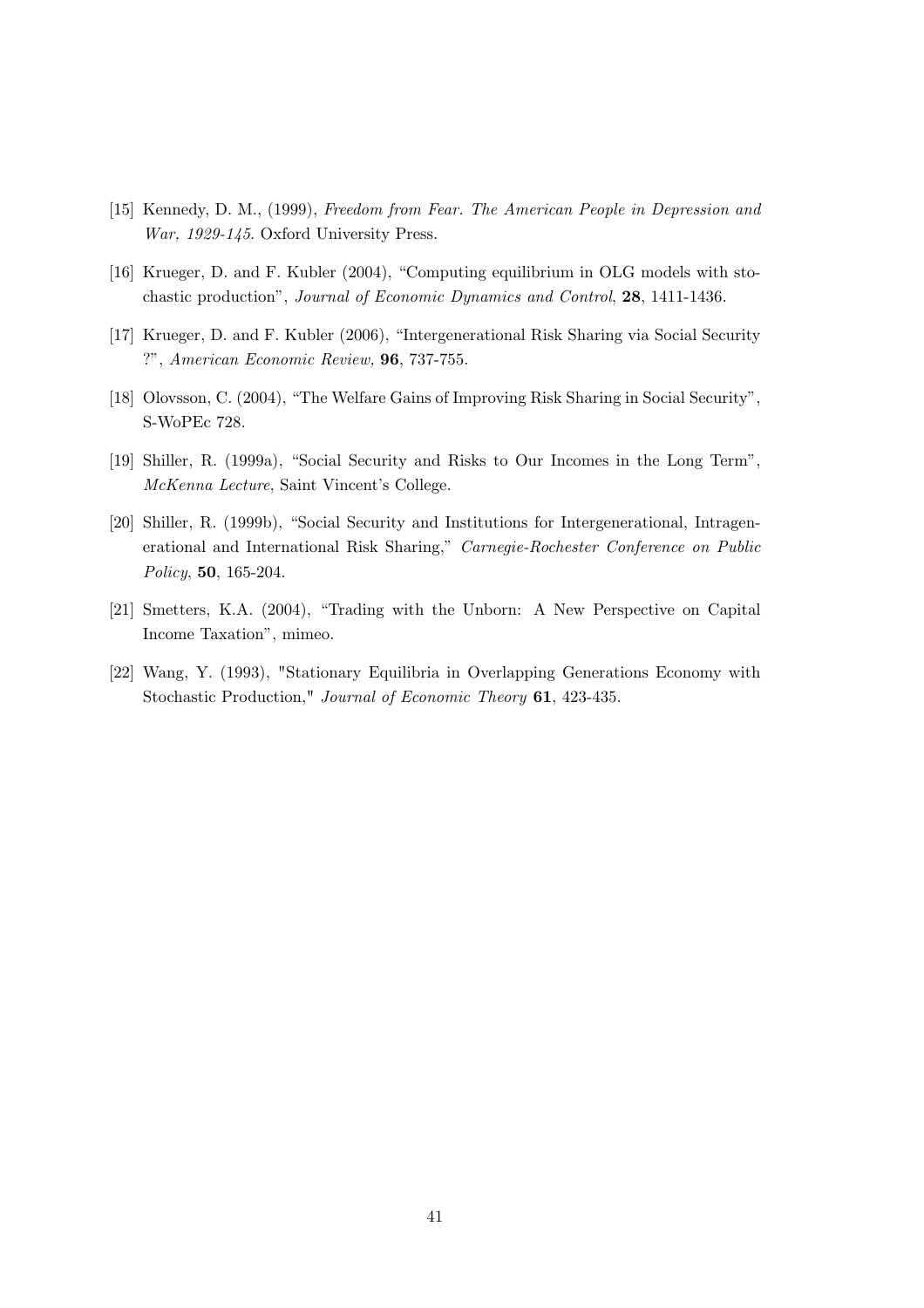[15] Kennedy, D. M., (1999), *Freedom from Fear. The American People in Depression and War, 1929-145*. Oxford University Press.

[16] Krueger, D. and F. Kubler (2004), "Computing equilibrium in OLG models with stochastic production", *Journal of Economic Dynamics and Control*, **28**, 1411-1436.

[17] Krueger, D. and F. Kubler (2006), "Intergenerational Risk Sharing via Social Security ?", *American Economic Review,* **96**, 737-755.

[18] Olovsson, C. (2004), "The Welfare Gains of Improving Risk Sharing in Social Security", S-WoPEc 728.

[19] Shiller, R. (1999a), "Social Security and Risks to Our Incomes in the Long Term", *McKenna Lecture*, Saint Vincent's College.

[20] Shiller, R. (1999b), "Social Security and Institutions for Intergenerational, Intragenerational and International Risk Sharing," *Carnegie-Rochester Conference on Public Policy*, **50**, 165-204.

[21] Smetters, K.A. (2004), "Trading with the Unborn: A New Perspective on Capital Income Taxation", mimeo.

[22] Wang, Y. (1993), "Stationary Equilibria in Overlapping Generations Economy with Stochastic Production," *Journal of Economic Theory* **61**, 423-435.